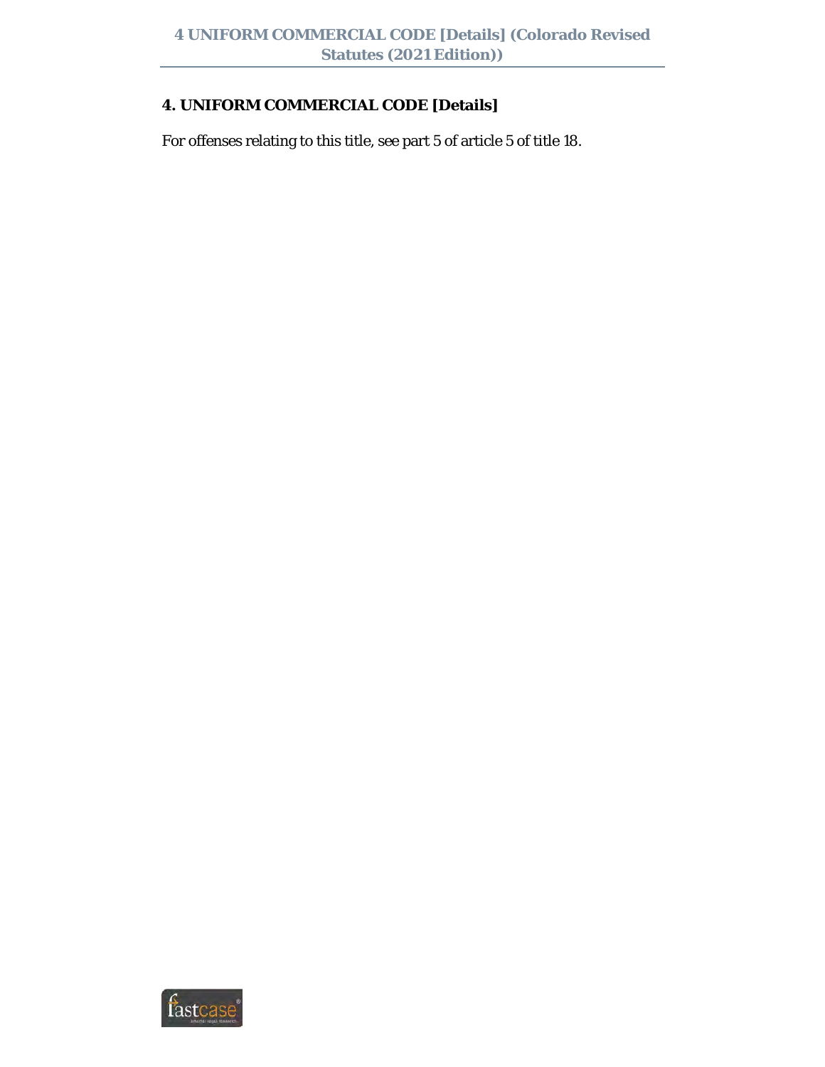# 4. UNIFORM COMMERCIAL CODE [Details]

For offenses relating to this title, see part 5 of article 5 of title 18.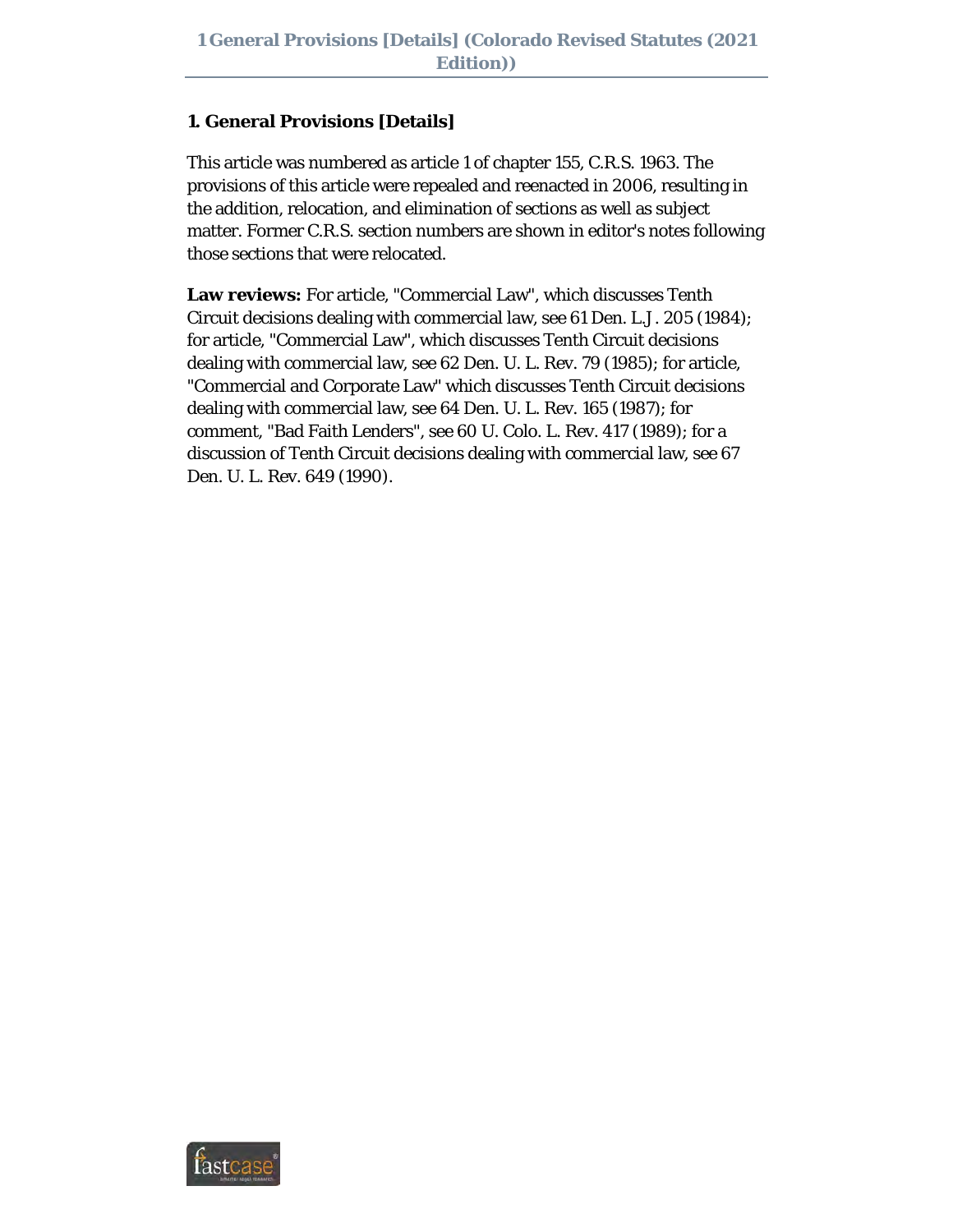## 1. General Provisions [Details]

This article was numbered as article 1 of chapter 155, C.R.S. 1963. The provisions of this article were repealed and reenacted in 2006, resulting in the addition, relocation, and elimination of sections as well as subject matter. Former C.R.S. section numbers are shown in editor's notes following those sections that were relocated.

**Law reviews:** For article, "Commercial Law", which discusses Tenth Circuit decisions dealing with commercial law, see 61 Den. L.J. 205 (1984); for article, "Commercial Law", which discusses Tenth Circuit decisions dealing with commercial law, see 62 Den. U. L. Rev. 79 (1985); for article, "Commercial and Corporate Law" which discusses Tenth Circuit decisions dealing with commercial law, see 64 Den. U. L. Rev. 165 (1987); for comment, "Bad Faith Lenders", see 60 U. Colo. L. Rev. 417 (1989); for a discussion of Tenth Circuit decisions dealing with commercial law, see 67 Den. U. L. Rev. 649 (1990).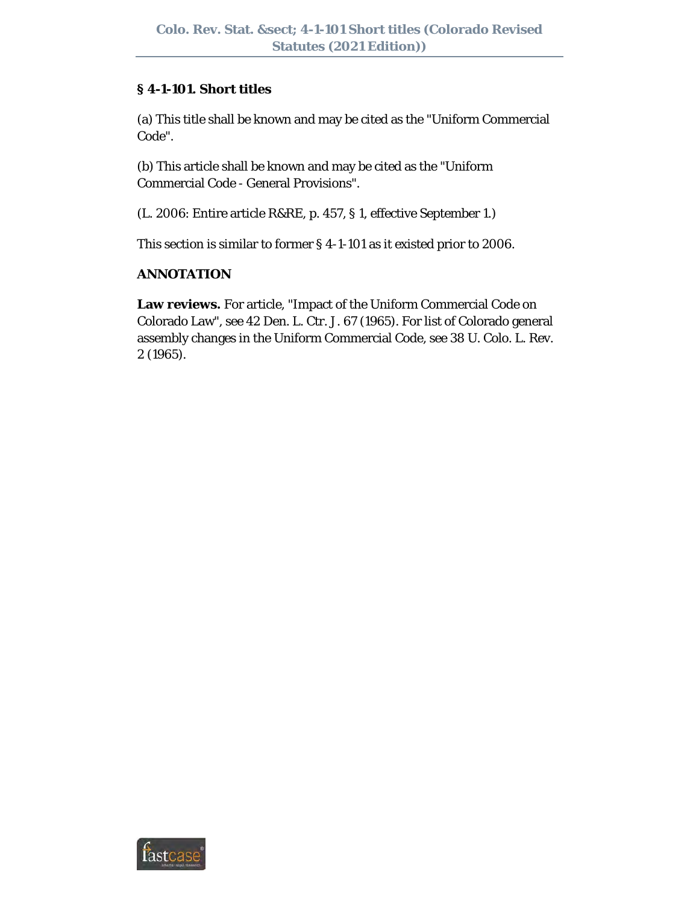## § 4-1-101. Short titles

(a) This title shall be known and may be cited as the "Uniform Commercial Code".

(b) This article shall be known and may be cited as the "Uniform Commercial Code - General Provisions".

(L. 2006: Entire article R&RE, p. 457, § 1, effective September 1.)

This section is similar to former § 4-1-101 as it existed prior to 2006.

**ANNOTATION**

**Law reviews.** For article, "Impact of the Uniform Commercial Code on Colorado Law", see 42 Den. L. Ctr. J. 67 (1965). For list of Colorado general assembly changes in the Uniform Commercial Code, see 38 U. Colo. L. Rev. 2 (1965).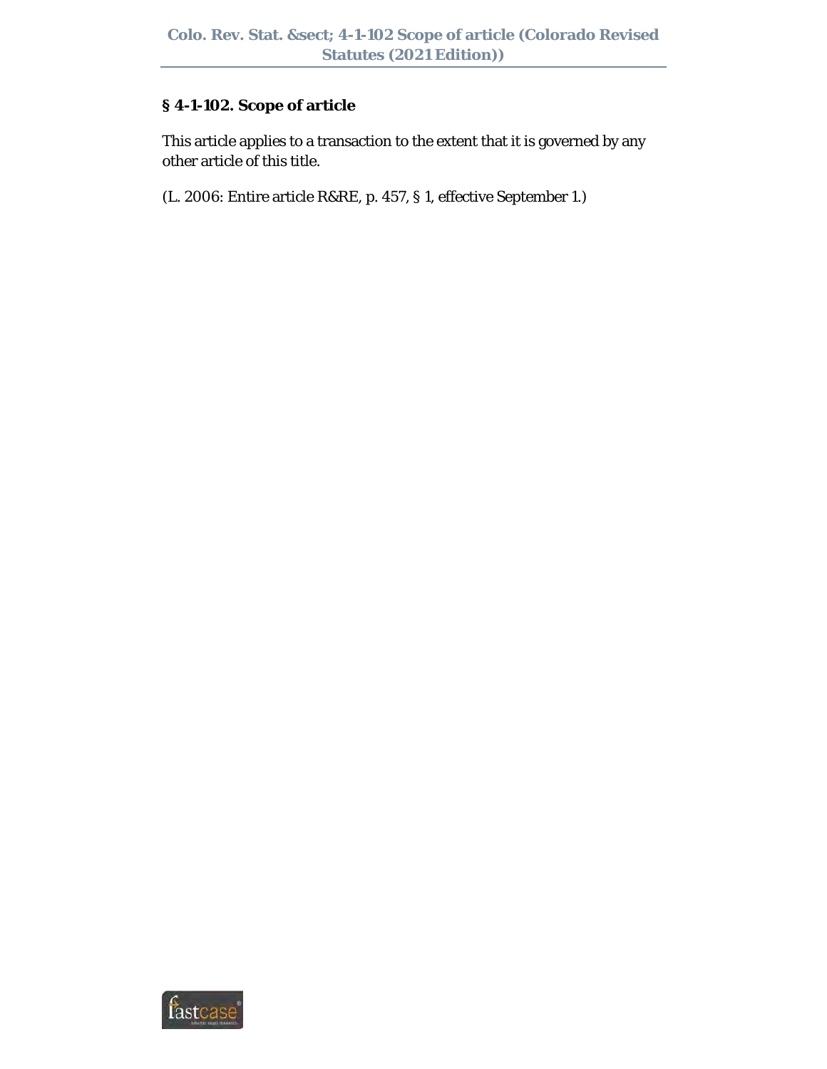## § 4-1-102. Scope of article

This article applies to a transaction to the extent that it is governed by any other article of this title.

(L. 2006: Entire article R&RE, p. 457, § 1, effective September 1.)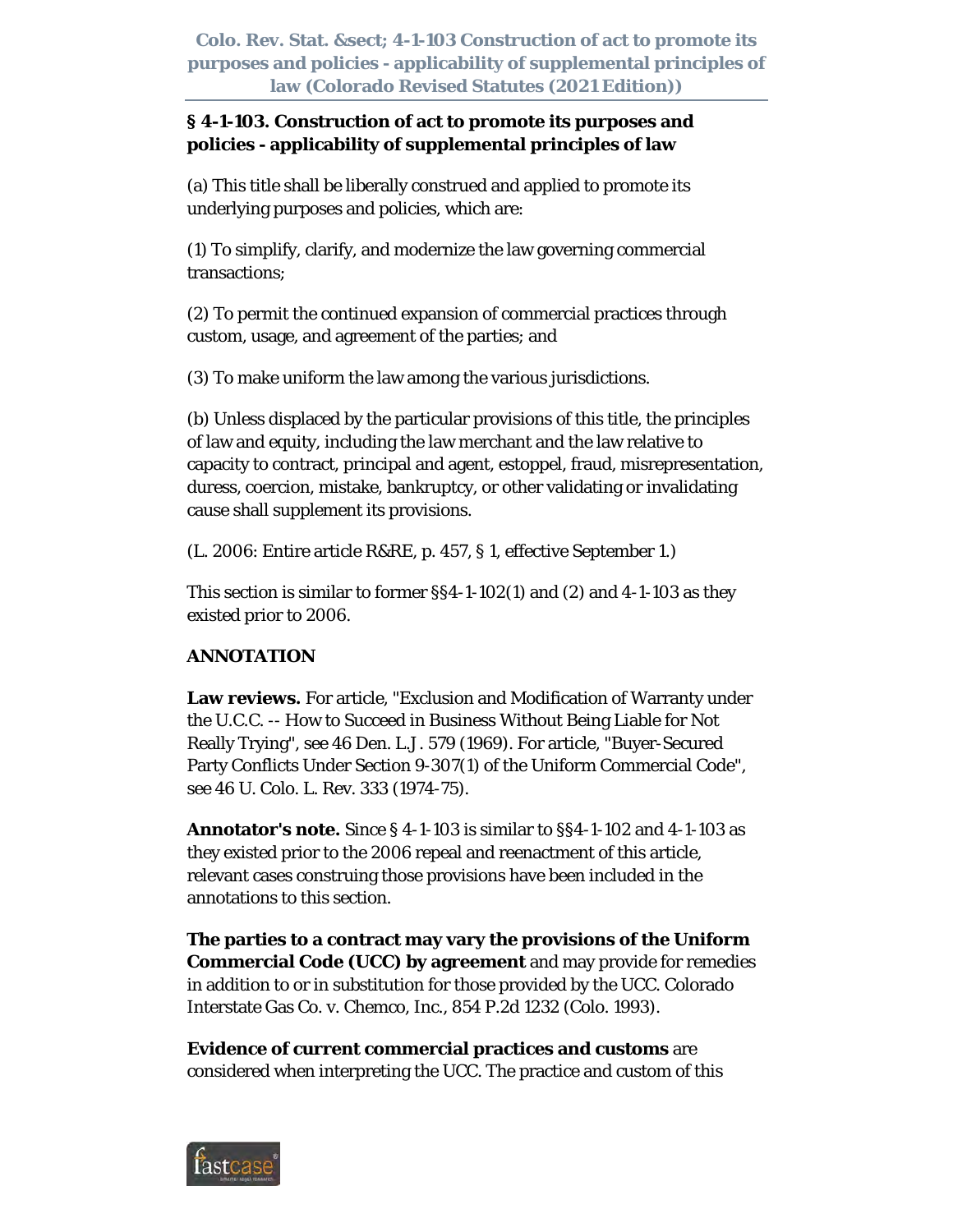## § 4-1-103. Construction of act to promote its purposes and policies - applicability of supplemental principles of law

(a) This title shall be liberally construed and applied to promote its underlying purposes and policies, which are:

(1) To simplify, clarify, and modernize the law governing commercial transactions;

(2) To permit the continued expansion of commercial practices through custom, usage, and agreement of the parties; and

(3) To make uniform the law among the various jurisdictions.

(b) Unless displaced by the particular provisions of this title, the principles of law and equity, including the law merchant and the law relative to capacity to contract, principal and agent, estoppel, fraud, misrepresentation, duress, coercion, mistake, bankruptcy, or other validating or invalidating cause shall supplement its provisions.

(L. 2006: Entire article R&RE, p. 457, § 1, effective September 1.)

This section is similar to former §§4-1-102(1) and (2) and 4-1-103 as they existed prior to 2006.

**ANNOTATION**

**Law reviews.** For article, "Exclusion and Modification of Warranty under the U.C.C. -- How to Succeed in Business Without Being Liable for Not Really Trying", see 46 Den. L.J. 579 (1969). For article, "Buyer-Secured Party Conflicts Under Section 9-307(1) of the Uniform Commercial Code", see 46 U. Colo. L. Rev. 333 (1974-75).

**Annotator's note.** Since § 4-1-103 is similar to §§4-1-102 and 4-1-103 as they existed prior to the 2006 repeal and reenactment of this article, relevant cases construing those provisions have been included in the annotations to this section.

**The parties to a contract may vary the provisions of the Uniform Commercial Code (UCC) by agreement** and may provide for remedies in addition to or in substitution for those provided by the UCC. Colorado Interstate Gas Co. v. Chemco, Inc., 854 P.2d 1232 (Colo. 1993).

**Evidence of current commercial practices and customs** are considered when interpreting the UCC. The practice and custom of this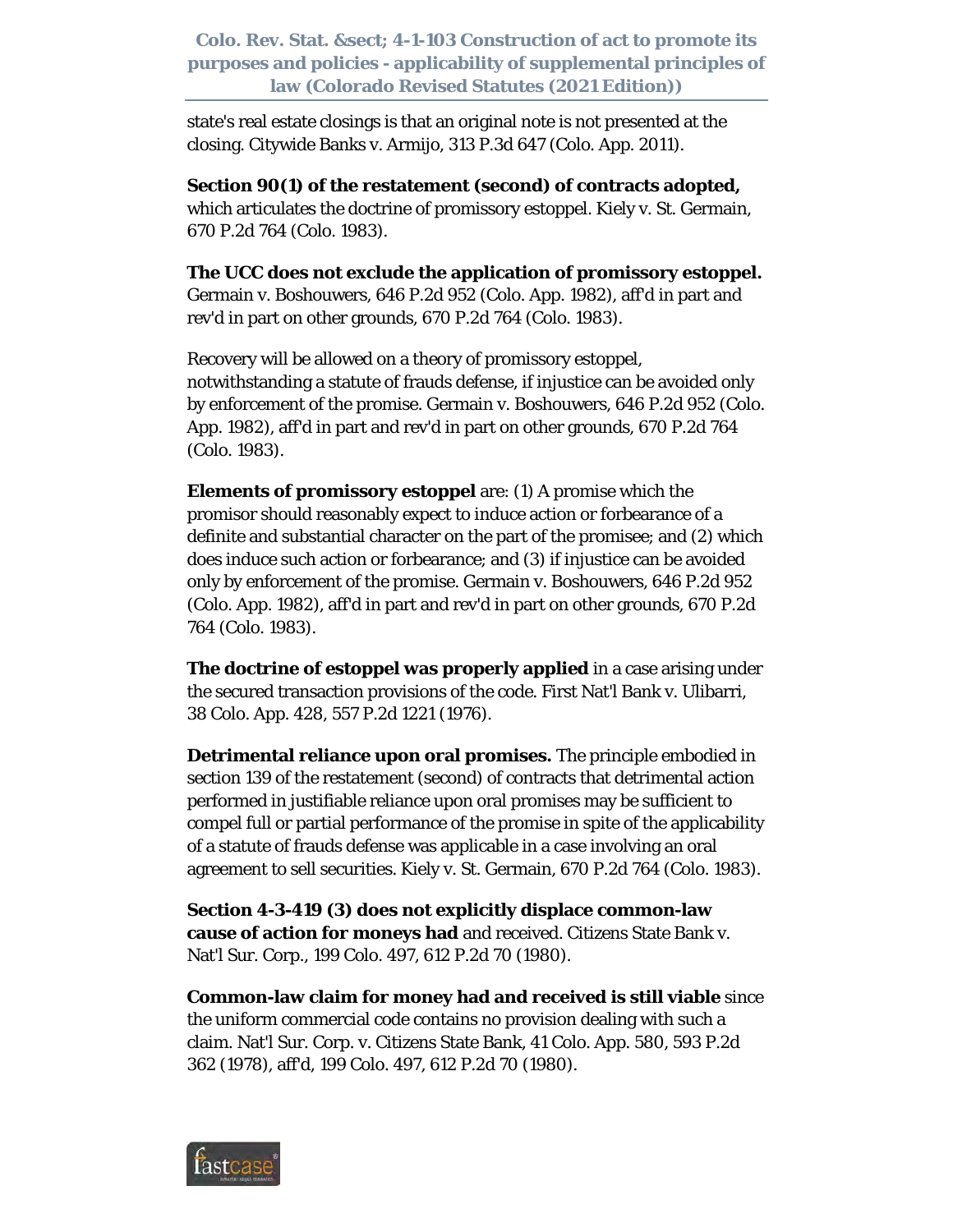state's real estate closings is that an original note is not presented at the closing. Citywide Banks v. Armijo, 313 P.3d 647 (Colo. App. 2011).

**Section 90(1) of the restatement (second) of contracts adopted,** which articulates the doctrine of promissory estoppel. Kiely v. St. Germain, 670 P.2d 764 (Colo. 1983).

**The UCC does not exclude the application of promissory estoppel.** Germain v. Boshouwers, 646 P.2d 952 (Colo. App. 1982), aff'd in part and rev'd in part on other grounds, 670 P.2d 764 (Colo. 1983).

Recovery will be allowed on a theory of promissory estoppel, notwithstanding a statute of frauds defense, if injustice can be avoided only by enforcement of the promise. Germain v. Boshouwers, 646 P.2d 952 (Colo. App. 1982), aff'd in part and rev'd in part on other grounds, 670 P.2d 764 (Colo. 1983).

**Elements of promissory estoppel** are: (1) A promise which the promisor should reasonably expect to induce action or forbearance of a definite and substantial character on the part of the promisee; and (2) which does induce such action or forbearance; and (3) if injustice can be avoided only by enforcement of the promise. Germain v. Boshouwers, 646 P.2d 952 (Colo. App. 1982), aff'd in part and rev'd in part on other grounds, 670 P.2d 764 (Colo. 1983).

**The doctrine of estoppel was properly applied** in a case arising under the secured transaction provisions of the code. First Nat'l Bank v. Ulibarri, 38 Colo. App. 428, 557 P.2d 1221 (1976).

**Detrimental reliance upon oral promises.** The principle embodied in section 139 of the restatement (second) of contracts that detrimental action performed in justifiable reliance upon oral promises may be sufficient to compel full or partial performance of the promise in spite of the applicability of a statute of frauds defense was applicable in a case involving an oral agreement to sell securities. Kiely v. St. Germain, 670 P.2d 764 (Colo. 1983).

**Section 4-3-419 (3) does not explicitly displace common-law cause of action for moneys had** and received. Citizens State Bank v. Nat'l Sur. Corp., 199 Colo. 497, 612 P.2d 70 (1980).

**Common-law claim for money had and received is still viable** since the uniform commercial code contains no provision dealing with such a claim. Nat'l Sur. Corp. v. Citizens State Bank, 41 Colo. App. 580, 593 P.2d 362 (1978), aff'd, 199 Colo. 497, 612 P.2d 70 (1980).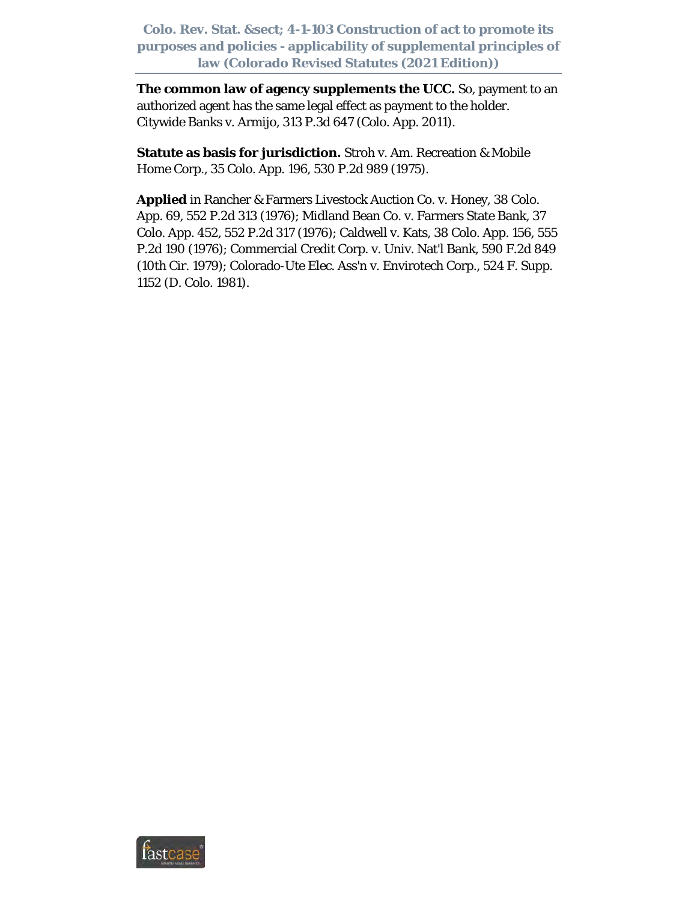**The common law of agency supplements the UCC.** So, payment to an authorized agent has the same legal effect as payment to the holder. Citywide Banks v. Armijo, 313 P.3d 647 (Colo. App. 2011).

**Statute as basis for jurisdiction.** Stroh v. Am. Recreation & Mobile Home Corp., 35 Colo. App. 196, 530 P.2d 989 (1975).

**Applied** in Rancher & Farmers Livestock Auction Co. v. Honey, 38 Colo. App. 69, 552 P.2d 313 (1976); Midland Bean Co. v. Farmers State Bank, 37 Colo. App. 452, 552 P.2d 317 (1976); Caldwell v. Kats, 38 Colo. App. 156, 555 P.2d 190 (1976); Commercial Credit Corp. v. Univ. Nat'l Bank, 590 F.2d 849 (10th Cir. 1979); Colorado-Ute Elec. Ass'n v. Envirotech Corp., 524 F. Supp. 1152 (D. Colo. 1981).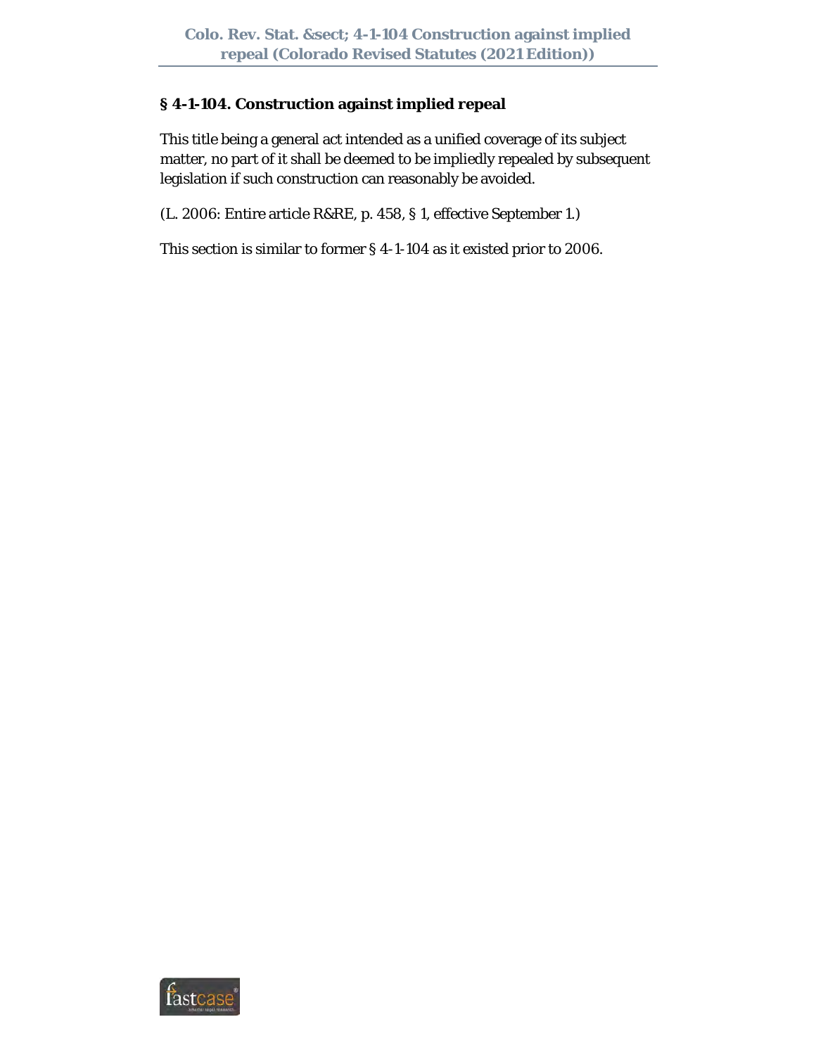## § 4-1-104. Construction against implied repeal

This title being a general act intended as a unified coverage of its subject matter, no part of it shall be deemed to be impliedly repealed by subsequent legislation if such construction can reasonably be avoided.

(L. 2006: Entire article R&RE, p. 458, § 1, effective September 1.)

This section is similar to former § 4-1-104 as it existed prior to 2006.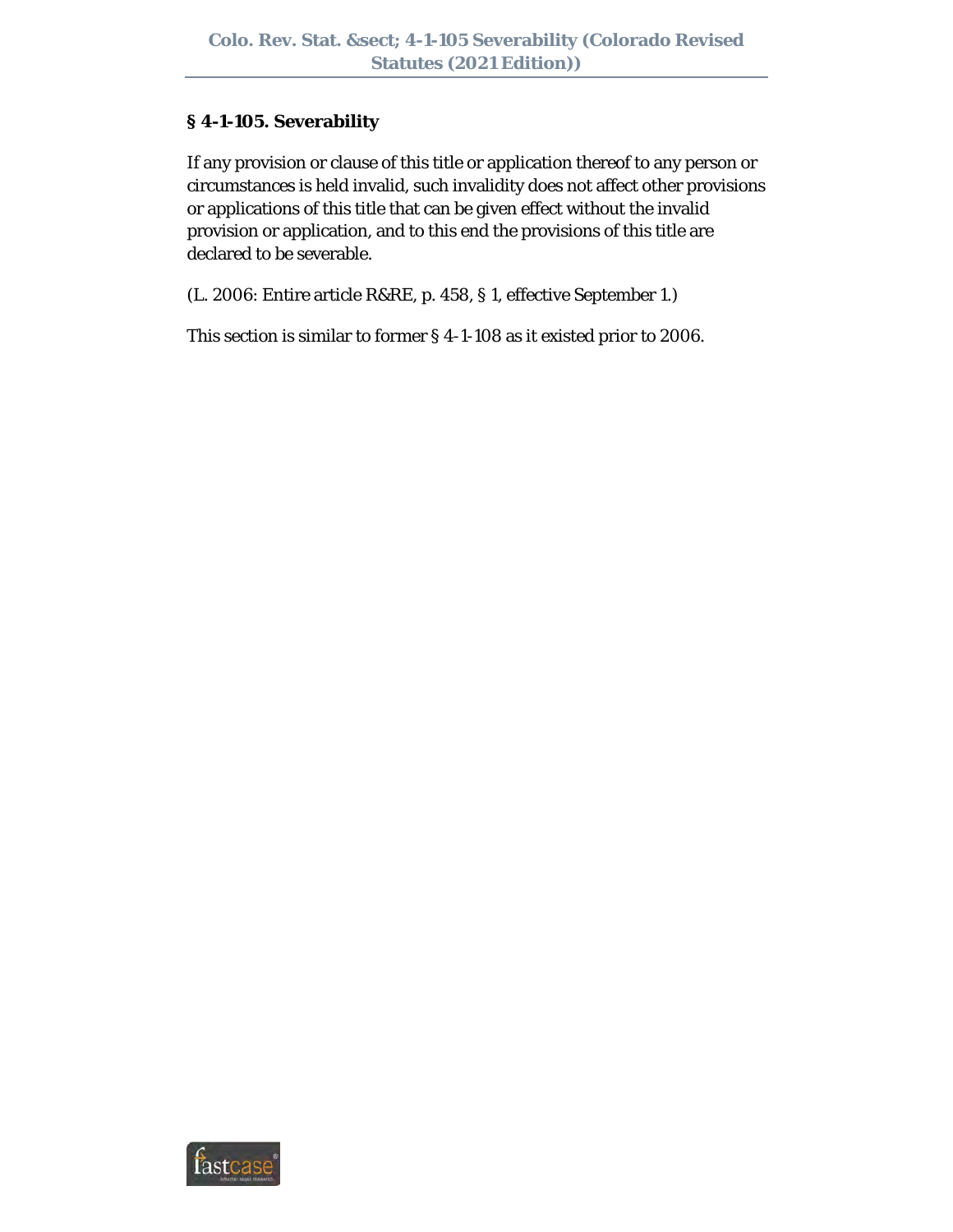## § 4-1-105. Severability

If any provision or clause of this title or application thereof to any person or circumstances is held invalid, such invalidity does not affect other provisions or applications of this title that can be given effect without the invalid provision or application, and to this end the provisions of this title are declared to be severable.

(L. 2006: Entire article R&RE, p. 458, § 1, effective September 1.)

This section is similar to former § 4-1-108 as it existed prior to 2006.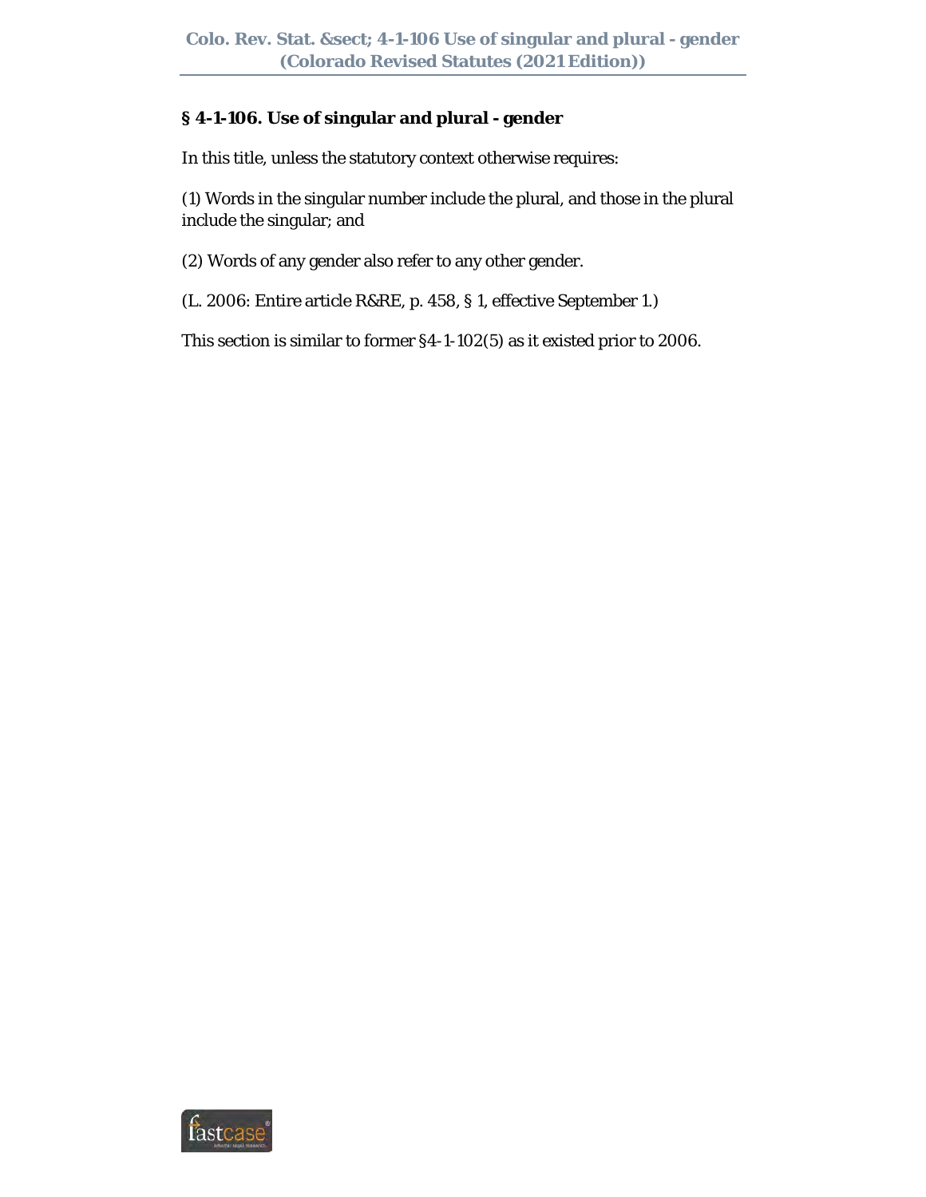## § 4-1-106. Use of singular and plural - gender

In this title, unless the statutory context otherwise requires:

(1) Words in the singular number include the plural, and those in the plural include the singular; and

(2) Words of any gender also refer to any other gender.

(L. 2006: Entire article R&RE, p. 458, § 1, effective September 1.)

This section is similar to former §4-1-102(5) as it existed prior to 2006.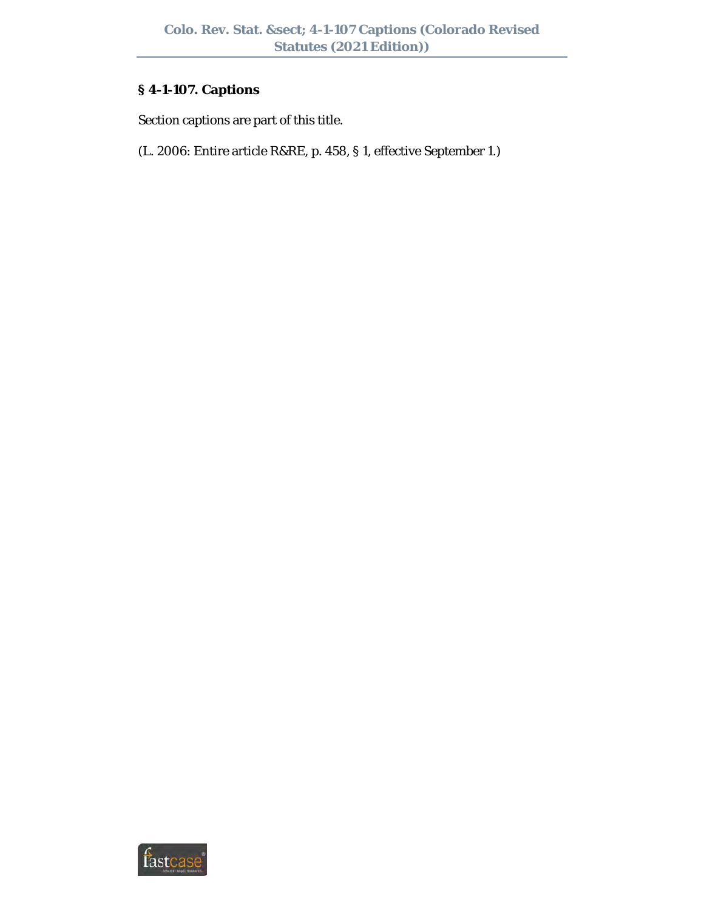## § 4-1-107. Captions

Section captions are part of this title.

(L. 2006: Entire article R&RE, p. 458, § 1, effective September 1.)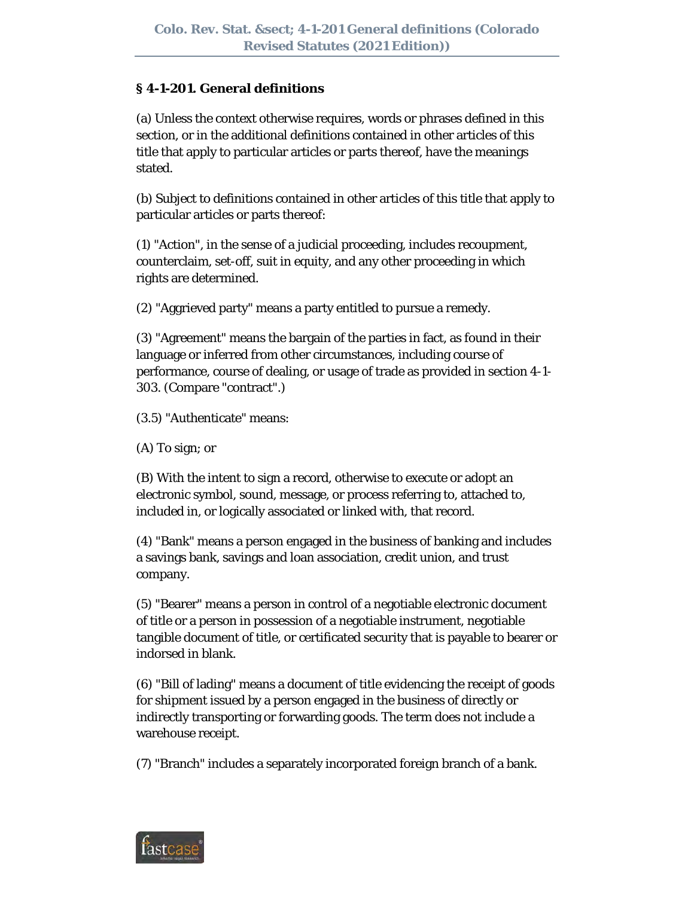## § 4-1-201. General definitions

(a) Unless the context otherwise requires, words or phrases defined in this section, or in the additional definitions contained in other articles of this title that apply to particular articles or parts thereof, have the meanings stated.

(b) Subject to definitions contained in other articles of this title that apply to particular articles or parts thereof:

(1) "Action", in the sense of a judicial proceeding, includes recoupment, counterclaim, set-off, suit in equity, and any other proceeding in which rights are determined.

(2) "Aggrieved party" means a party entitled to pursue a remedy.

(3) "Agreement" means the bargain of the parties in fact, as found in their language or inferred from other circumstances, including course of performance, course of dealing, or usage of trade as provided in section 4-1-303. (Compare "contract".)

(3.5) "Authenticate" means:

(A) To sign; or

(B) With the intent to sign a record, otherwise to execute or adopt an electronic symbol, sound, message, or process referring to, attached to, included in, or logically associated or linked with, that record.

(4) "Bank" means a person engaged in the business of banking and includes a savings bank, savings and loan association, credit union, and trust company.

(5) "Bearer" means a person in control of a negotiable electronic document of title or a person in possession of a negotiable instrument, negotiable tangible document of title, or certificated security that is payable to bearer or indorsed in blank.

(6) "Bill of lading" means a document of title evidencing the receipt of goods for shipment issued by a person engaged in the business of directly or indirectly transporting or forwarding goods. The term does not include a warehouse receipt.

(7) "Branch" includes a separately incorporated foreign branch of a bank.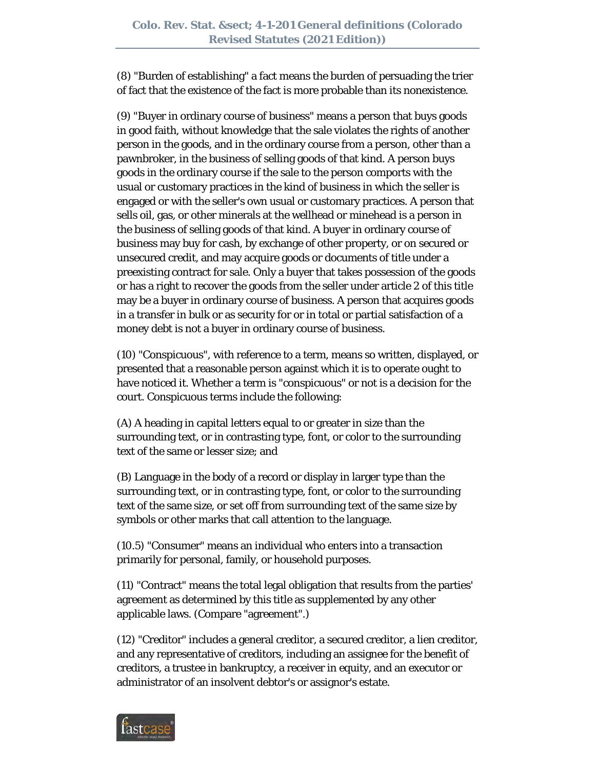(8) "Burden of establishing" a fact means the burden of persuading the trier of fact that the existence of the fact is more probable than its nonexistence.

(9) "Buyer in ordinary course of business" means a person that buys goods in good faith, without knowledge that the sale violates the rights of another person in the goods, and in the ordinary course from a person, other than a pawnbroker, in the business of selling goods of that kind. A person buys goods in the ordinary course if the sale to the person comports with the usual or customary practices in the kind of business in which the seller is engaged or with the seller's own usual or customary practices. A person that sells oil, gas, or other minerals at the wellhead or minehead is a person in the business of selling goods of that kind. A buyer in ordinary course of business may buy for cash, by exchange of other property, or on secured or unsecured credit, and may acquire goods or documents of title under a preexisting contract for sale. Only a buyer that takes possession of the goods or has a right to recover the goods from the seller under article 2 of this title may be a buyer in ordinary course of business. A person that acquires goods in a transfer in bulk or as security for or in total or partial satisfaction of a money debt is not a buyer in ordinary course of business.

(10) "Conspicuous", with reference to a term, means so written, displayed, or presented that a reasonable person against which it is to operate ought to have noticed it. Whether a term is "conspicuous" or not is a decision for the court. Conspicuous terms include the following:

(A) A heading in capital letters equal to or greater in size than the surrounding text, or in contrasting type, font, or color to the surrounding text of the same or lesser size; and

(B) Language in the body of a record or display in larger type than the surrounding text, or in contrasting type, font, or color to the surrounding text of the same size, or set off from surrounding text of the same size by symbols or other marks that call attention to the language.

(10.5) "Consumer" means an individual who enters into a transaction primarily for personal, family, or household purposes.

(11) "Contract" means the total legal obligation that results from the parties' agreement as determined by this title as supplemented by any other applicable laws. (Compare "agreement".)

(12) "Creditor" includes a general creditor, a secured creditor, a lien creditor, and any representative of creditors, including an assignee for the benefit of creditors, a trustee in bankruptcy, a receiver in equity, and an executor or administrator of an insolvent debtor's or assignor's estate.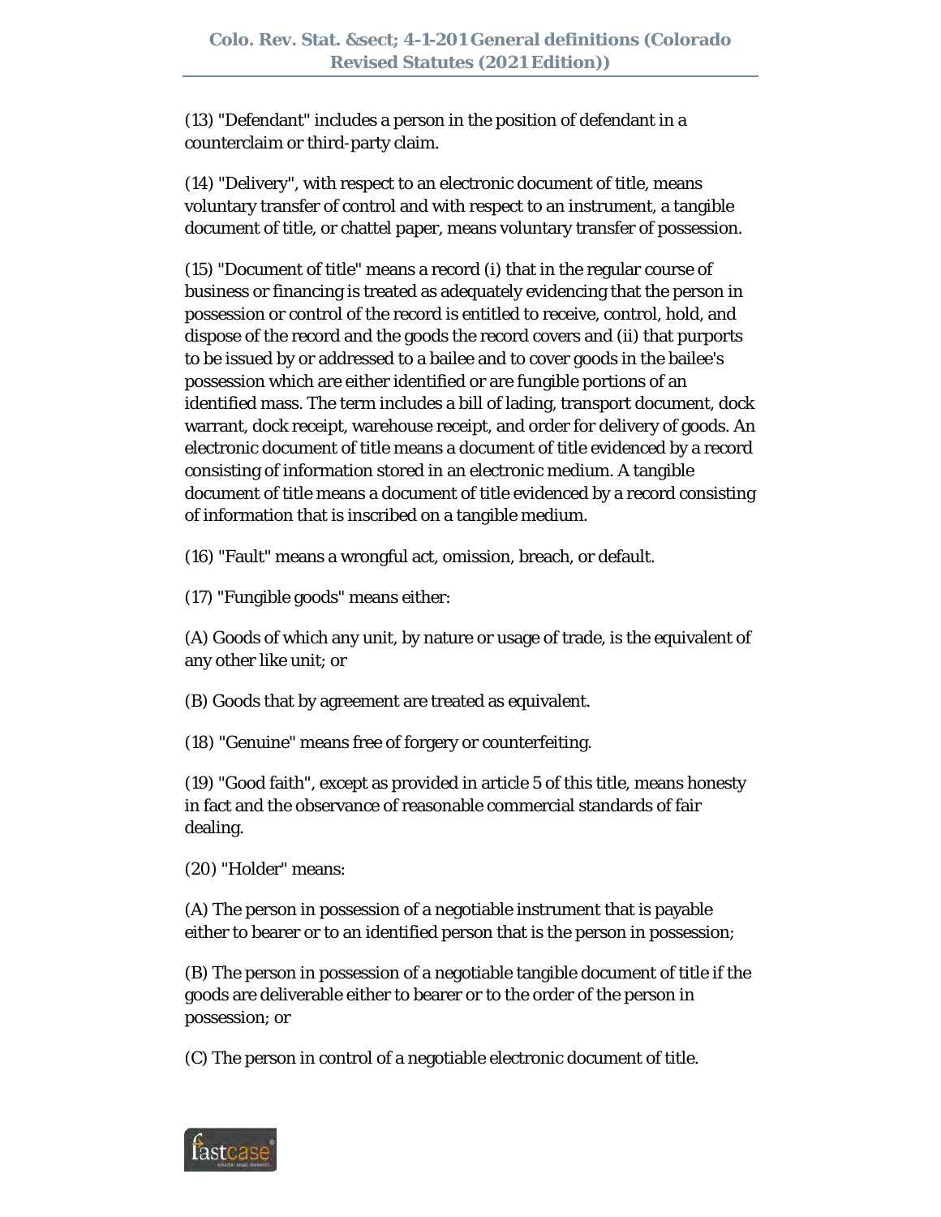(13) "Defendant" includes a person in the position of defendant in a counterclaim or third-party claim.

(14) "Delivery", with respect to an electronic document of title, means voluntary transfer of control and with respect to an instrument, a tangible document of title, or chattel paper, means voluntary transfer of possession.

(15) "Document of title" means a record (i) that in the regular course of business or financing is treated as adequately evidencing that the person in possession or control of the record is entitled to receive, control, hold, and dispose of the record and the goods the record covers and (ii) that purports to be issued by or addressed to a bailee and to cover goods in the bailee's possession which are either identified or are fungible portions of an identified mass. The term includes a bill of lading, transport document, dock warrant, dock receipt, warehouse receipt, and order for delivery of goods. An electronic document of title means a document of title evidenced by a record consisting of information stored in an electronic medium. A tangible document of title means a document of title evidenced by a record consisting of information that is inscribed on a tangible medium.

(16) "Fault" means a wrongful act, omission, breach, or default.

(17) "Fungible goods" means either:

(A) Goods of which any unit, by nature or usage of trade, is the equivalent of any other like unit; or

(B) Goods that by agreement are treated as equivalent.

(18) "Genuine" means free of forgery or counterfeiting.

(19) "Good faith", except as provided in article 5 of this title, means honesty in fact and the observance of reasonable commercial standards of fair dealing.

(20) "Holder" means:

(A) The person in possession of a negotiable instrument that is payable either to bearer or to an identified person that is the person in possession;

(B) The person in possession of a negotiable tangible document of title if the goods are deliverable either to bearer or to the order of the person in possession; or

(C) The person in control of a negotiable electronic document of title.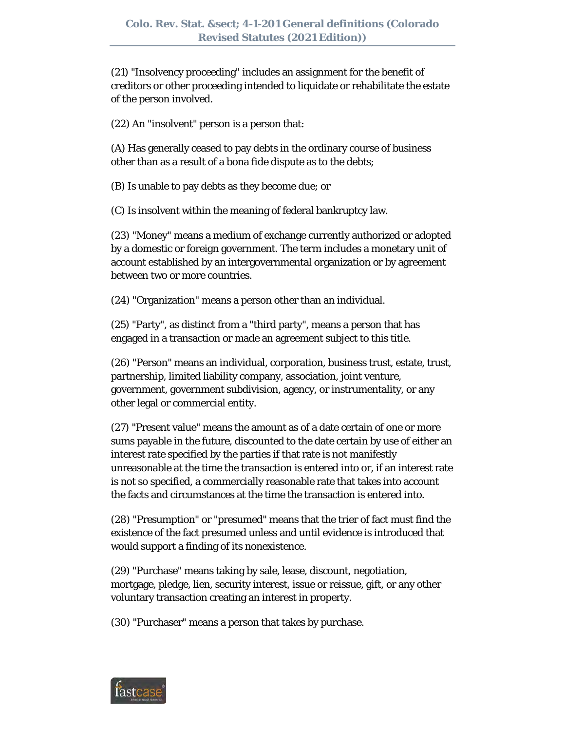(21) "Insolvency proceeding" includes an assignment for the benefit of creditors or other proceeding intended to liquidate or rehabilitate the estate of the person involved.

(22) An "insolvent" person is a person that:

(A) Has generally ceased to pay debts in the ordinary course of business other than as a result of a bona fide dispute as to the debts;

(B) Is unable to pay debts as they become due; or

(C) Is insolvent within the meaning of federal bankruptcy law.

(23) "Money" means a medium of exchange currently authorized or adopted by a domestic or foreign government. The term includes a monetary unit of account established by an intergovernmental organization or by agreement between two or more countries.

(24) "Organization" means a person other than an individual.

(25) "Party", as distinct from a "third party", means a person that has engaged in a transaction or made an agreement subject to this title.

(26) "Person" means an individual, corporation, business trust, estate, trust, partnership, limited liability company, association, joint venture, government, government subdivision, agency, or instrumentality, or any other legal or commercial entity.

(27) "Present value" means the amount as of a date certain of one or more sums payable in the future, discounted to the date certain by use of either an interest rate specified by the parties if that rate is not manifestly unreasonable at the time the transaction is entered into or, if an interest rate is not so specified, a commercially reasonable rate that takes into account the facts and circumstances at the time the transaction is entered into.

(28) "Presumption" or "presumed" means that the trier of fact must find the existence of the fact presumed unless and until evidence is introduced that would support a finding of its nonexistence.

(29) "Purchase" means taking by sale, lease, discount, negotiation, mortgage, pledge, lien, security interest, issue or reissue, gift, or any other voluntary transaction creating an interest in property.

(30) "Purchaser" means a person that takes by purchase.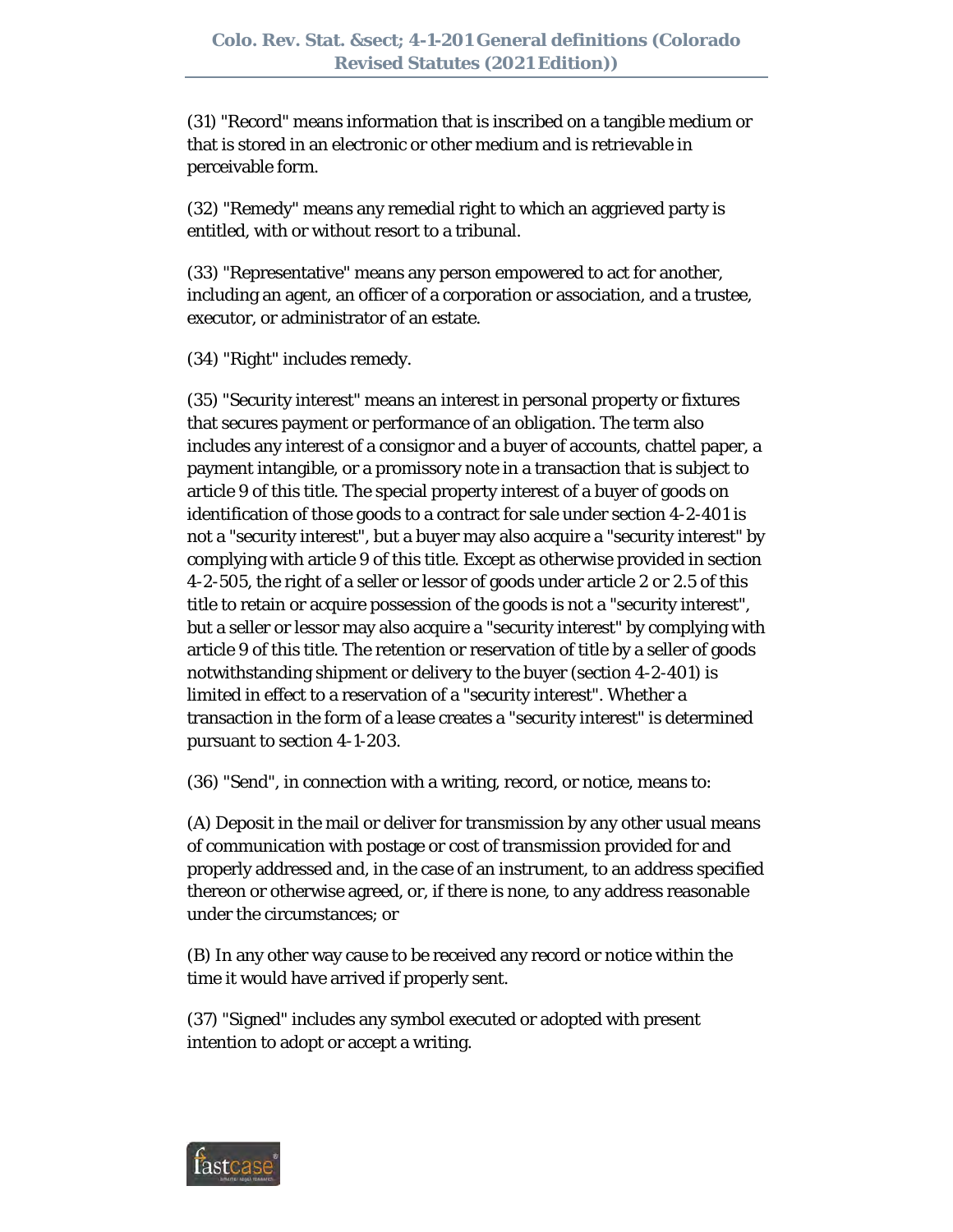(31) "Record" means information that is inscribed on a tangible medium or that is stored in an electronic or other medium and is retrievable in perceivable form.

(32) "Remedy" means any remedial right to which an aggrieved party is entitled, with or without resort to a tribunal.

(33) "Representative" means any person empowered to act for another, including an agent, an officer of a corporation or association, and a trustee, executor, or administrator of an estate.

(34) "Right" includes remedy.

(35) "Security interest" means an interest in personal property or fixtures that secures payment or performance of an obligation. The term also includes any interest of a consignor and a buyer of accounts, chattel paper, a payment intangible, or a promissory note in a transaction that is subject to article 9 of this title. The special property interest of a buyer of goods on identification of those goods to a contract for sale under section 4-2-401 is not a "security interest", but a buyer may also acquire a "security interest" by complying with article 9 of this title. Except as otherwise provided in section 4-2-505, the right of a seller or lessor of goods under article 2 or 2.5 of this title to retain or acquire possession of the goods is not a "security interest", but a seller or lessor may also acquire a "security interest" by complying with article 9 of this title. The retention or reservation of title by a seller of goods notwithstanding shipment or delivery to the buyer (section 4-2-401) is limited in effect to a reservation of a "security interest". Whether a transaction in the form of a lease creates a "security interest" is determined pursuant to section 4-1-203.

(36) "Send", in connection with a writing, record, or notice, means to:

(A) Deposit in the mail or deliver for transmission by any other usual means of communication with postage or cost of transmission provided for and properly addressed and, in the case of an instrument, to an address specified thereon or otherwise agreed, or, if there is none, to any address reasonable under the circumstances; or

(B) In any other way cause to be received any record or notice within the time it would have arrived if properly sent.

(37) "Signed" includes any symbol executed or adopted with present intention to adopt or accept a writing.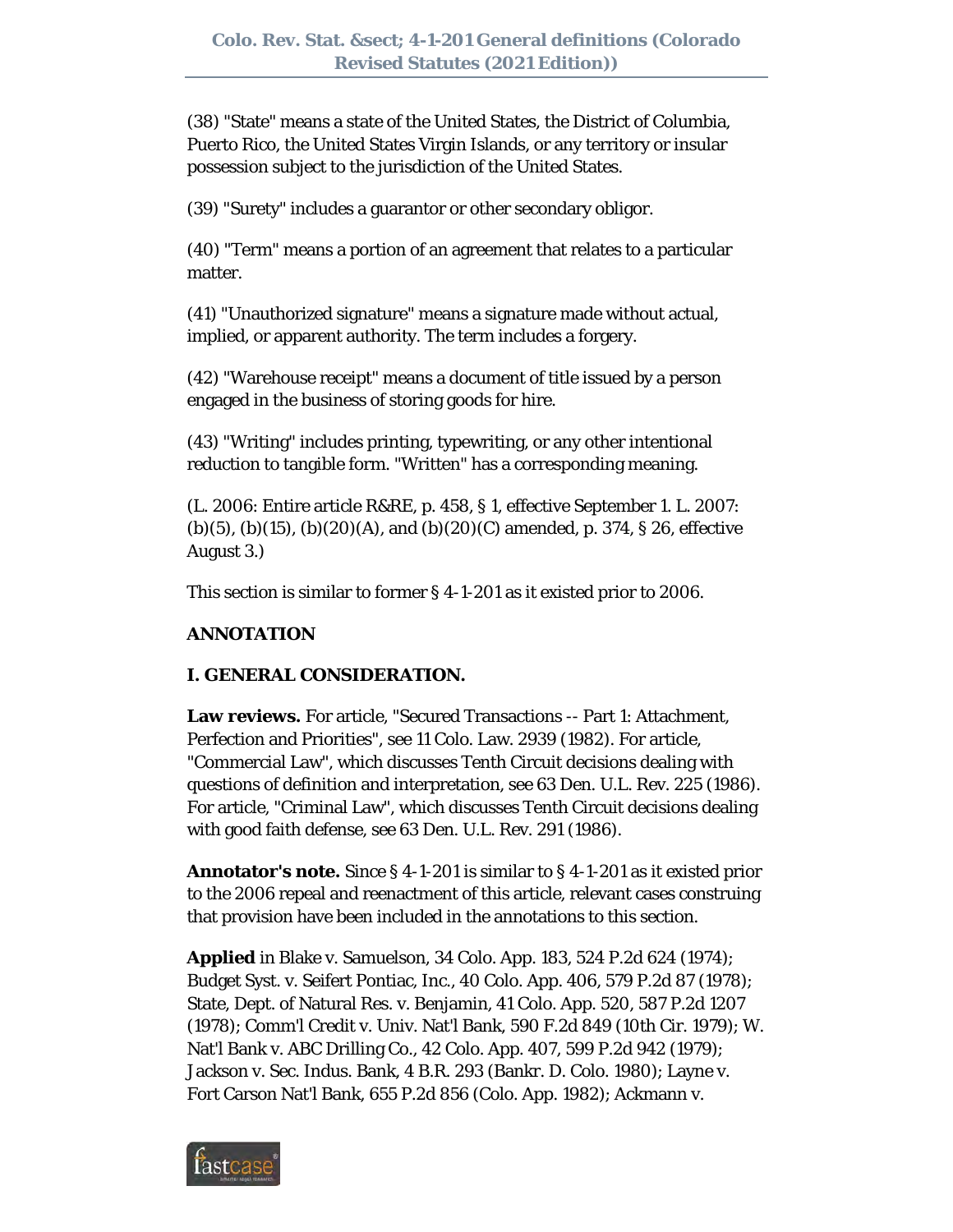(38) "State" means a state of the United States, the District of Columbia, Puerto Rico, the United States Virgin Islands, or any territory or insular possession subject to the jurisdiction of the United States.

(39) "Surety" includes a guarantor or other secondary obligor.

(40) "Term" means a portion of an agreement that relates to a particular matter.

(41) "Unauthorized signature" means a signature made without actual, implied, or apparent authority. The term includes a forgery.

(42) "Warehouse receipt" means a document of title issued by a person engaged in the business of storing goods for hire.

(43) "Writing" includes printing, typewriting, or any other intentional reduction to tangible form. "Written" has a corresponding meaning.

(L. 2006: Entire article R&RE, p. 458, § 1, effective September 1. L. 2007: (b)(5), (b)(15), (b)(20)(A), and (b)(20)(C) amended, p. 374, § 26, effective August 3.)

This section is similar to former § 4-1-201 as it existed prior to 2006.

**ANNOTATION**

**I. GENERAL CONSIDERATION.**

**Law reviews.** For article, "Secured Transactions -- Part 1: Attachment, Perfection and Priorities", see 11 Colo. Law. 2939 (1982). For article, "Commercial Law", which discusses Tenth Circuit decisions dealing with questions of definition and interpretation, see 63 Den. U.L. Rev. 225 (1986). For article, "Criminal Law", which discusses Tenth Circuit decisions dealing with good faith defense, see 63 Den. U.L. Rev. 291 (1986).

**Annotator's note.** Since § 4-1-201 is similar to § 4-1-201 as it existed prior to the 2006 repeal and reenactment of this article, relevant cases construing that provision have been included in the annotations to this section.

**Applied** in Blake v. Samuelson, 34 Colo. App. 183, 524 P.2d 624 (1974); Budget Syst. v. Seifert Pontiac, Inc., 40 Colo. App. 406, 579 P.2d 87 (1978); State, Dept. of Natural Res. v. Benjamin, 41 Colo. App. 520, 587 P.2d 1207 (1978); Comm'l Credit v. Univ. Nat'l Bank, 590 F.2d 849 (10th Cir. 1979); W. Nat'l Bank v. ABC Drilling Co., 42 Colo. App. 407, 599 P.2d 942 (1979); Jackson v. Sec. Indus. Bank, 4 B.R. 293 (Bankr. D. Colo. 1980); Layne v. Fort Carson Nat'l Bank, 655 P.2d 856 (Colo. App. 1982); Ackmann v.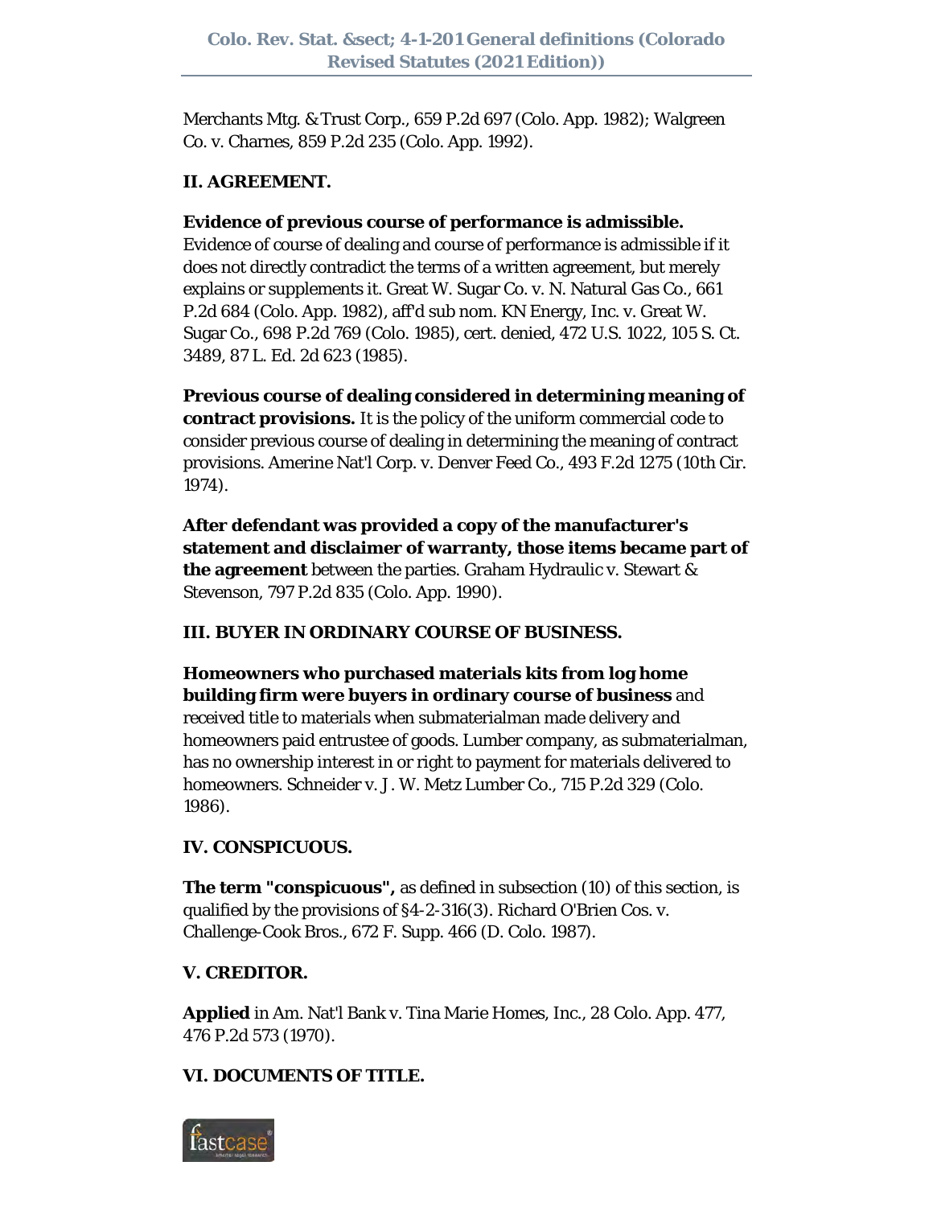Merchants Mtg. & Trust Corp., 659 P.2d 697 (Colo. App. 1982); Walgreen Co. v. Charnes, 859 P.2d 235 (Colo. App. 1992).

**II. AGREEMENT.**

**Evidence of previous course of performance is admissible.** Evidence of course of dealing and course of performance is admissible if it does not directly contradict the terms of a written agreement, but merely explains or supplements it. Great W. Sugar Co. v. N. Natural Gas Co., 661 P.2d 684 (Colo. App. 1982), aff'd sub nom. KN Energy, Inc. v. Great W. Sugar Co., 698 P.2d 769 (Colo. 1985), cert. denied, 472 U.S. 1022, 105 S. Ct. 3489, 87 L. Ed. 2d 623 (1985).

**Previous course of dealing considered in determining meaning of contract provisions.** It is the policy of the uniform commercial code to consider previous course of dealing in determining the meaning of contract provisions. Amerine Nat'l Corp. v. Denver Feed Co., 493 F.2d 1275 (10th Cir. 1974).

**After defendant was provided a copy of the manufacturer's statement and disclaimer of warranty, those items became part of the agreement** between the parties. Graham Hydraulic v. Stewart & Stevenson, 797 P.2d 835 (Colo. App. 1990).

**III. BUYER IN ORDINARY COURSE OF BUSINESS.**

**Homeowners who purchased materials kits from log home building firm were buyers in ordinary course of business** and received title to materials when submaterialman made delivery and homeowners paid entrustee of goods. Lumber company, as submaterialman, has no ownership interest in or right to payment for materials delivered to homeowners. Schneider v. J. W. Metz Lumber Co., 715 P.2d 329 (Colo. 1986).

**IV. CONSPICUOUS.**

**The term "conspicuous",** as defined in subsection (10) of this section, is qualified by the provisions of §4-2-316(3). Richard O'Brien Cos. v. Challenge-Cook Bros., 672 F. Supp. 466 (D. Colo. 1987).

**V. CREDITOR.**

**Applied** in Am. Nat'l Bank v. Tina Marie Homes, Inc., 28 Colo. App. 477, 476 P.2d 573 (1970).

**VI. DOCUMENTS OF TITLE.**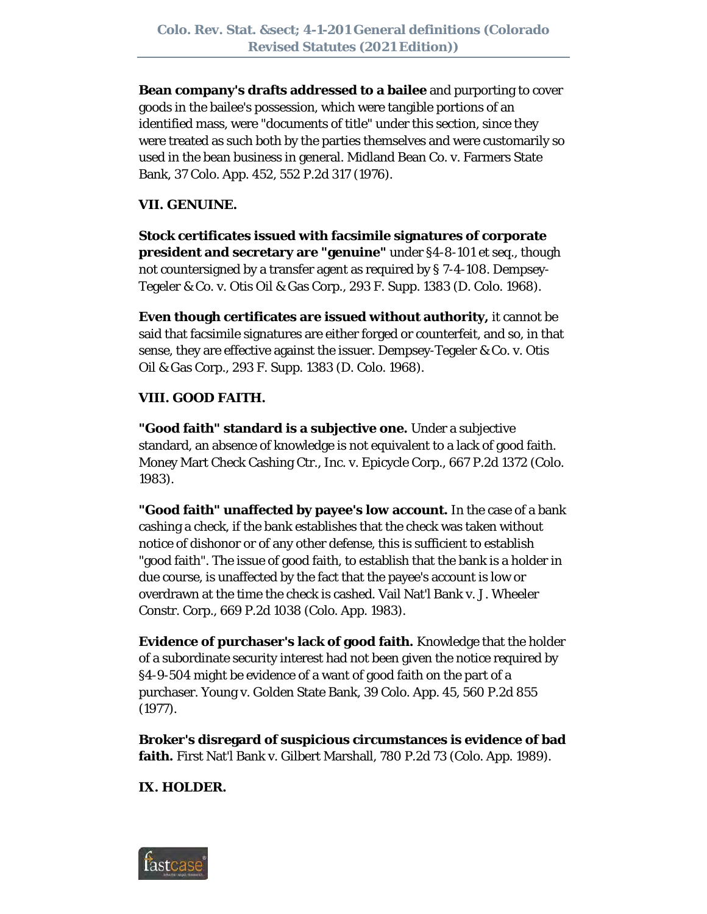**Bean company's drafts addressed to a bailee** and purporting to cover goods in the bailee's possession, which were tangible portions of an identified mass, were "documents of title" under this section, since they were treated as such both by the parties themselves and were customarily so used in the bean business in general. Midland Bean Co. v. Farmers State Bank, 37 Colo. App. 452, 552 P.2d 317 (1976).

## VII. GENUINE.

**Stock certificates issued with facsimile signatures of corporate president and secretary are "genuine"** under §4-8-101 et seq., though not countersigned by a transfer agent as required by § 7-4-108. Dempsey-Tegeler & Co. v. Otis Oil & Gas Corp., 293 F. Supp. 1383 (D. Colo. 1968).

**Even though certificates are issued without authority,** it cannot be said that facsimile signatures are either forged or counterfeit, and so, in that sense, they are effective against the issuer. Dempsey-Tegeler & Co. v. Otis Oil & Gas Corp., 293 F. Supp. 1383 (D. Colo. 1968).

## VIII. GOOD FAITH.

**"Good faith" standard is a subjective one.** Under a subjective standard, an absence of knowledge is not equivalent to a lack of good faith. Money Mart Check Cashing Ctr., Inc. v. Epicycle Corp., 667 P.2d 1372 (Colo. 1983).

**"Good faith" unaffected by payee's low account.** In the case of a bank cashing a check, if the bank establishes that the check was taken without notice of dishonor or of any other defense, this is sufficient to establish "good faith". The issue of good faith, to establish that the bank is a holder in due course, is unaffected by the fact that the payee's account is low or overdrawn at the time the check is cashed. Vail Nat'l Bank v. J. Wheeler Constr. Corp., 669 P.2d 1038 (Colo. App. 1983).

**Evidence of purchaser's lack of good faith.** Knowledge that the holder of a subordinate security interest had not been given the notice required by §4-9-504 might be evidence of a want of good faith on the part of a purchaser. Young v. Golden State Bank, 39 Colo. App. 45, 560 P.2d 855 (1977).

**Broker's disregard of suspicious circumstances is evidence of bad faith.** First Nat'l Bank v. Gilbert Marshall, 780 P.2d 73 (Colo. App. 1989).

## IX. HOLDER.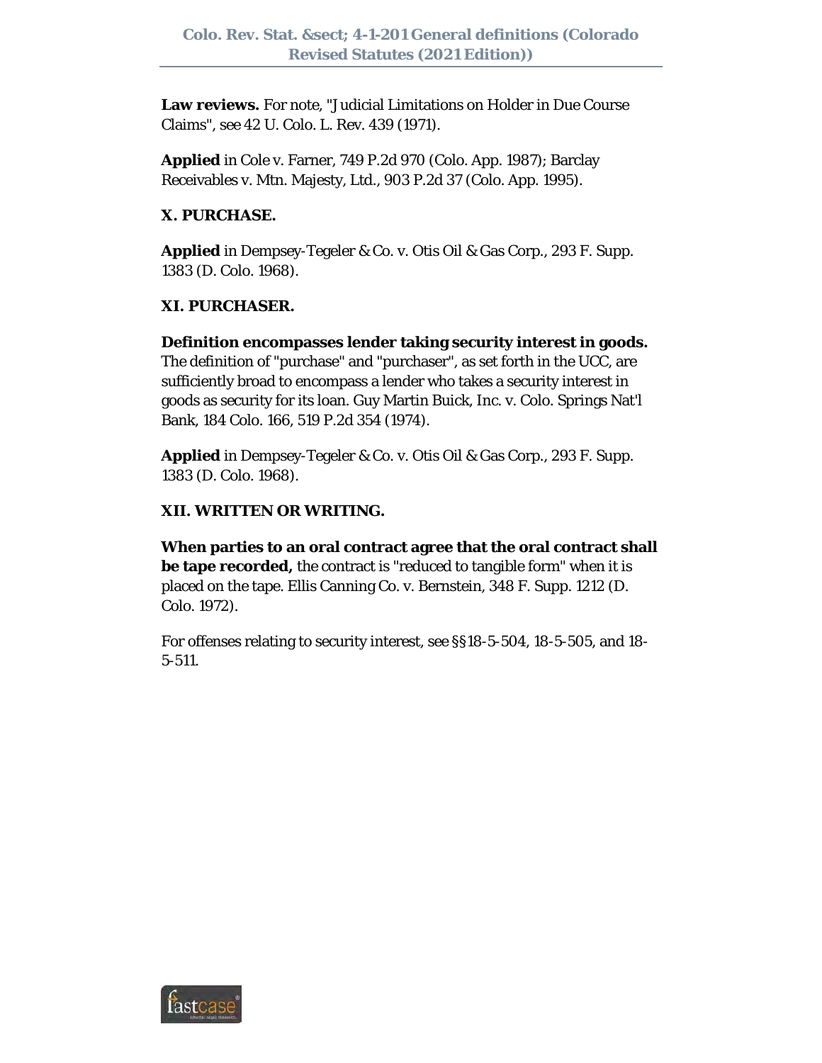**Law reviews.** For note, "Judicial Limitations on Holder in Due Course Claims", see 42 U. Colo. L. Rev. 439 (1971).

**Applied** in Cole v. Farner, 749 P.2d 970 (Colo. App. 1987); Barclay Receivables v. Mtn. Majesty, Ltd., 903 P.2d 37 (Colo. App. 1995).

**X. PURCHASE.**

**Applied** in Dempsey-Tegeler & Co. v. Otis Oil & Gas Corp., 293 F. Supp. 1383 (D. Colo. 1968).

**XI. PURCHASER.**

**Definition encompasses lender taking security interest in goods.** The definition of "purchase" and "purchaser", as set forth in the UCC, are sufficiently broad to encompass a lender who takes a security interest in goods as security for its loan. Guy Martin Buick, Inc. v. Colo. Springs Nat'l Bank, 184 Colo. 166, 519 P.2d 354 (1974).

**Applied** in Dempsey-Tegeler & Co. v. Otis Oil & Gas Corp., 293 F. Supp. 1383 (D. Colo. 1968).

**XII. WRITTEN OR WRITING.**

**When parties to an oral contract agree that the oral contract shall be tape recorded,** the contract is "reduced to tangible form" when it is placed on the tape. Ellis Canning Co. v. Bernstein, 348 F. Supp. 1212 (D. Colo. 1972).

For offenses relating to security interest, see §§18-5-504, 18-5-505, and 18-5-511.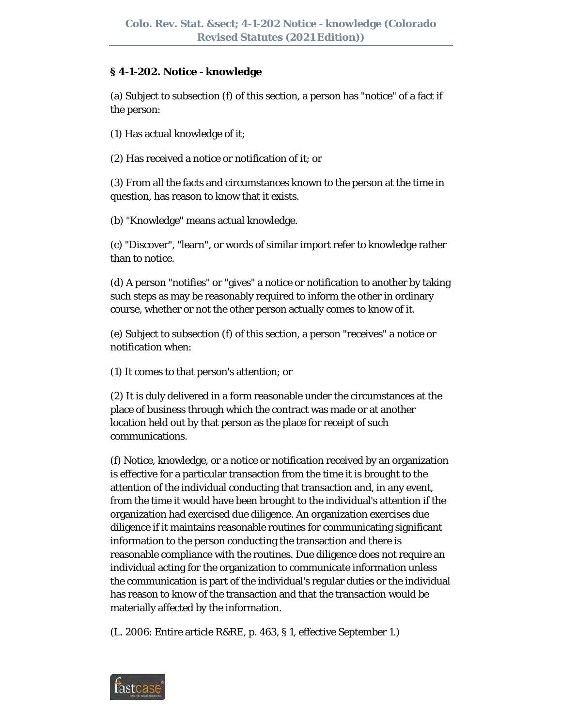## § 4-1-202. Notice - knowledge

(a) Subject to subsection (f) of this section, a person has "notice" of a fact if the person:

(1) Has actual knowledge of it;

(2) Has received a notice or notification of it; or

(3) From all the facts and circumstances known to the person at the time in question, has reason to know that it exists.

(b) "Knowledge" means actual knowledge.

(c) "Discover", "learn", or words of similar import refer to knowledge rather than to notice.

(d) A person "notifies" or "gives" a notice or notification to another by taking such steps as may be reasonably required to inform the other in ordinary course, whether or not the other person actually comes to know of it.

(e) Subject to subsection (f) of this section, a person "receives" a notice or notification when:

(1) It comes to that person's attention; or

(2) It is duly delivered in a form reasonable under the circumstances at the place of business through which the contract was made or at another location held out by that person as the place for receipt of such communications.

(f) Notice, knowledge, or a notice or notification received by an organization is effective for a particular transaction from the time it is brought to the attention of the individual conducting that transaction and, in any event, from the time it would have been brought to the individual's attention if the organization had exercised due diligence. An organization exercises due diligence if it maintains reasonable routines for communicating significant information to the person conducting the transaction and there is reasonable compliance with the routines. Due diligence does not require an individual acting for the organization to communicate information unless the communication is part of the individual's regular duties or the individual has reason to know of the transaction and that the transaction would be materially affected by the information.

(L. 2006: Entire article R&RE, p. 463, § 1, effective September 1.)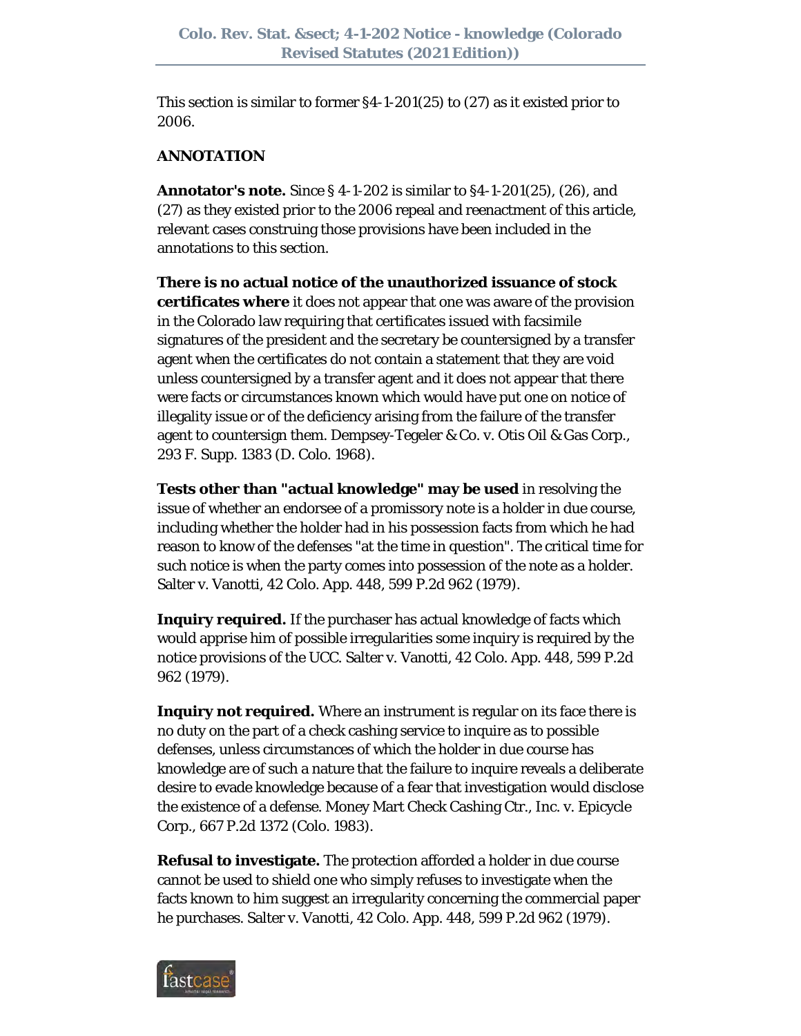This section is similar to former §4-1-201(25) to (27) as it existed prior to 2006.

**ANNOTATION**

**Annotator's note.** Since § 4-1-202 is similar to §4-1-201(25), (26), and (27) as they existed prior to the 2006 repeal and reenactment of this article, relevant cases construing those provisions have been included in the annotations to this section.

**There is no actual notice of the unauthorized issuance of stock certificates where** it does not appear that one was aware of the provision in the Colorado law requiring that certificates issued with facsimile signatures of the president and the secretary be countersigned by a transfer agent when the certificates do not contain a statement that they are void unless countersigned by a transfer agent and it does not appear that there were facts or circumstances known which would have put one on notice of illegality issue or of the deficiency arising from the failure of the transfer agent to countersign them. Dempsey-Tegeler & Co. v. Otis Oil & Gas Corp., 293 F. Supp. 1383 (D. Colo. 1968).

**Tests other than "actual knowledge" may be used** in resolving the issue of whether an endorsee of a promissory note is a holder in due course, including whether the holder had in his possession facts from which he had reason to know of the defenses "at the time in question". The critical time for such notice is when the party comes into possession of the note as a holder. Salter v. Vanotti, 42 Colo. App. 448, 599 P.2d 962 (1979).

**Inquiry required.** If the purchaser has actual knowledge of facts which would apprise him of possible irregularities some inquiry is required by the notice provisions of the UCC. Salter v. Vanotti, 42 Colo. App. 448, 599 P.2d 962 (1979).

**Inquiry not required.** Where an instrument is regular on its face there is no duty on the part of a check cashing service to inquire as to possible defenses, unless circumstances of which the holder in due course has knowledge are of such a nature that the failure to inquire reveals a deliberate desire to evade knowledge because of a fear that investigation would disclose the existence of a defense. Money Mart Check Cashing Ctr., Inc. v. Epicycle Corp., 667 P.2d 1372 (Colo. 1983).

**Refusal to investigate.** The protection afforded a holder in due course cannot be used to shield one who simply refuses to investigate when the facts known to him suggest an irregularity concerning the commercial paper he purchases. Salter v. Vanotti, 42 Colo. App. 448, 599 P.2d 962 (1979).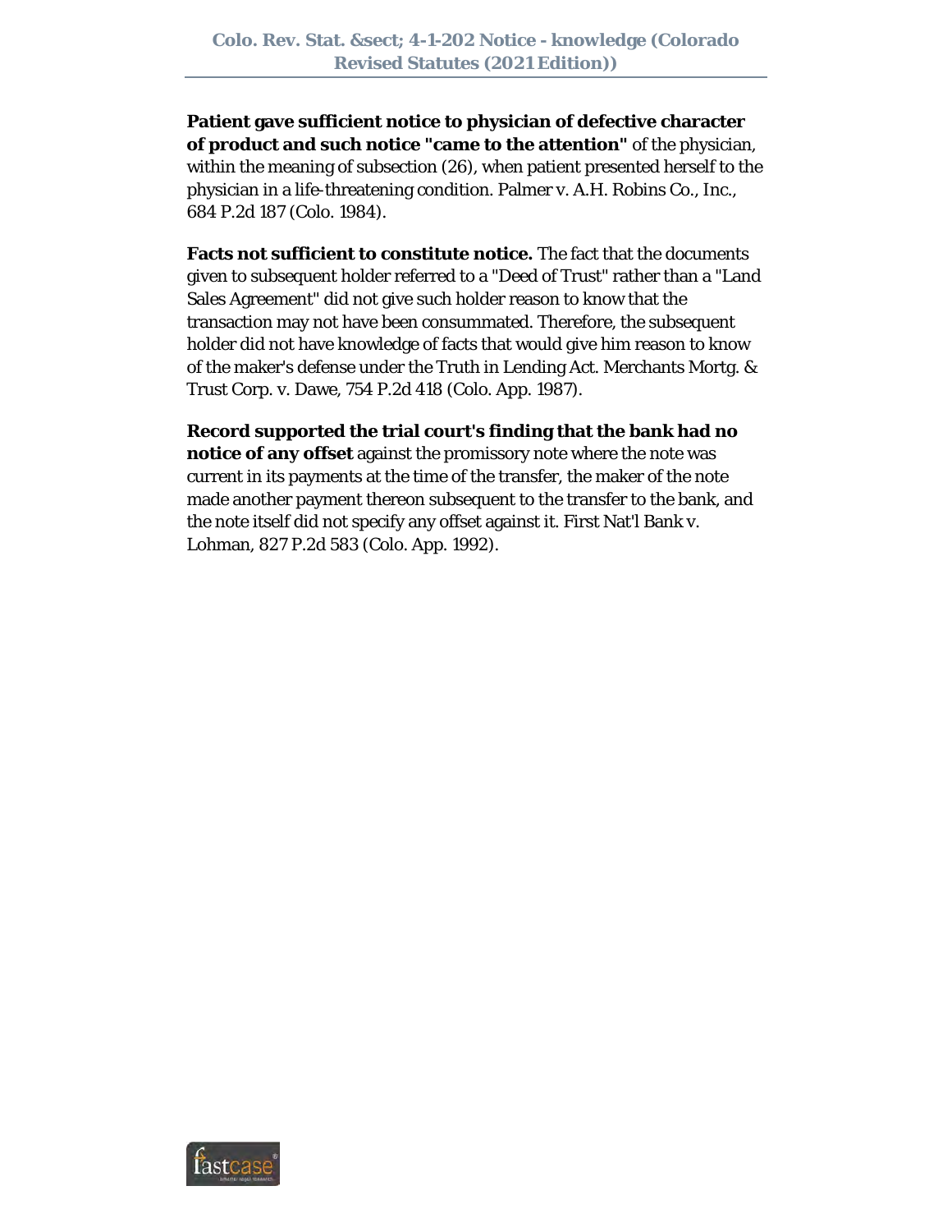**Patient gave sufficient notice to physician of defective character of product and such notice "came to the attention"** of the physician, within the meaning of subsection (26), when patient presented herself to the physician in a life-threatening condition. Palmer v. A.H. Robins Co., Inc., 684 P.2d 187 (Colo. 1984).

**Facts not sufficient to constitute notice.** The fact that the documents given to subsequent holder referred to a "Deed of Trust" rather than a "Land Sales Agreement" did not give such holder reason to know that the transaction may not have been consummated. Therefore, the subsequent holder did not have knowledge of facts that would give him reason to know of the maker's defense under the Truth in Lending Act. Merchants Mortg. & Trust Corp. v. Dawe, 754 P.2d 418 (Colo. App. 1987).

**Record supported the trial court's finding that the bank had no notice of any offset** against the promissory note where the note was current in its payments at the time of the transfer, the maker of the note made another payment thereon subsequent to the transfer to the bank, and the note itself did not specify any offset against it. First Nat'l Bank v. Lohman, 827 P.2d 583 (Colo. App. 1992).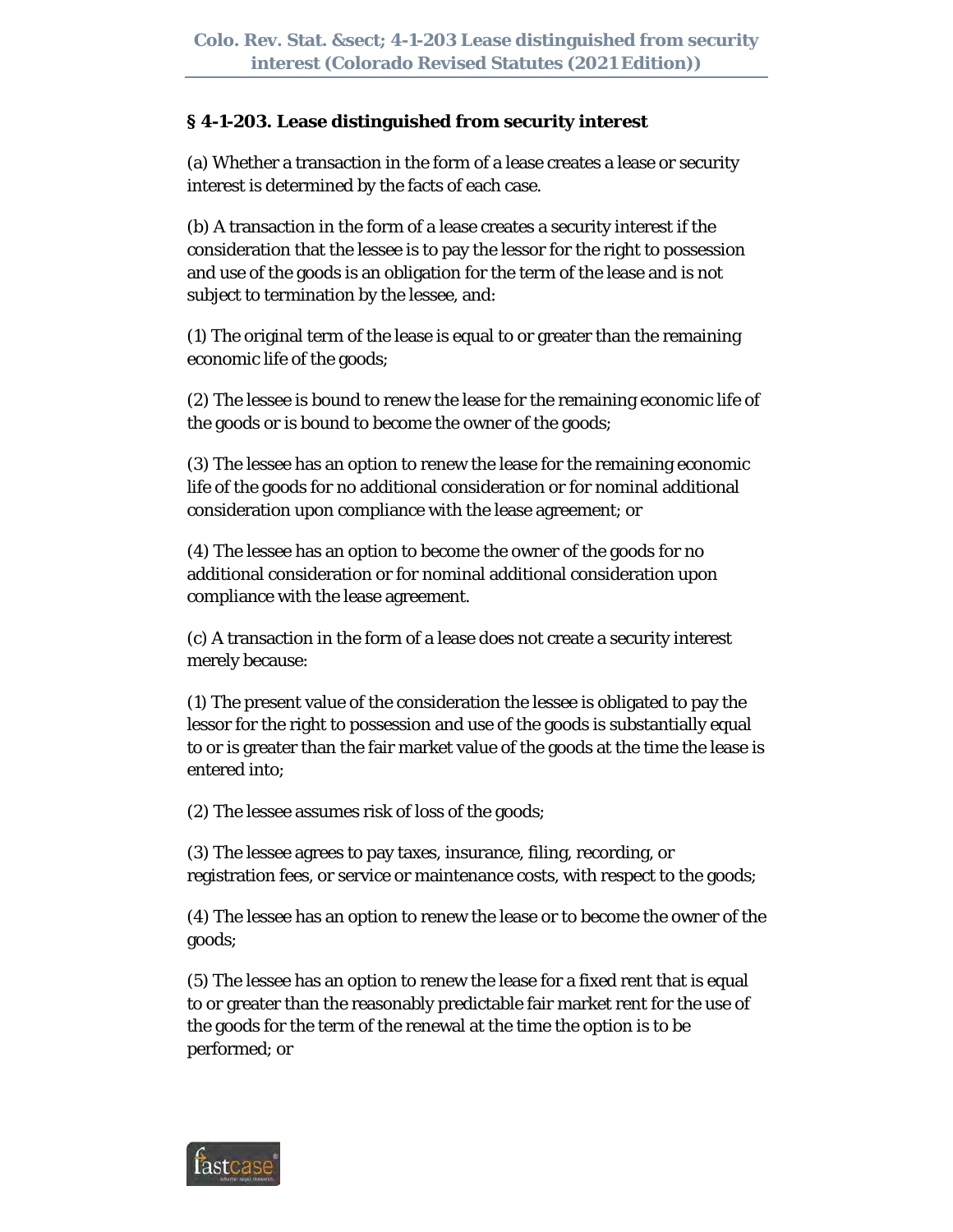### § 4-1-203. Lease distinguished from security interest

(a) Whether a transaction in the form of a lease creates a lease or security interest is determined by the facts of each case.

(b) A transaction in the form of a lease creates a security interest if the consideration that the lessee is to pay the lessor for the right to possession and use of the goods is an obligation for the term of the lease and is not subject to termination by the lessee, and:

(1) The original term of the lease is equal to or greater than the remaining economic life of the goods;

(2) The lessee is bound to renew the lease for the remaining economic life of the goods or is bound to become the owner of the goods;

(3) The lessee has an option to renew the lease for the remaining economic life of the goods for no additional consideration or for nominal additional consideration upon compliance with the lease agreement; or

(4) The lessee has an option to become the owner of the goods for no additional consideration or for nominal additional consideration upon compliance with the lease agreement.

(c) A transaction in the form of a lease does not create a security interest merely because:

(1) The present value of the consideration the lessee is obligated to pay the lessor for the right to possession and use of the goods is substantially equal to or is greater than the fair market value of the goods at the time the lease is entered into;

(2) The lessee assumes risk of loss of the goods;

(3) The lessee agrees to pay taxes, insurance, filing, recording, or registration fees, or service or maintenance costs, with respect to the goods;

(4) The lessee has an option to renew the lease or to become the owner of the goods;

(5) The lessee has an option to renew the lease for a fixed rent that is equal to or greater than the reasonably predictable fair market rent for the use of the goods for the term of the renewal at the time the option is to be performed; or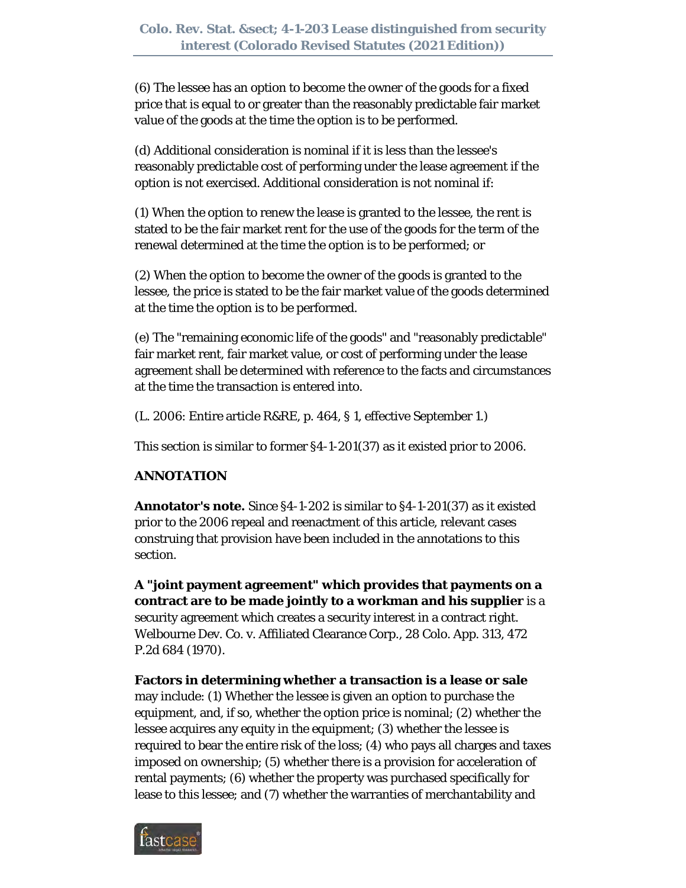(6) The lessee has an option to become the owner of the goods for a fixed price that is equal to or greater than the reasonably predictable fair market value of the goods at the time the option is to be performed.

(d) Additional consideration is nominal if it is less than the lessee's reasonably predictable cost of performing under the lease agreement if the option is not exercised. Additional consideration is not nominal if:

(1) When the option to renew the lease is granted to the lessee, the rent is stated to be the fair market rent for the use of the goods for the term of the renewal determined at the time the option is to be performed; or

(2) When the option to become the owner of the goods is granted to the lessee, the price is stated to be the fair market value of the goods determined at the time the option is to be performed.

(e) The "remaining economic life of the goods" and "reasonably predictable" fair market rent, fair market value, or cost of performing under the lease agreement shall be determined with reference to the facts and circumstances at the time the transaction is entered into.

(L. 2006: Entire article R&RE, p. 464, § 1, effective September 1.)

This section is similar to former §4-1-201(37) as it existed prior to 2006.

**ANNOTATION**

**Annotator's note.** Since §4-1-202 is similar to §4-1-201(37) as it existed prior to the 2006 repeal and reenactment of this article, relevant cases construing that provision have been included in the annotations to this section.

**A "joint payment agreement" which provides that payments on a contract are to be made jointly to a workman and his supplier** is a security agreement which creates a security interest in a contract right. Welbourne Dev. Co. v. Affiliated Clearance Corp., 28 Colo. App. 313, 472 P.2d 684 (1970).

**Factors in determining whether a transaction is a lease or sale** may include: (1) Whether the lessee is given an option to purchase the equipment, and, if so, whether the option price is nominal; (2) whether the lessee acquires any equity in the equipment; (3) whether the lessee is required to bear the entire risk of the loss; (4) who pays all charges and taxes imposed on ownership; (5) whether there is a provision for acceleration of rental payments; (6) whether the property was purchased specifically for lease to this lessee; and (7) whether the warranties of merchantability and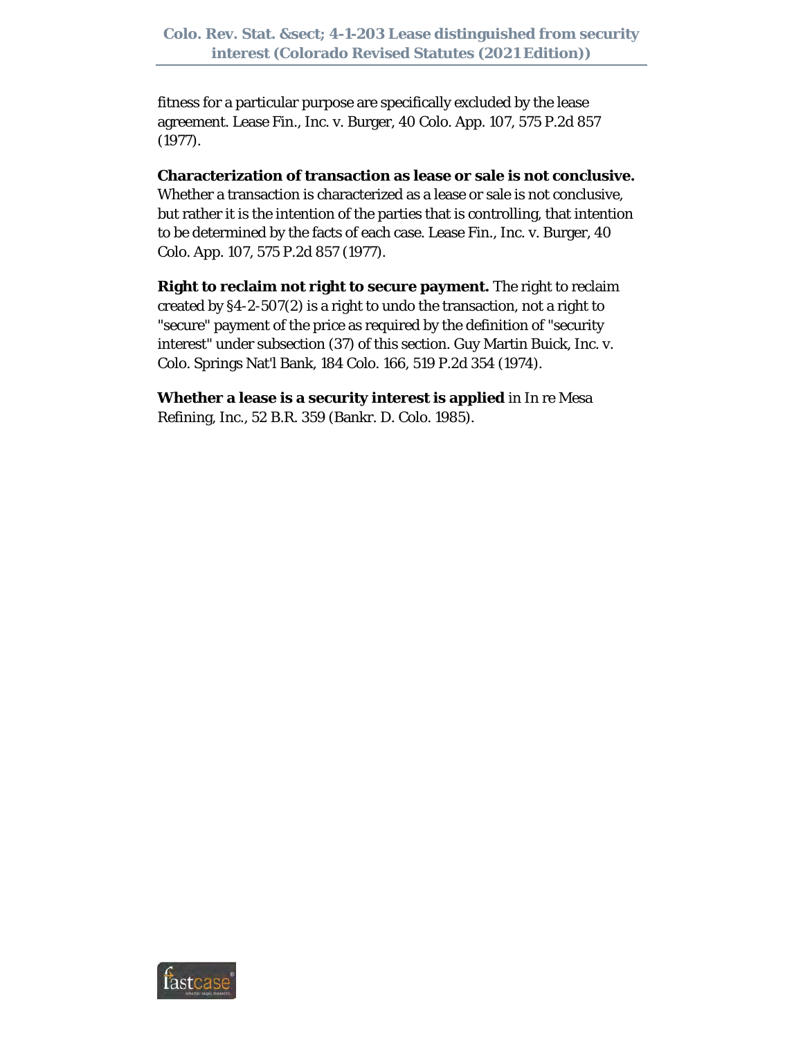fitness for a particular purpose are specifically excluded by the lease agreement. Lease Fin., Inc. v. Burger, 40 Colo. App. 107, 575 P.2d 857 (1977).

**Characterization of transaction as lease or sale is not conclusive.** Whether a transaction is characterized as a lease or sale is not conclusive, but rather it is the intention of the parties that is controlling, that intention to be determined by the facts of each case. Lease Fin., Inc. v. Burger, 40 Colo. App. 107, 575 P.2d 857 (1977).

**Right to reclaim not right to secure payment.** The right to reclaim created by §4-2-507(2) is a right to undo the transaction, not a right to "secure" payment of the price as required by the definition of "security interest" under subsection (37) of this section. Guy Martin Buick, Inc. v. Colo. Springs Nat'l Bank, 184 Colo. 166, 519 P.2d 354 (1974).

**Whether a lease is a security interest is applied** in In re Mesa Refining, Inc., 52 B.R. 359 (Bankr. D. Colo. 1985).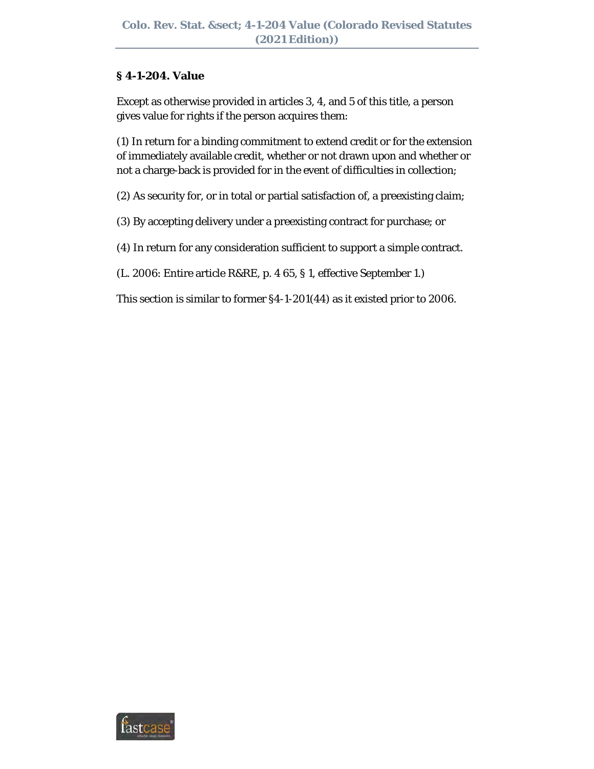## § 4-1-204. Value

Except as otherwise provided in articles 3, 4, and 5 of this title, a person gives value for rights if the person acquires them:

(1) In return for a binding commitment to extend credit or for the extension of immediately available credit, whether or not drawn upon and whether or not a charge-back is provided for in the event of difficulties in collection;

(2) As security for, or in total or partial satisfaction of, a preexisting claim;

(3) By accepting delivery under a preexisting contract for purchase; or

(4) In return for any consideration sufficient to support a simple contract.

(L. 2006: Entire article R&RE, p. 4 65, § 1, effective September 1.)

This section is similar to former §4-1-201(44) as it existed prior to 2006.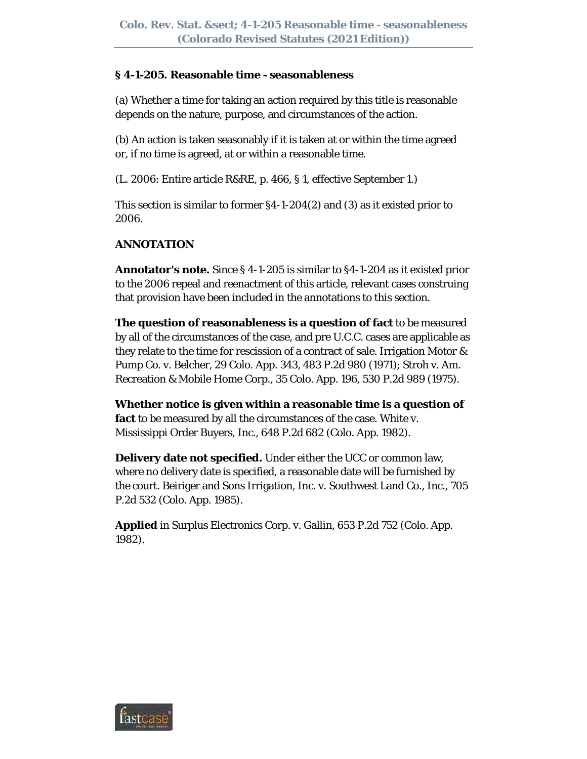## § 4-1-205. Reasonable time - seasonableness

(a) Whether a time for taking an action required by this title is reasonable depends on the nature, purpose, and circumstances of the action.

(b) An action is taken seasonably if it is taken at or within the time agreed or, if no time is agreed, at or within a reasonable time.

(L. 2006: Entire article R&RE, p. 466, § 1, effective September 1.)

This section is similar to former §4-1-204(2) and (3) as it existed prior to 2006.

### ANNOTATION

**Annotator's note.** Since § 4-1-205 is similar to §4-1-204 as it existed prior to the 2006 repeal and reenactment of this article, relevant cases construing that provision have been included in the annotations to this section.

**The question of reasonableness is a question of fact** to be measured by all of the circumstances of the case, and pre U.C.C. cases are applicable as they relate to the time for rescission of a contract of sale. Irrigation Motor & Pump Co. v. Belcher, 29 Colo. App. 343, 483 P.2d 980 (1971); Stroh v. Am. Recreation & Mobile Home Corp., 35 Colo. App. 196, 530 P.2d 989 (1975).

**Whether notice is given within a reasonable time is a question of fact** to be measured by all the circumstances of the case. White v. Mississippi Order Buyers, Inc., 648 P.2d 682 (Colo. App. 1982).

**Delivery date not specified.** Under either the UCC or common law, where no delivery date is specified, a reasonable date will be furnished by the court. Beiriger and Sons Irrigation, Inc. v. Southwest Land Co., Inc., 705 P.2d 532 (Colo. App. 1985).

**Applied** in Surplus Electronics Corp. v. Gallin, 653 P.2d 752 (Colo. App. 1982).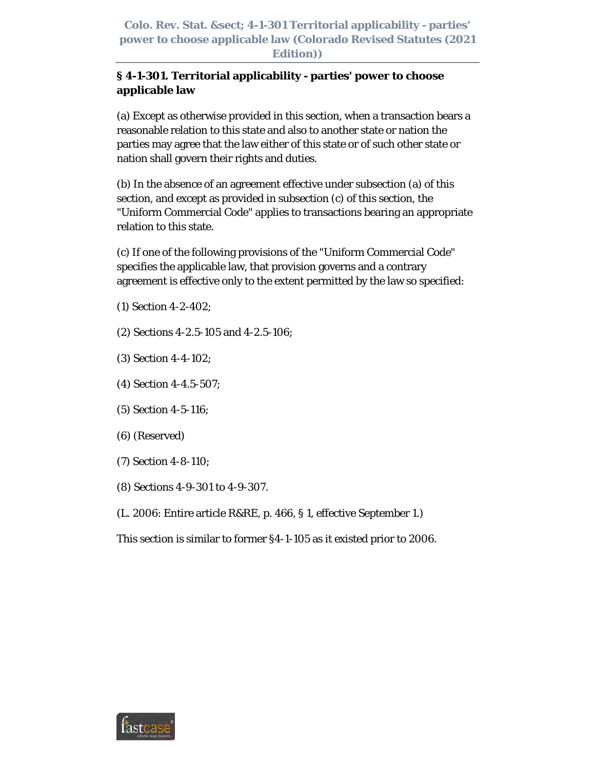## § 4-1-301. Territorial applicability - parties' power to choose applicable law

(a) Except as otherwise provided in this section, when a transaction bears a reasonable relation to this state and also to another state or nation the parties may agree that the law either of this state or of such other state or nation shall govern their rights and duties.

(b) In the absence of an agreement effective under subsection (a) of this section, and except as provided in subsection (c) of this section, the "Uniform Commercial Code" applies to transactions bearing an appropriate relation to this state.

(c) If one of the following provisions of the "Uniform Commercial Code" specifies the applicable law, that provision governs and a contrary agreement is effective only to the extent permitted by the law so specified:

(1) Section 4-2-402;

(2) Sections 4-2.5-105 and 4-2.5-106;

(3) Section 4-4-102;

(4) Section 4-4.5-507;

(5) Section 4-5-116;

(6) (Reserved)

(7) Section 4-8-110;

(8) Sections 4-9-301 to 4-9-307.

(L. 2006: Entire article R&RE, p. 466, § 1, effective September 1.)

This section is similar to former §4-1-105 as it existed prior to 2006.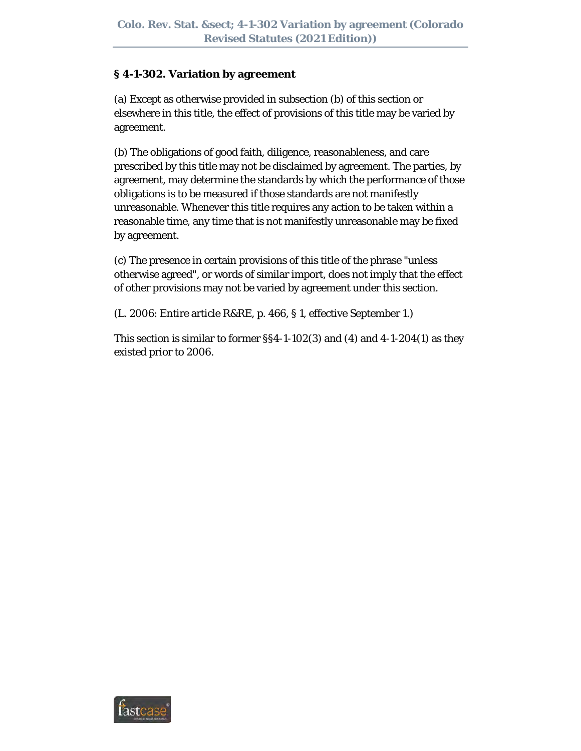**§ 4-1-302. Variation by agreement**

(a) Except as otherwise provided in subsection (b) of this section or elsewhere in this title, the effect of provisions of this title may be varied by agreement.

(b) The obligations of good faith, diligence, reasonableness, and care prescribed by this title may not be disclaimed by agreement. The parties, by agreement, may determine the standards by which the performance of those obligations is to be measured if those standards are not manifestly unreasonable. Whenever this title requires any action to be taken within a reasonable time, any time that is not manifestly unreasonable may be fixed by agreement.

(c) The presence in certain provisions of this title of the phrase "unless otherwise agreed", or words of similar import, does not imply that the effect of other provisions may not be varied by agreement under this section.

(L. 2006: Entire article R&RE, p. 466, § 1, effective September 1.)

This section is similar to former §§4-1-102(3) and (4) and 4-1-204(1) as they existed prior to 2006.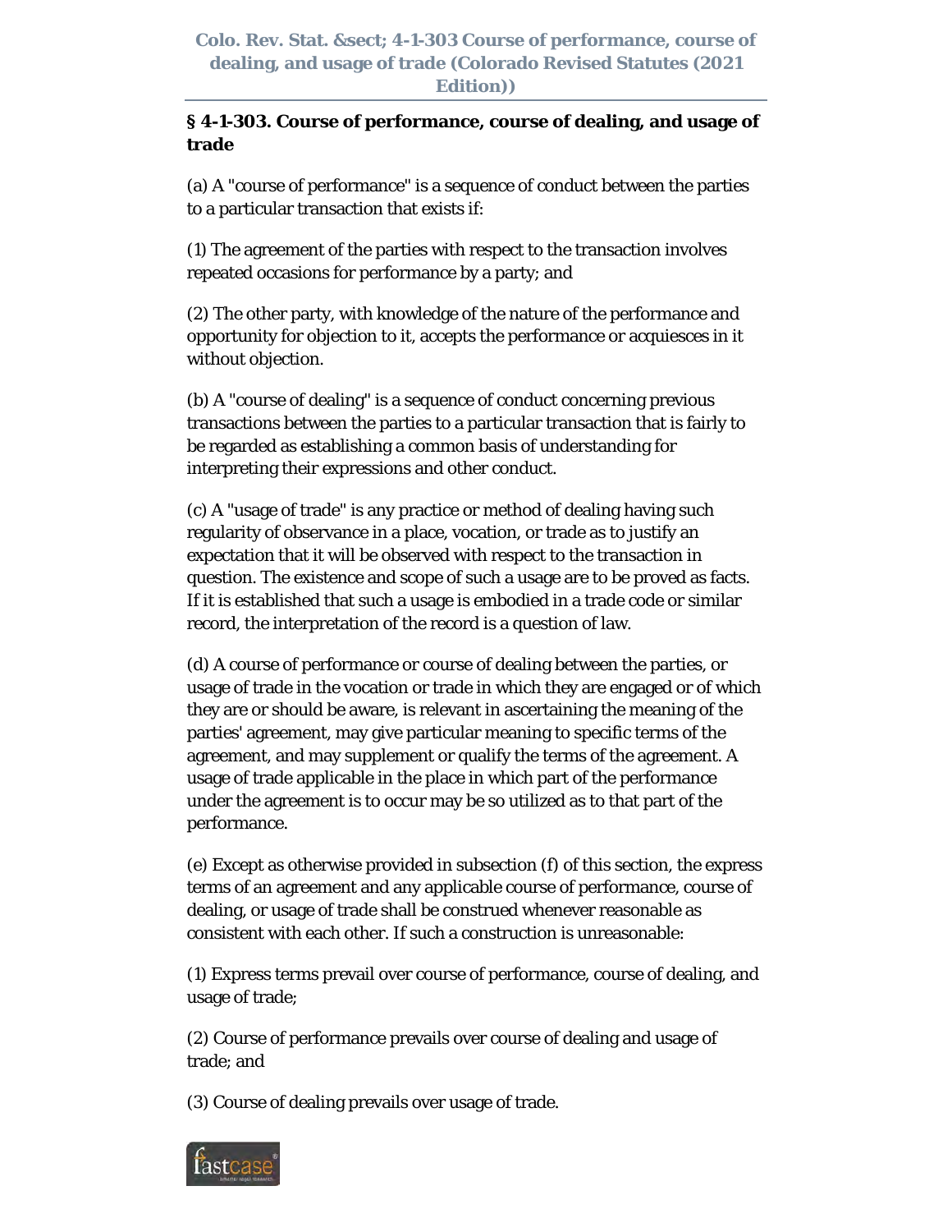## § 4-1-303. Course of performance, course of dealing, and usage of trade

(a) A "course of performance" is a sequence of conduct between the parties to a particular transaction that exists if:

(1) The agreement of the parties with respect to the transaction involves repeated occasions for performance by a party; and

(2) The other party, with knowledge of the nature of the performance and opportunity for objection to it, accepts the performance or acquiesces in it without objection.

(b) A "course of dealing" is a sequence of conduct concerning previous transactions between the parties to a particular transaction that is fairly to be regarded as establishing a common basis of understanding for interpreting their expressions and other conduct.

(c) A "usage of trade" is any practice or method of dealing having such regularity of observance in a place, vocation, or trade as to justify an expectation that it will be observed with respect to the transaction in question. The existence and scope of such a usage are to be proved as facts. If it is established that such a usage is embodied in a trade code or similar record, the interpretation of the record is a question of law.

(d) A course of performance or course of dealing between the parties, or usage of trade in the vocation or trade in which they are engaged or of which they are or should be aware, is relevant in ascertaining the meaning of the parties' agreement, may give particular meaning to specific terms of the agreement, and may supplement or qualify the terms of the agreement. A usage of trade applicable in the place in which part of the performance under the agreement is to occur may be so utilized as to that part of the performance.

(e) Except as otherwise provided in subsection (f) of this section, the express terms of an agreement and any applicable course of performance, course of dealing, or usage of trade shall be construed whenever reasonable as consistent with each other. If such a construction is unreasonable:

(1) Express terms prevail over course of performance, course of dealing, and usage of trade;

(2) Course of performance prevails over course of dealing and usage of trade; and

(3) Course of dealing prevails over usage of trade.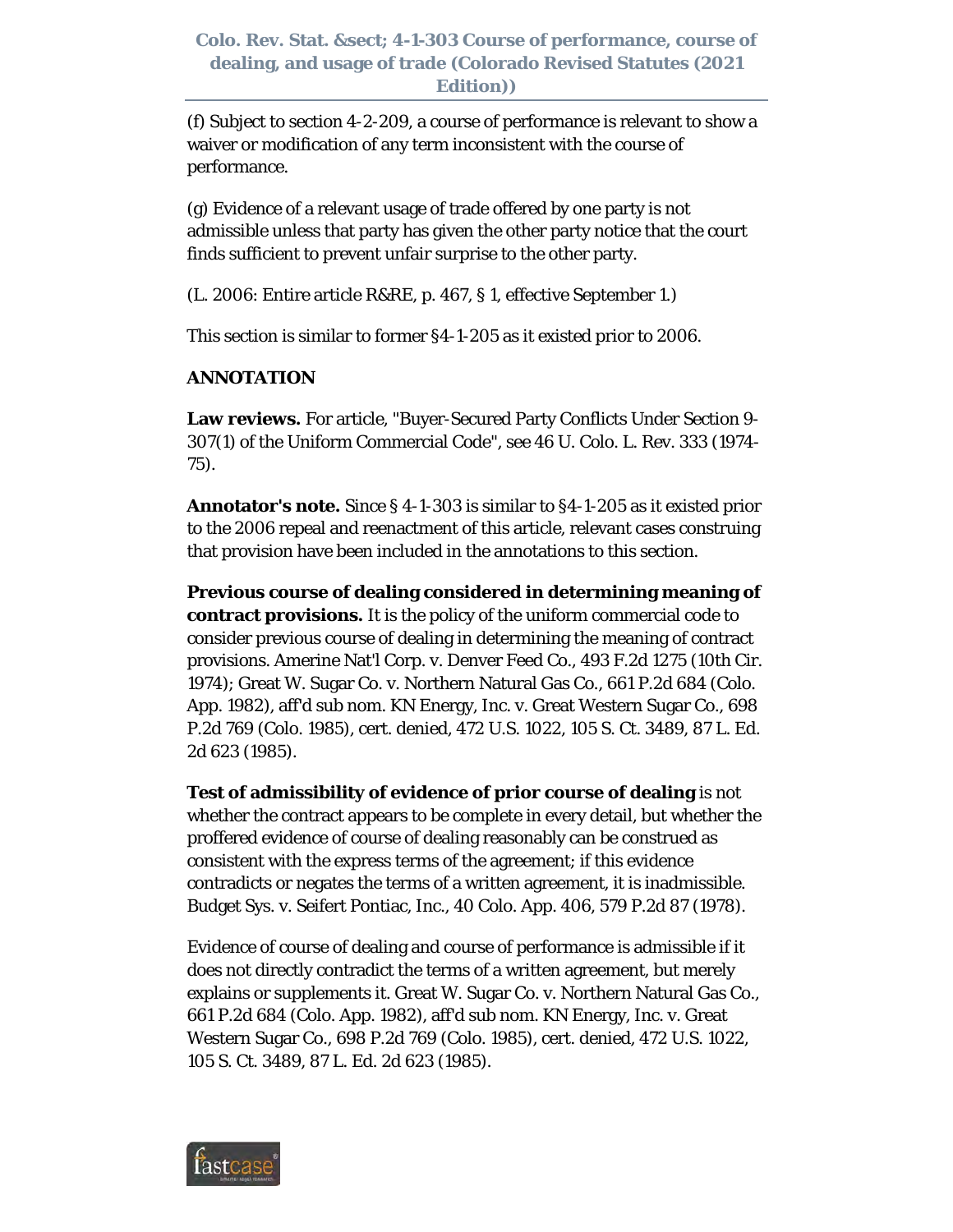(f) Subject to section 4-2-209, a course of performance is relevant to show a waiver or modification of any term inconsistent with the course of performance.

(g) Evidence of a relevant usage of trade offered by one party is not admissible unless that party has given the other party notice that the court finds sufficient to prevent unfair surprise to the other party.

(L. 2006: Entire article R&RE, p. 467, § 1, effective September 1.)

This section is similar to former §4-1-205 as it existed prior to 2006.

**ANNOTATION**

**Law reviews.** For article, "Buyer-Secured Party Conflicts Under Section 9-307(1) of the Uniform Commercial Code", see 46 U. Colo. L. Rev. 333 (1974-75).

**Annotator's note.** Since § 4-1-303 is similar to §4-1-205 as it existed prior to the 2006 repeal and reenactment of this article, relevant cases construing that provision have been included in the annotations to this section.

**Previous course of dealing considered in determining meaning of contract provisions.** It is the policy of the uniform commercial code to consider previous course of dealing in determining the meaning of contract provisions. Amerine Nat'l Corp. v. Denver Feed Co., 493 F.2d 1275 (10th Cir. 1974); Great W. Sugar Co. v. Northern Natural Gas Co., 661 P.2d 684 (Colo. App. 1982), aff'd sub nom. KN Energy, Inc. v. Great Western Sugar Co., 698 P.2d 769 (Colo. 1985), cert. denied, 472 U.S. 1022, 105 S. Ct. 3489, 87 L. Ed. 2d 623 (1985).

**Test of admissibility of evidence of prior course of dealing** is not whether the contract appears to be complete in every detail, but whether the proffered evidence of course of dealing reasonably can be construed as consistent with the express terms of the agreement; if this evidence contradicts or negates the terms of a written agreement, it is inadmissible. Budget Sys. v. Seifert Pontiac, Inc., 40 Colo. App. 406, 579 P.2d 87 (1978).

Evidence of course of dealing and course of performance is admissible if it does not directly contradict the terms of a written agreement, but merely explains or supplements it. Great W. Sugar Co. v. Northern Natural Gas Co., 661 P.2d 684 (Colo. App. 1982), aff'd sub nom. KN Energy, Inc. v. Great Western Sugar Co., 698 P.2d 769 (Colo. 1985), cert. denied, 472 U.S. 1022, 105 S. Ct. 3489, 87 L. Ed. 2d 623 (1985).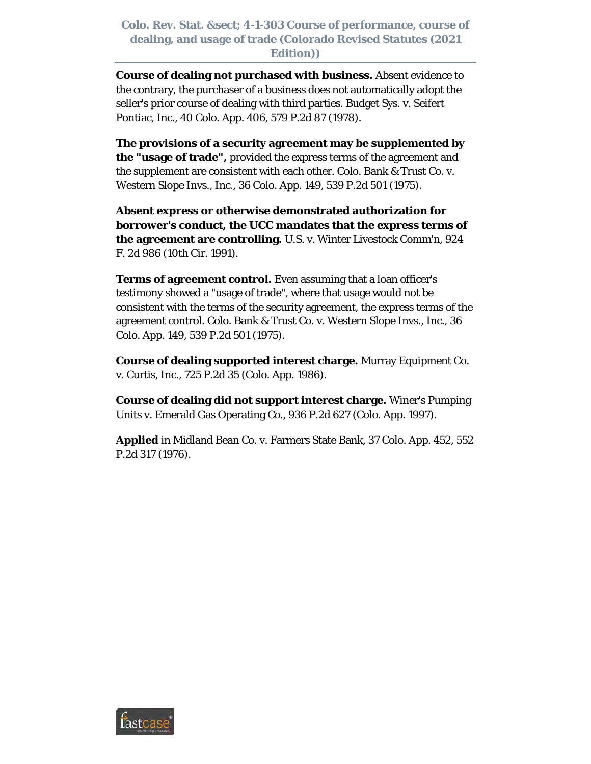**Course of dealing not purchased with business.** Absent evidence to the contrary, the purchaser of a business does not automatically adopt the seller's prior course of dealing with third parties. Budget Sys. v. Seifert Pontiac, Inc., 40 Colo. App. 406, 579 P.2d 87 (1978).

**The provisions of a security agreement may be supplemented by the "usage of trade",** provided the express terms of the agreement and the supplement are consistent with each other. Colo. Bank & Trust Co. v. Western Slope Invs., Inc., 36 Colo. App. 149, 539 P.2d 501 (1975).

**Absent express or otherwise demonstrated authorization for borrower's conduct, the UCC mandates that the express terms of the agreement are controlling.** U.S. v. Winter Livestock Comm'n, 924 F. 2d 986 (10th Cir. 1991).

**Terms of agreement control.** Even assuming that a loan officer's testimony showed a "usage of trade", where that usage would not be consistent with the terms of the security agreement, the express terms of the agreement control. Colo. Bank & Trust Co. v. Western Slope Invs., Inc., 36 Colo. App. 149, 539 P.2d 501 (1975).

**Course of dealing supported interest charge.** Murray Equipment Co. v. Curtis, Inc., 725 P.2d 35 (Colo. App. 1986).

**Course of dealing did not support interest charge.** Winer's Pumping Units v. Emerald Gas Operating Co., 936 P.2d 627 (Colo. App. 1997).

**Applied** in Midland Bean Co. v. Farmers State Bank, 37 Colo. App. 452, 552 P.2d 317 (1976).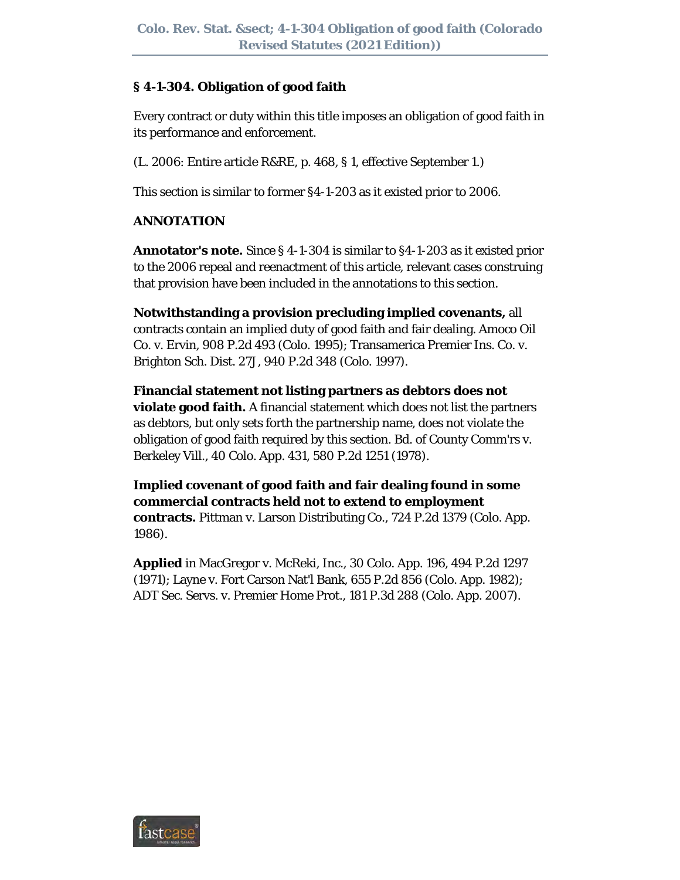## § 4-1-304. Obligation of good faith

Every contract or duty within this title imposes an obligation of good faith in its performance and enforcement.

(L. 2006: Entire article R&RE, p. 468, § 1, effective September 1.)

This section is similar to former §4-1-203 as it existed prior to 2006.

### ANNOTATION

**Annotator's note.** Since § 4-1-304 is similar to §4-1-203 as it existed prior to the 2006 repeal and reenactment of this article, relevant cases construing that provision have been included in the annotations to this section.

**Notwithstanding a provision precluding implied covenants,** all contracts contain an implied duty of good faith and fair dealing. Amoco Oil Co. v. Ervin, 908 P.2d 493 (Colo. 1995); Transamerica Premier Ins. Co. v. Brighton Sch. Dist. 27J, 940 P.2d 348 (Colo. 1997).

**Financial statement not listing partners as debtors does not violate good faith.** A financial statement which does not list the partners as debtors, but only sets forth the partnership name, does not violate the obligation of good faith required by this section. Bd. of County Comm'rs v. Berkeley Vill., 40 Colo. App. 431, 580 P.2d 1251 (1978).

**Implied covenant of good faith and fair dealing found in some commercial contracts held not to extend to employment contracts.** Pittman v. Larson Distributing Co., 724 P.2d 1379 (Colo. App. 1986).

**Applied** in MacGregor v. McReki, Inc., 30 Colo. App. 196, 494 P.2d 1297 (1971); Layne v. Fort Carson Nat'l Bank, 655 P.2d 856 (Colo. App. 1982); ADT Sec. Servs. v. Premier Home Prot., 181 P.3d 288 (Colo. App. 2007).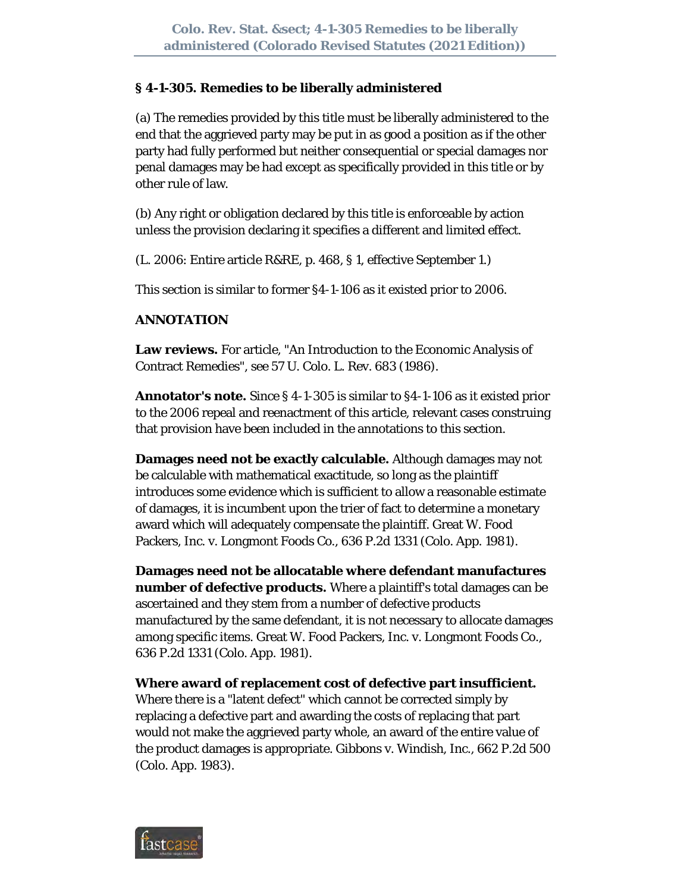## § 4-1-305. Remedies to be liberally administered

(a) The remedies provided by this title must be liberally administered to the end that the aggrieved party may be put in as good a position as if the other party had fully performed but neither consequential or special damages nor penal damages may be had except as specifically provided in this title or by other rule of law.

(b) Any right or obligation declared by this title is enforceable by action unless the provision declaring it specifies a different and limited effect.

(L. 2006: Entire article R&RE, p. 468, § 1, effective September 1.)

This section is similar to former §4-1-106 as it existed prior to 2006.

**ANNOTATION**

**Law reviews.** For article, "An Introduction to the Economic Analysis of Contract Remedies", see 57 U. Colo. L. Rev. 683 (1986).

**Annotator's note.** Since § 4-1-305 is similar to §4-1-106 as it existed prior to the 2006 repeal and reenactment of this article, relevant cases construing that provision have been included in the annotations to this section.

**Damages need not be exactly calculable.** Although damages may not be calculable with mathematical exactitude, so long as the plaintiff introduces some evidence which is sufficient to allow a reasonable estimate of damages, it is incumbent upon the trier of fact to determine a monetary award which will adequately compensate the plaintiff. Great W. Food Packers, Inc. v. Longmont Foods Co., 636 P.2d 1331 (Colo. App. 1981).

**Damages need not be allocatable where defendant manufactures number of defective products.** Where a plaintiff's total damages can be ascertained and they stem from a number of defective products manufactured by the same defendant, it is not necessary to allocate damages among specific items. Great W. Food Packers, Inc. v. Longmont Foods Co., 636 P.2d 1331 (Colo. App. 1981).

**Where award of replacement cost of defective part insufficient.** Where there is a "latent defect" which cannot be corrected simply by replacing a defective part and awarding the costs of replacing that part would not make the aggrieved party whole, an award of the entire value of the product damages is appropriate. Gibbons v. Windish, Inc., 662 P.2d 500 (Colo. App. 1983).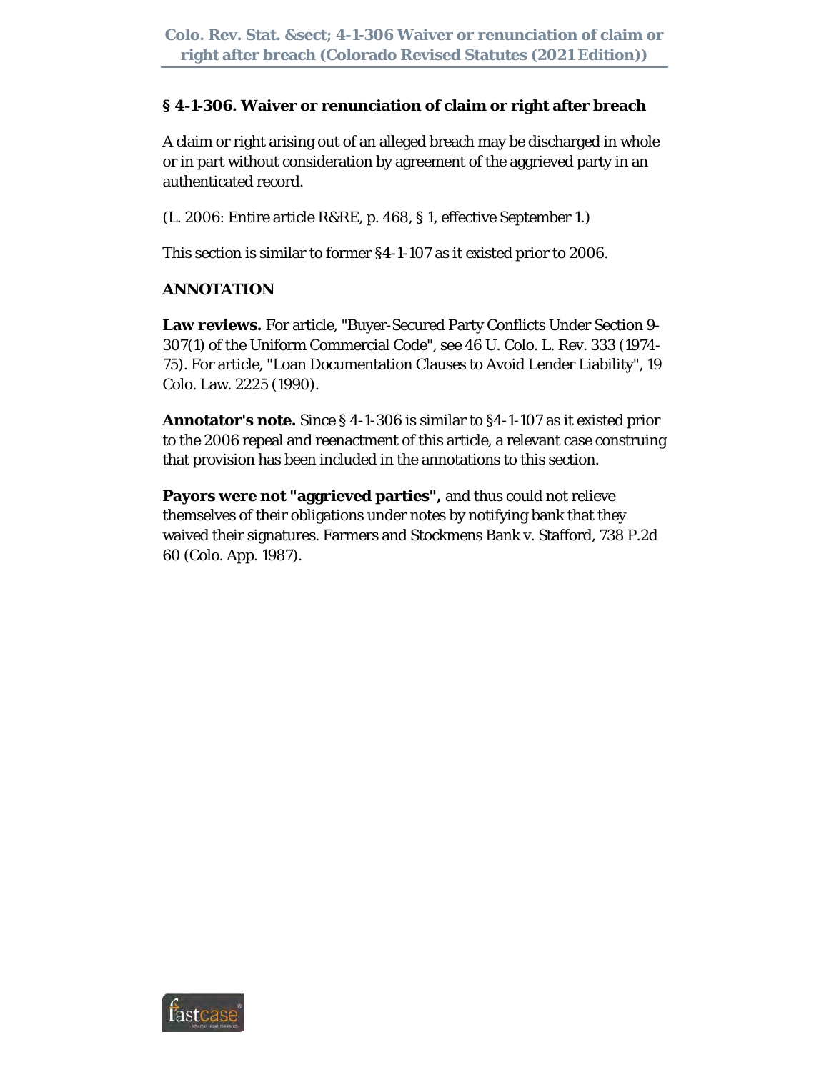## § 4-1-306. Waiver or renunciation of claim or right after breach

A claim or right arising out of an alleged breach may be discharged in whole or in part without consideration by agreement of the aggrieved party in an authenticated record.

(L. 2006: Entire article R&RE, p. 468, § 1, effective September 1.)

This section is similar to former §4-1-107 as it existed prior to 2006.

**ANNOTATION**

**Law reviews.** For article, "Buyer-Secured Party Conflicts Under Section 9-307(1) of the Uniform Commercial Code", see 46 U. Colo. L. Rev. 333 (1974-75). For article, "Loan Documentation Clauses to Avoid Lender Liability", 19 Colo. Law. 2225 (1990).

**Annotator's note.** Since § 4-1-306 is similar to §4-1-107 as it existed prior to the 2006 repeal and reenactment of this article, a relevant case construing that provision has been included in the annotations to this section.

**Payors were not "aggrieved parties",** and thus could not relieve themselves of their obligations under notes by notifying bank that they waived their signatures. Farmers and Stockmens Bank v. Stafford, 738 P.2d 60 (Colo. App. 1987).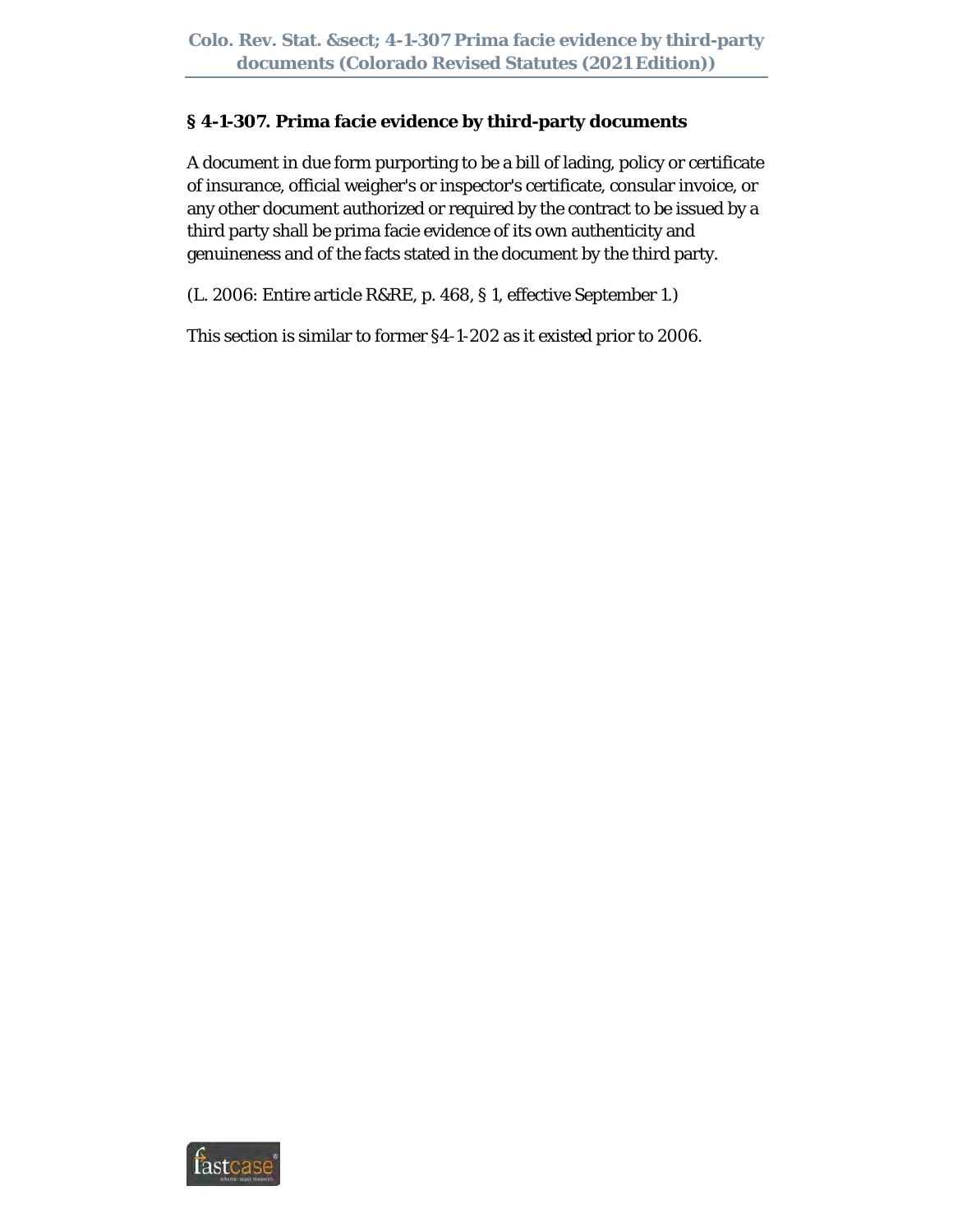## § 4-1-307. Prima facie evidence by third-party documents

A document in due form purporting to be a bill of lading, policy or certificate of insurance, official weigher's or inspector's certificate, consular invoice, or any other document authorized or required by the contract to be issued by a third party shall be prima facie evidence of its own authenticity and genuineness and of the facts stated in the document by the third party.

(L. 2006: Entire article R&RE, p. 468, § 1, effective September 1.)

This section is similar to former §4-1-202 as it existed prior to 2006.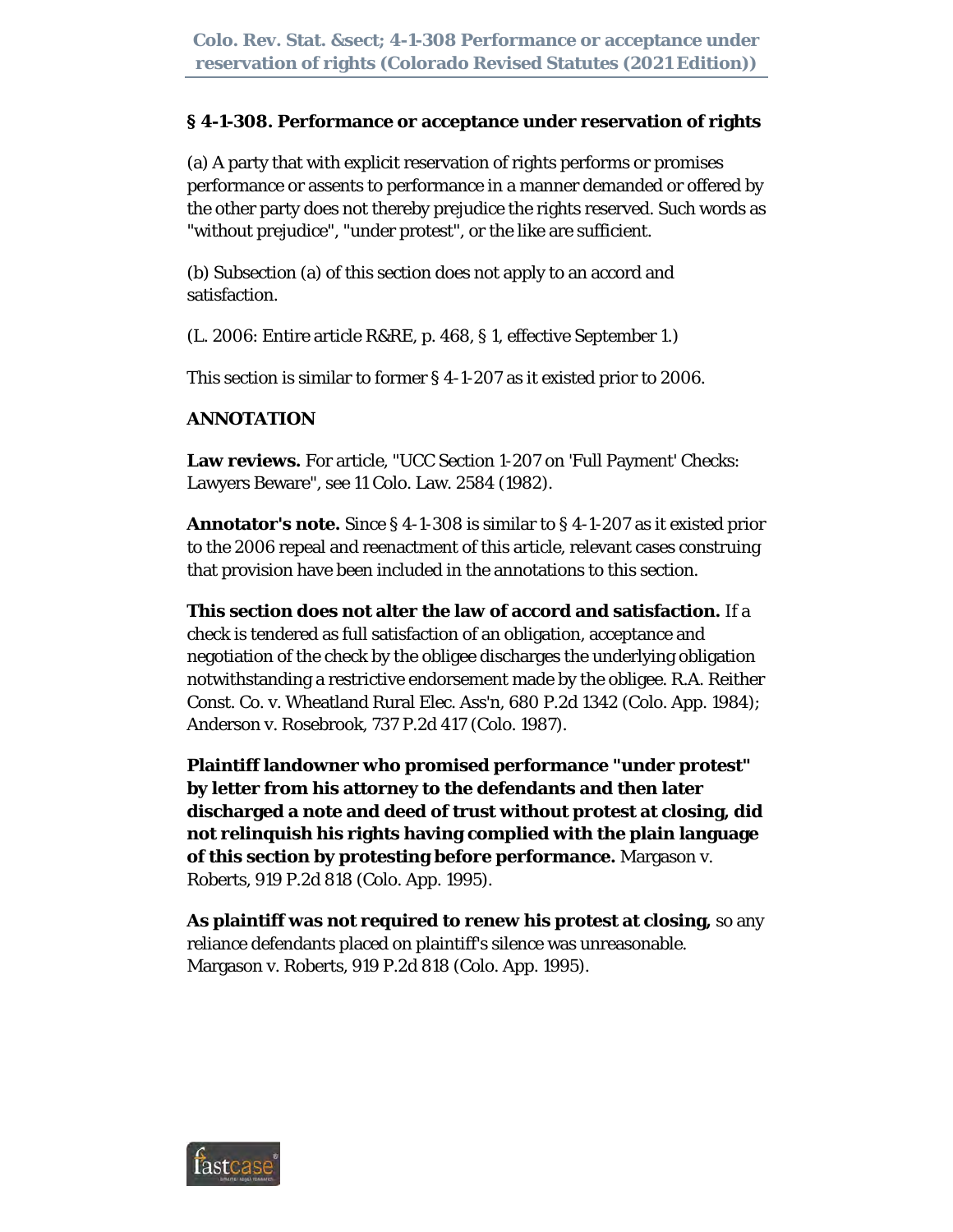### § 4-1-308. Performance or acceptance under reservation of rights

(a) A party that with explicit reservation of rights performs or promises performance or assents to performance in a manner demanded or offered by the other party does not thereby prejudice the rights reserved. Such words as "without prejudice", "under protest", or the like are sufficient.

(b) Subsection (a) of this section does not apply to an accord and satisfaction.

(L. 2006: Entire article R&RE, p. 468, § 1, effective September 1.)

This section is similar to former § 4-1-207 as it existed prior to 2006.

**ANNOTATION**

**Law reviews.** For article, "UCC Section 1-207 on 'Full Payment' Checks: Lawyers Beware", see 11 Colo. Law. 2584 (1982).

**Annotator's note.** Since § 4-1-308 is similar to § 4-1-207 as it existed prior to the 2006 repeal and reenactment of this article, relevant cases construing that provision have been included in the annotations to this section.

**This section does not alter the law of accord and satisfaction.** If a check is tendered as full satisfaction of an obligation, acceptance and negotiation of the check by the obligee discharges the underlying obligation notwithstanding a restrictive endorsement made by the obligee. R.A. Reither Const. Co. v. Wheatland Rural Elec. Ass'n, 680 P.2d 1342 (Colo. App. 1984); Anderson v. Rosebrook, 737 P.2d 417 (Colo. 1987).

**Plaintiff landowner who promised performance "under protest" by letter from his attorney to the defendants and then later discharged a note and deed of trust without protest at closing, did not relinquish his rights having complied with the plain language of this section by protesting before performance.** Margason v. Roberts, 919 P.2d 818 (Colo. App. 1995).

**As plaintiff was not required to renew his protest at closing,** so any reliance defendants placed on plaintiff's silence was unreasonable. Margason v. Roberts, 919 P.2d 818 (Colo. App. 1995).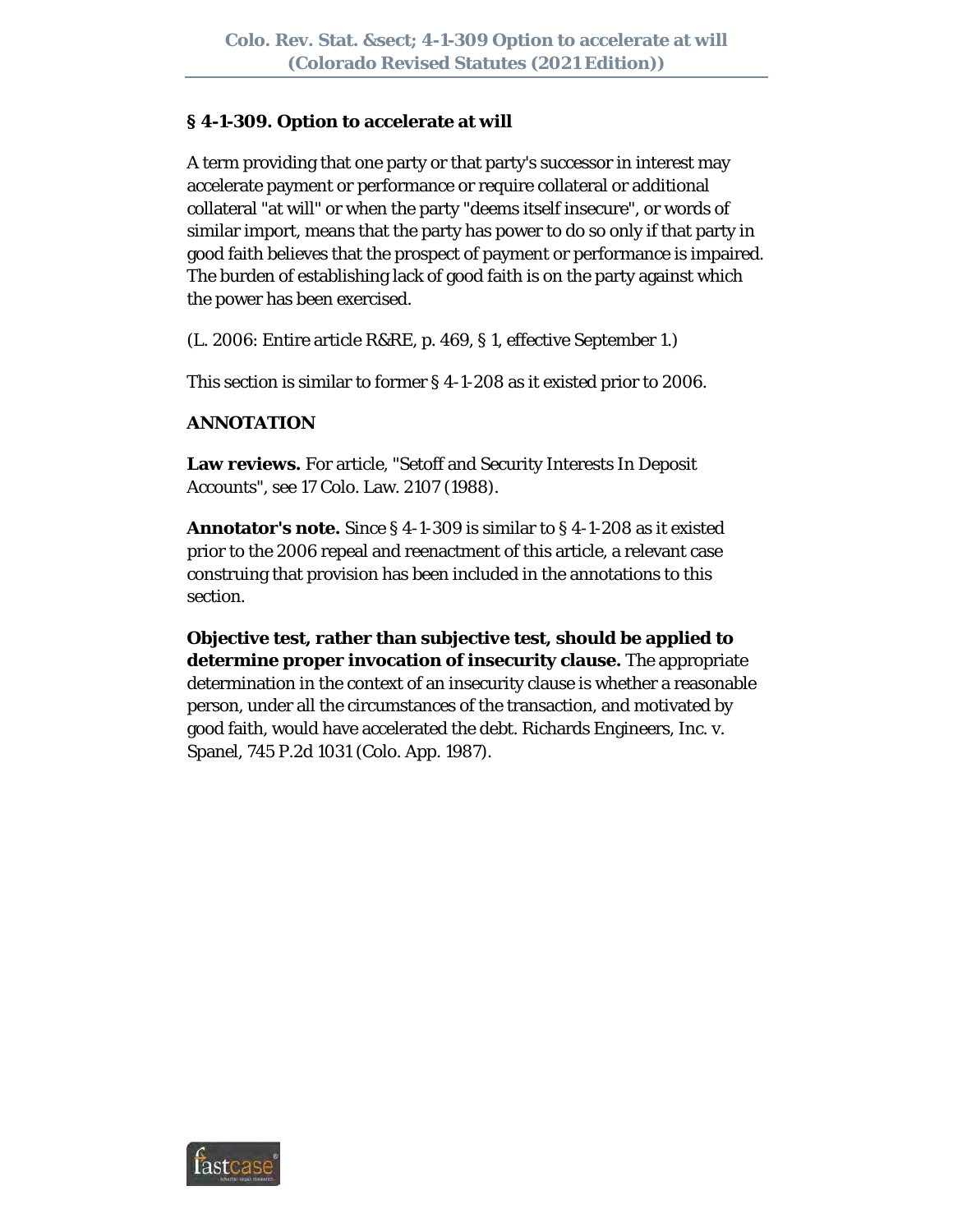### § 4-1-309. Option to accelerate at will

A term providing that one party or that party's successor in interest may accelerate payment or performance or require collateral or additional collateral "at will" or when the party "deems itself insecure", or words of similar import, means that the party has power to do so only if that party in good faith believes that the prospect of payment or performance is impaired. The burden of establishing lack of good faith is on the party against which the power has been exercised.

(L. 2006: Entire article R&RE, p. 469, § 1, effective September 1.)

This section is similar to former § 4-1-208 as it existed prior to 2006.

**ANNOTATION**

**Law reviews.** For article, "Setoff and Security Interests In Deposit Accounts", see 17 Colo. Law. 2107 (1988).

**Annotator's note.** Since § 4-1-309 is similar to § 4-1-208 as it existed prior to the 2006 repeal and reenactment of this article, a relevant case construing that provision has been included in the annotations to this section.

**Objective test, rather than subjective test, should be applied to determine proper invocation of insecurity clause.** The appropriate determination in the context of an insecurity clause is whether a reasonable person, under all the circumstances of the transaction, and motivated by good faith, would have accelerated the debt. Richards Engineers, Inc. v. Spanel, 745 P.2d 1031 (Colo. App. 1987).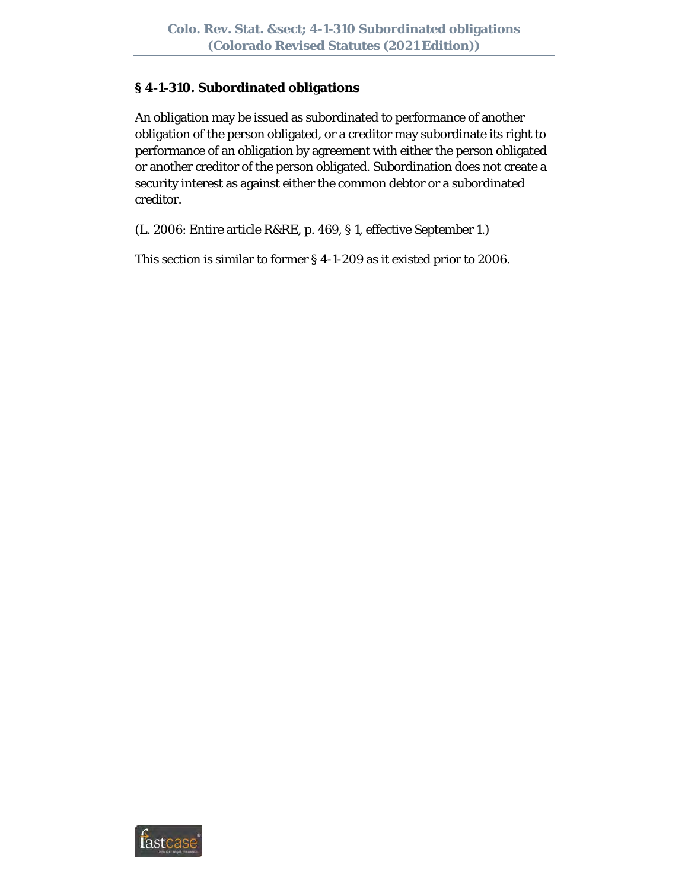## § 4-1-310. Subordinated obligations

An obligation may be issued as subordinated to performance of another obligation of the person obligated, or a creditor may subordinate its right to performance of an obligation by agreement with either the person obligated or another creditor of the person obligated. Subordination does not create a security interest as against either the common debtor or a subordinated creditor.

(L. 2006: Entire article R&RE, p. 469, § 1, effective September 1.)

This section is similar to former § 4-1-209 as it existed prior to 2006.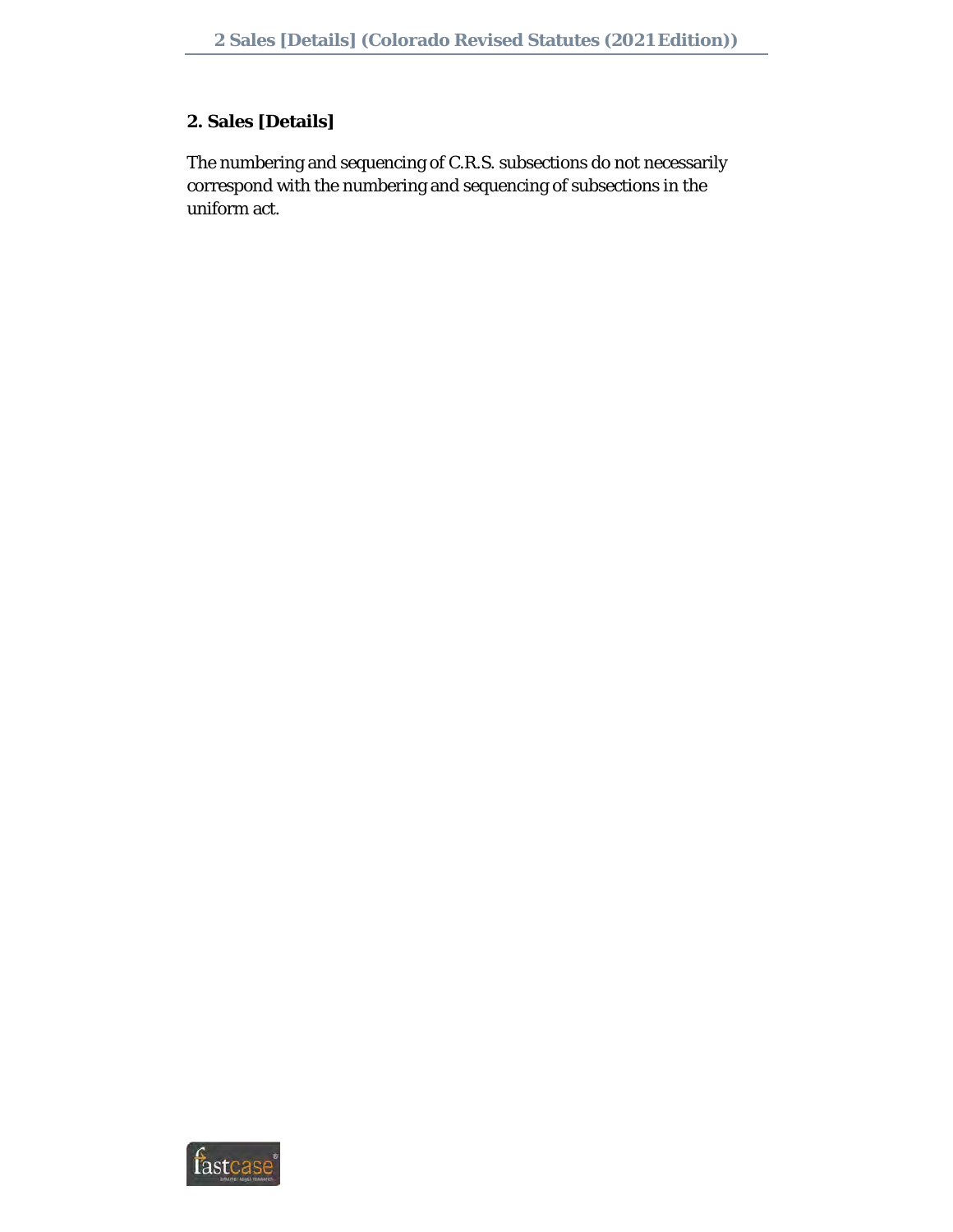## 2. Sales [Details]

The numbering and sequencing of C.R.S. subsections do not necessarily correspond with the numbering and sequencing of subsections in the uniform act.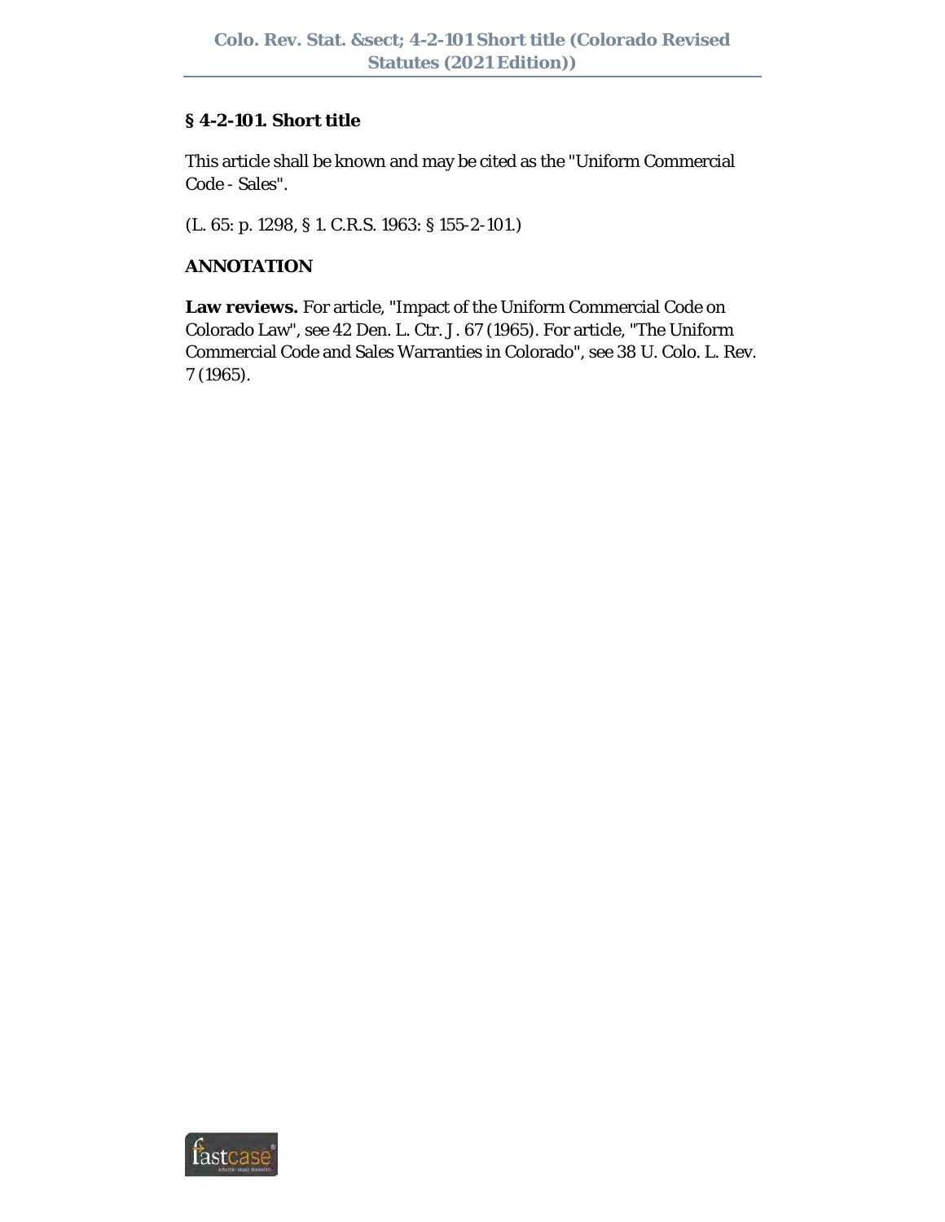## § 4-2-101. Short title

This article shall be known and may be cited as the "Uniform Commercial Code - Sales".

(L. 65: p. 1298, § 1. C.R.S. 1963: § 155-2-101.)

**ANNOTATION**

**Law reviews.** For article, "Impact of the Uniform Commercial Code on Colorado Law", see 42 Den. L. Ctr. J. 67 (1965). For article, "The Uniform Commercial Code and Sales Warranties in Colorado", see 38 U. Colo. L. Rev. 7 (1965).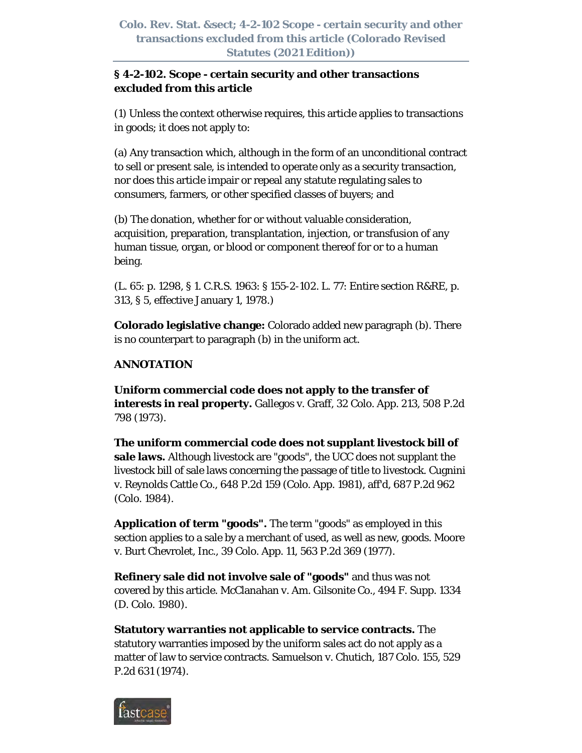## § 4-2-102. Scope - certain security and other transactions excluded from this article

(1) Unless the context otherwise requires, this article applies to transactions in goods; it does not apply to:

(a) Any transaction which, although in the form of an unconditional contract to sell or present sale, is intended to operate only as a security transaction, nor does this article impair or repeal any statute regulating sales to consumers, farmers, or other specified classes of buyers; and

(b) The donation, whether for or without valuable consideration, acquisition, preparation, transplantation, injection, or transfusion of any human tissue, organ, or blood or component thereof for or to a human being.

(L. 65: p. 1298, § 1. C.R.S. 1963: § 155-2-102. L. 77: Entire section R&RE, p. 313, § 5, effective January 1, 1978.)

**Colorado legislative change:** Colorado added new paragraph (b). There is no counterpart to paragraph (b) in the uniform act.

**ANNOTATION**

**Uniform commercial code does not apply to the transfer of interests in real property.** Gallegos v. Graff, 32 Colo. App. 213, 508 P.2d 798 (1973).

**The uniform commercial code does not supplant livestock bill of sale laws.** Although livestock are "goods", the UCC does not supplant the livestock bill of sale laws concerning the passage of title to livestock. Cugnini v. Reynolds Cattle Co., 648 P.2d 159 (Colo. App. 1981), aff'd, 687 P.2d 962 (Colo. 1984).

**Application of term "goods".** The term "goods" as employed in this section applies to a sale by a merchant of used, as well as new, goods. Moore v. Burt Chevrolet, Inc., 39 Colo. App. 11, 563 P.2d 369 (1977).

**Refinery sale did not involve sale of "goods"** and thus was not covered by this article. McClanahan v. Am. Gilsonite Co., 494 F. Supp. 1334 (D. Colo. 1980).

**Statutory warranties not applicable to service contracts.** The statutory warranties imposed by the uniform sales act do not apply as a matter of law to service contracts. Samuelson v. Chutich, 187 Colo. 155, 529 P.2d 631 (1974).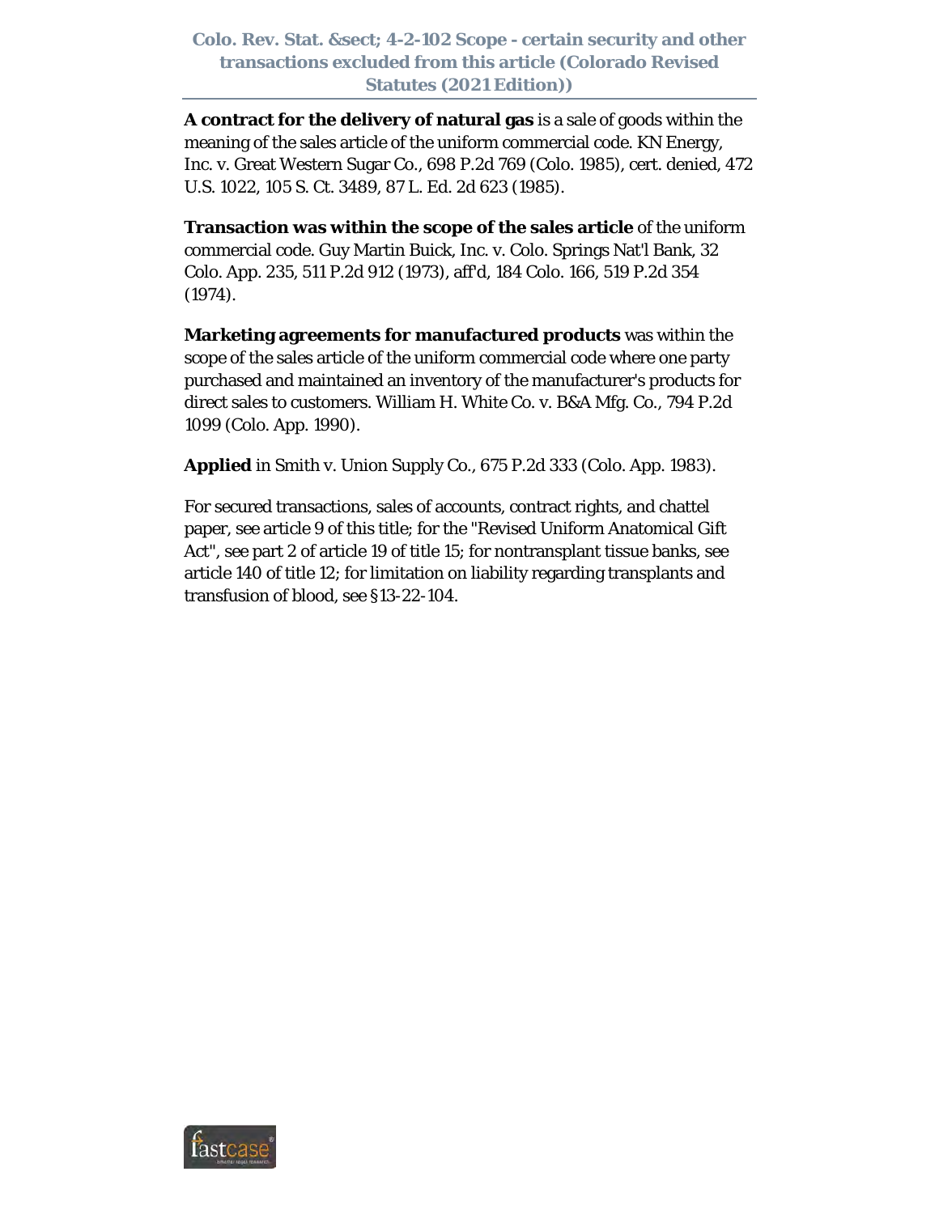**A contract for the delivery of natural gas** is a sale of goods within the meaning of the sales article of the uniform commercial code. KN Energy, Inc. v. Great Western Sugar Co., 698 P.2d 769 (Colo. 1985), cert. denied, 472 U.S. 1022, 105 S. Ct. 3489, 87 L. Ed. 2d 623 (1985).

**Transaction was within the scope of the sales article** of the uniform commercial code. Guy Martin Buick, Inc. v. Colo. Springs Nat'l Bank, 32 Colo. App. 235, 511 P.2d 912 (1973), aff'd, 184 Colo. 166, 519 P.2d 354 (1974).

**Marketing agreements for manufactured products** was within the scope of the sales article of the uniform commercial code where one party purchased and maintained an inventory of the manufacturer's products for direct sales to customers. William H. White Co. v. B&A Mfg. Co., 794 P.2d 1099 (Colo. App. 1990).

**Applied** in Smith v. Union Supply Co., 675 P.2d 333 (Colo. App. 1983).

For secured transactions, sales of accounts, contract rights, and chattel paper, see article 9 of this title; for the "Revised Uniform Anatomical Gift Act", see part 2 of article 19 of title 15; for nontransplant tissue banks, see article 140 of title 12; for limitation on liability regarding transplants and transfusion of blood, see §13-22-104.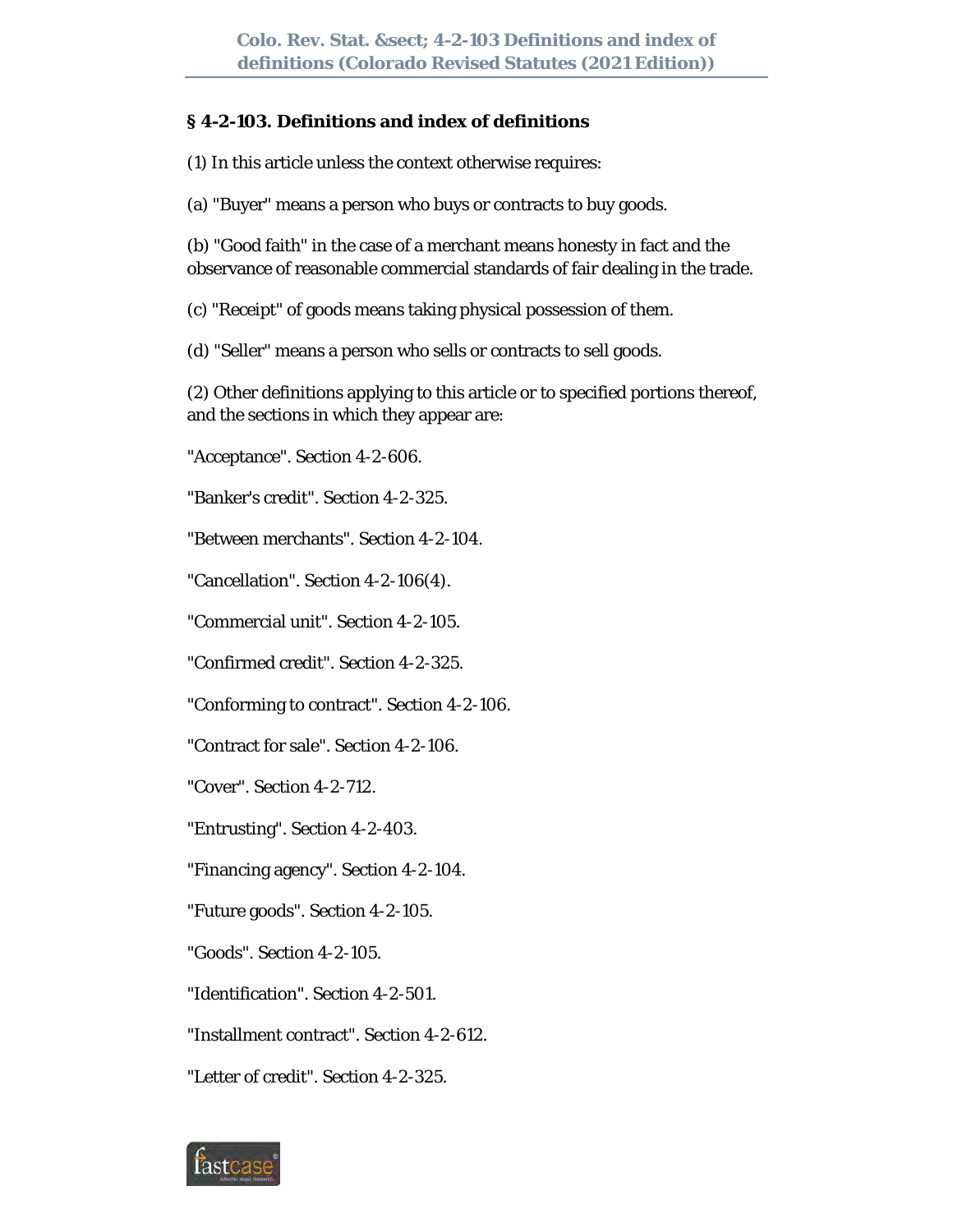### § 4-2-103. Definitions and index of definitions

(1) In this article unless the context otherwise requires:

(a) "Buyer" means a person who buys or contracts to buy goods.

(b) "Good faith" in the case of a merchant means honesty in fact and the observance of reasonable commercial standards of fair dealing in the trade.

(c) "Receipt" of goods means taking physical possession of them.

(d) "Seller" means a person who sells or contracts to sell goods.

(2) Other definitions applying to this article or to specified portions thereof, and the sections in which they appear are:

"Acceptance". Section 4-2-606.

"Banker's credit". Section 4-2-325.

"Between merchants". Section 4-2-104.

"Cancellation". Section 4-2-106(4).

"Commercial unit". Section 4-2-105.

"Confirmed credit". Section 4-2-325.

"Conforming to contract". Section 4-2-106.

"Contract for sale". Section 4-2-106.

"Cover". Section 4-2-712.

"Entrusting". Section 4-2-403.

"Financing agency". Section 4-2-104.

"Future goods". Section 4-2-105.

"Goods". Section 4-2-105.

"Identification". Section 4-2-501.

"Installment contract". Section 4-2-612.

"Letter of credit". Section 4-2-325.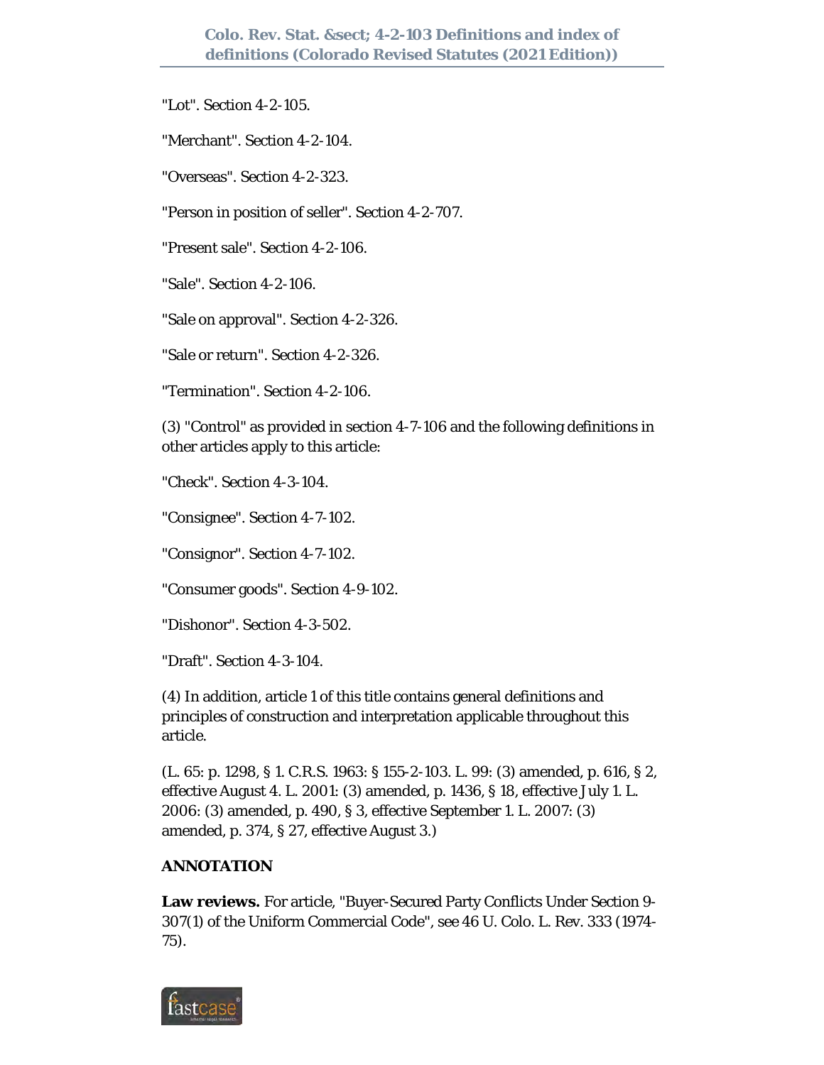"Lot". Section 4-2-105.

"Merchant". Section 4-2-104.

"Overseas". Section 4-2-323.

"Person in position of seller". Section 4-2-707.

"Present sale". Section 4-2-106.

"Sale". Section 4-2-106.

"Sale on approval". Section 4-2-326.

"Sale or return". Section 4-2-326.

"Termination". Section 4-2-106.

(3) "Control" as provided in section 4-7-106 and the following definitions in other articles apply to this article:

"Check". Section 4-3-104.

"Consignee". Section 4-7-102.

"Consignor". Section 4-7-102.

"Consumer goods". Section 4-9-102.

"Dishonor". Section 4-3-502.

"Draft". Section 4-3-104.

(4) In addition, article 1 of this title contains general definitions and principles of construction and interpretation applicable throughout this article.

(L. 65: p. 1298, § 1. C.R.S. 1963: § 155-2-103. L. 99: (3) amended, p. 616, § 2, effective August 4. L. 2001: (3) amended, p. 1436, § 18, effective July 1. L. 2006: (3) amended, p. 490, § 3, effective September 1. L. 2007: (3) amended, p. 374, § 27, effective August 3.)

**ANNOTATION**

**Law reviews.** For article, "Buyer-Secured Party Conflicts Under Section 9-307(1) of the Uniform Commercial Code", see 46 U. Colo. L. Rev. 333 (1974-75).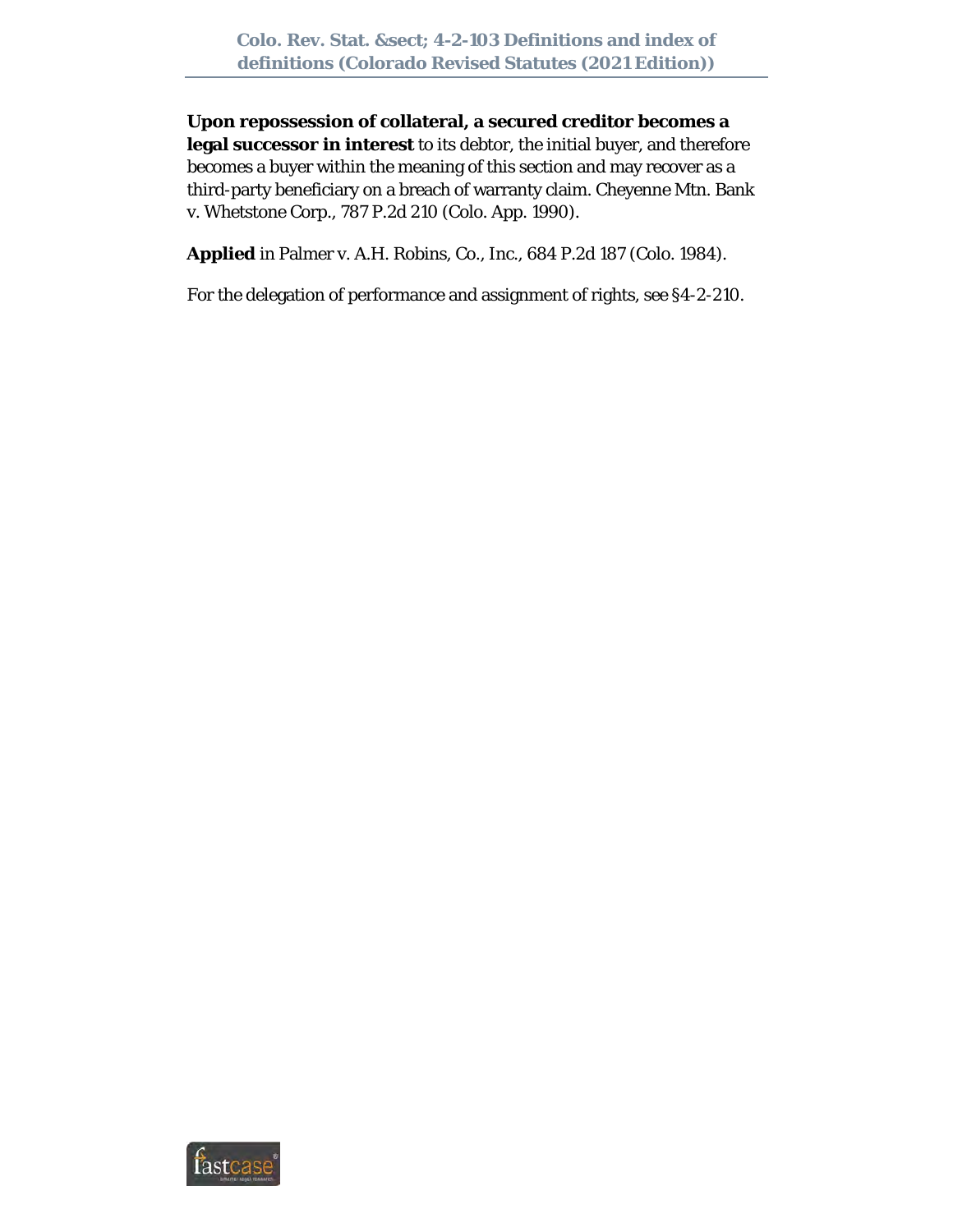**Upon repossession of collateral, a secured creditor becomes a legal successor in interest** to its debtor, the initial buyer, and therefore becomes a buyer within the meaning of this section and may recover as a third-party beneficiary on a breach of warranty claim. Cheyenne Mtn. Bank v. Whetstone Corp., 787 P.2d 210 (Colo. App. 1990).

**Applied** in Palmer v. A.H. Robins, Co., Inc., 684 P.2d 187 (Colo. 1984).

For the delegation of performance and assignment of rights, see §4-2-210.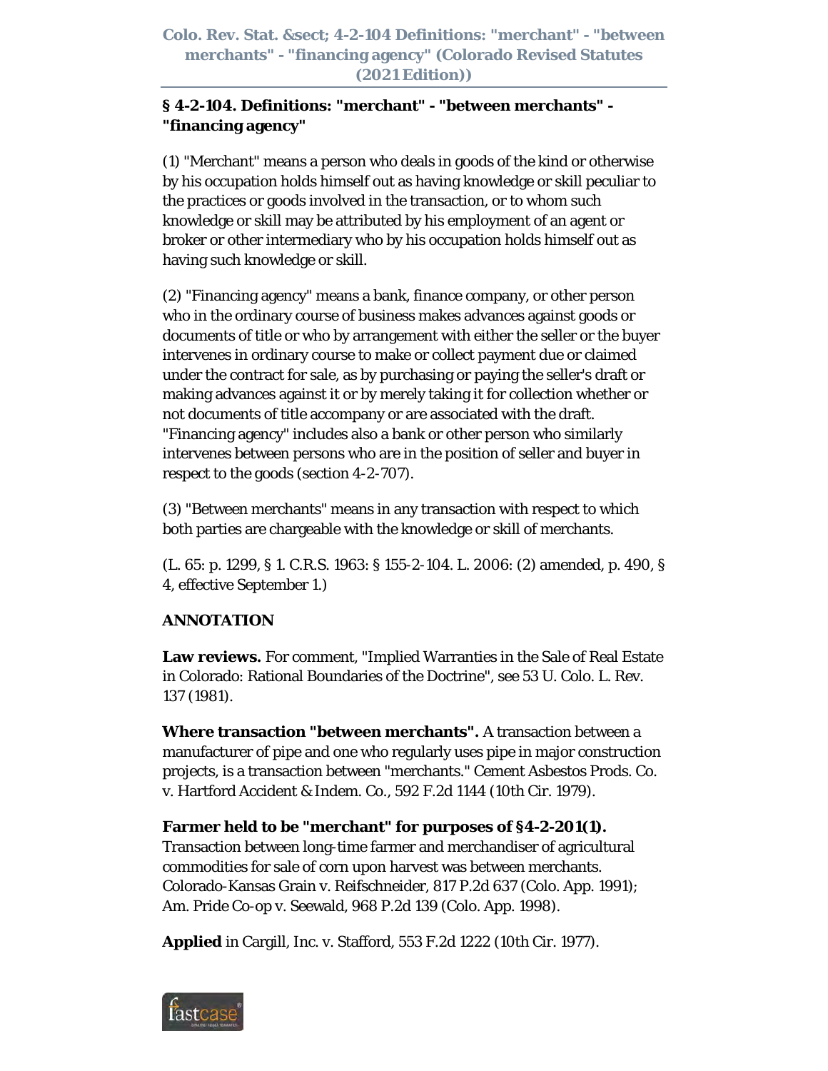## § 4-2-104. Definitions: "merchant" - "between merchants" - "financing agency"

(1) "Merchant" means a person who deals in goods of the kind or otherwise by his occupation holds himself out as having knowledge or skill peculiar to the practices or goods involved in the transaction, or to whom such knowledge or skill may be attributed by his employment of an agent or broker or other intermediary who by his occupation holds himself out as having such knowledge or skill.

(2) "Financing agency" means a bank, finance company, or other person who in the ordinary course of business makes advances against goods or documents of title or who by arrangement with either the seller or the buyer intervenes in ordinary course to make or collect payment due or claimed under the contract for sale, as by purchasing or paying the seller's draft or making advances against it or by merely taking it for collection whether or not documents of title accompany or are associated with the draft. "Financing agency" includes also a bank or other person who similarly intervenes between persons who are in the position of seller and buyer in respect to the goods (section 4-2-707).

(3) "Between merchants" means in any transaction with respect to which both parties are chargeable with the knowledge or skill of merchants.

(L. 65: p. 1299, § 1. C.R.S. 1963: § 155-2-104. L. 2006: (2) amended, p. 490, § 4, effective September 1.)

**ANNOTATION**

**Law reviews.** For comment, "Implied Warranties in the Sale of Real Estate in Colorado: Rational Boundaries of the Doctrine", see 53 U. Colo. L. Rev. 137 (1981).

**Where transaction "between merchants".** A transaction between a manufacturer of pipe and one who regularly uses pipe in major construction projects, is a transaction between "merchants." Cement Asbestos Prods. Co. v. Hartford Accident & Indem. Co., 592 F.2d 1144 (10th Cir. 1979).

**Farmer held to be "merchant" for purposes of §4-2-201(1).** Transaction between long-time farmer and merchandiser of agricultural commodities for sale of corn upon harvest was between merchants. Colorado-Kansas Grain v. Reifschneider, 817 P.2d 637 (Colo. App. 1991); Am. Pride Co-op v. Seewald, 968 P.2d 139 (Colo. App. 1998).

**Applied** in Cargill, Inc. v. Stafford, 553 F.2d 1222 (10th Cir. 1977).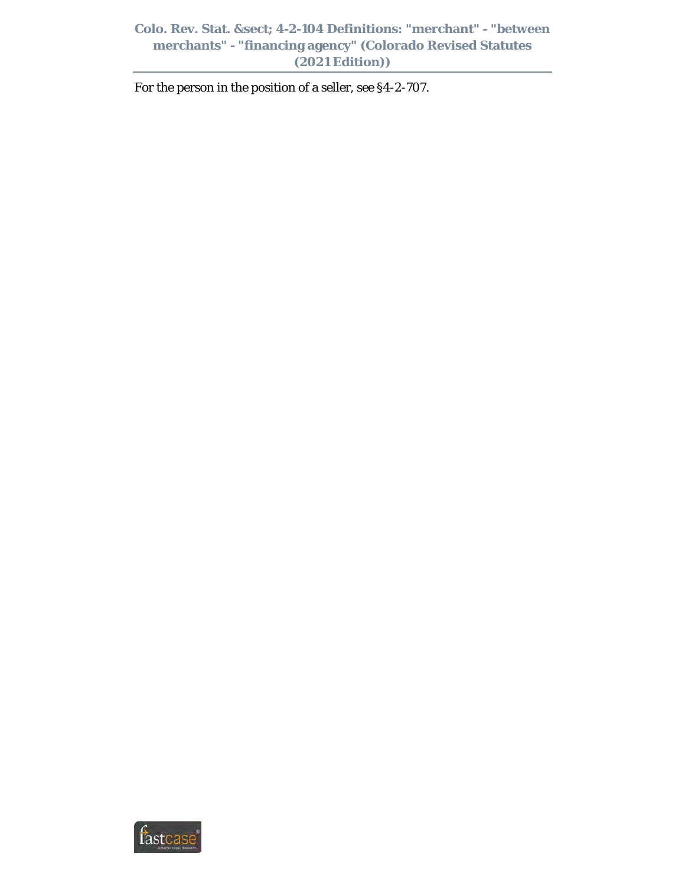For the person in the position of a seller, see §4-2-707.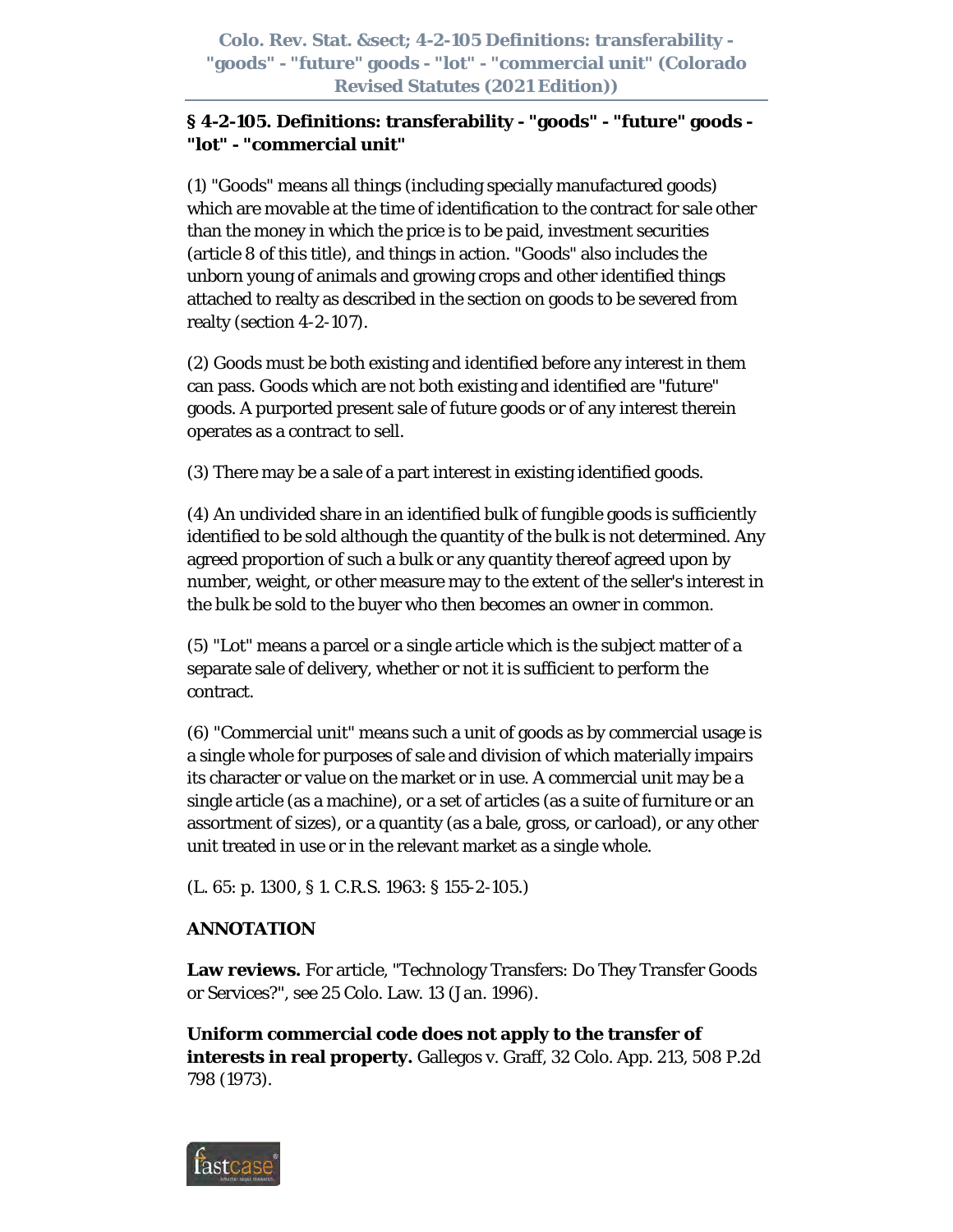## § 4-2-105. Definitions: transferability - "goods" - "future" goods - "lot" - "commercial unit"

(1) "Goods" means all things (including specially manufactured goods) which are movable at the time of identification to the contract for sale other than the money in which the price is to be paid, investment securities (article 8 of this title), and things in action. "Goods" also includes the unborn young of animals and growing crops and other identified things attached to realty as described in the section on goods to be severed from realty (section 4-2-107).

(2) Goods must be both existing and identified before any interest in them can pass. Goods which are not both existing and identified are "future" goods. A purported present sale of future goods or of any interest therein operates as a contract to sell.

(3) There may be a sale of a part interest in existing identified goods.

(4) An undivided share in an identified bulk of fungible goods is sufficiently identified to be sold although the quantity of the bulk is not determined. Any agreed proportion of such a bulk or any quantity thereof agreed upon by number, weight, or other measure may to the extent of the seller's interest in the bulk be sold to the buyer who then becomes an owner in common.

(5) "Lot" means a parcel or a single article which is the subject matter of a separate sale of delivery, whether or not it is sufficient to perform the contract.

(6) "Commercial unit" means such a unit of goods as by commercial usage is a single whole for purposes of sale and division of which materially impairs its character or value on the market or in use. A commercial unit may be a single article (as a machine), or a set of articles (as a suite of furniture or an assortment of sizes), or a quantity (as a bale, gross, or carload), or any other unit treated in use or in the relevant market as a single whole.

(L. 65: p. 1300, § 1. C.R.S. 1963: § 155-2-105.)

**ANNOTATION**

**Law reviews.** For article, "Technology Transfers: Do They Transfer Goods or Services?", see 25 Colo. Law. 13 (Jan. 1996).

**Uniform commercial code does not apply to the transfer of interests in real property.** Gallegos v. Graff, 32 Colo. App. 213, 508 P.2d 798 (1973).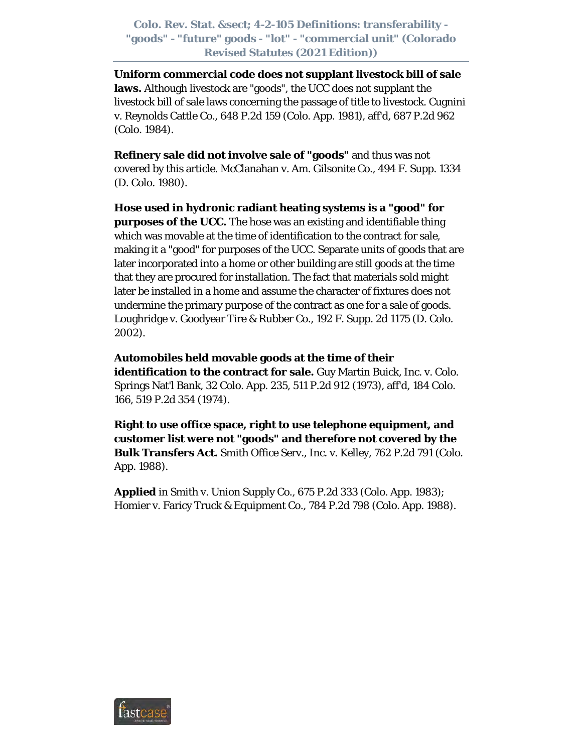**Uniform commercial code does not supplant livestock bill of sale laws.** Although livestock are "goods", the UCC does not supplant the livestock bill of sale laws concerning the passage of title to livestock. Cugnini v. Reynolds Cattle Co., 648 P.2d 159 (Colo. App. 1981), aff'd, 687 P.2d 962 (Colo. 1984).

**Refinery sale did not involve sale of "goods"** and thus was not covered by this article. McClanahan v. Am. Gilsonite Co., 494 F. Supp. 1334 (D. Colo. 1980).

**Hose used in hydronic radiant heating systems is a "good" for purposes of the UCC.** The hose was an existing and identifiable thing which was movable at the time of identification to the contract for sale, making it a "good" for purposes of the UCC. Separate units of goods that are later incorporated into a home or other building are still goods at the time that they are procured for installation. The fact that materials sold might later be installed in a home and assume the character of fixtures does not undermine the primary purpose of the contract as one for a sale of goods. Loughridge v. Goodyear Tire & Rubber Co., 192 F. Supp. 2d 1175 (D. Colo. 2002).

**Automobiles held movable goods at the time of their identification to the contract for sale.** Guy Martin Buick, Inc. v. Colo. Springs Nat'l Bank, 32 Colo. App. 235, 511 P.2d 912 (1973), aff'd, 184 Colo. 166, 519 P.2d 354 (1974).

**Right to use office space, right to use telephone equipment, and customer list were not "goods" and therefore not covered by the Bulk Transfers Act.** Smith Office Serv., Inc. v. Kelley, 762 P.2d 791 (Colo. App. 1988).

**Applied** in Smith v. Union Supply Co., 675 P.2d 333 (Colo. App. 1983); Homier v. Faricy Truck & Equipment Co., 784 P.2d 798 (Colo. App. 1988).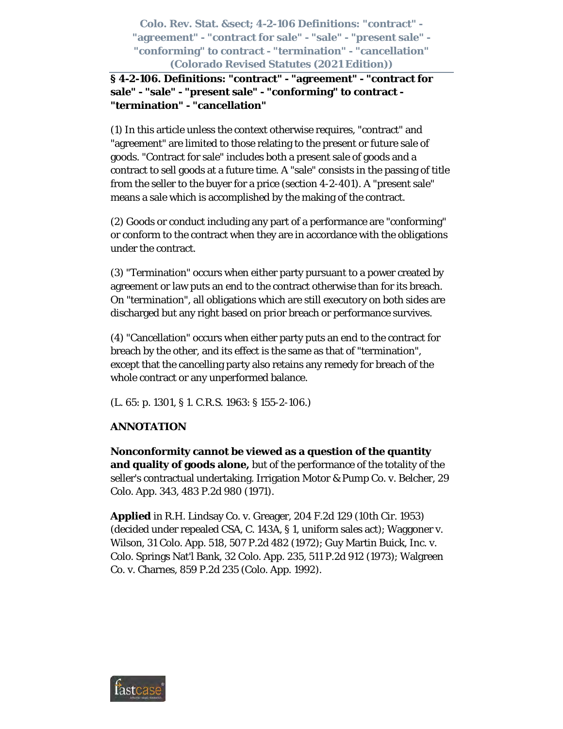## § 4-2-106. Definitions: "contract" - "agreement" - "contract for sale" - "sale" - "present sale" - "conforming" to contract - "termination" - "cancellation"

(1) In this article unless the context otherwise requires, "contract" and "agreement" are limited to those relating to the present or future sale of goods. "Contract for sale" includes both a present sale of goods and a contract to sell goods at a future time. A "sale" consists in the passing of title from the seller to the buyer for a price (section 4-2-401). A "present sale" means a sale which is accomplished by the making of the contract.

(2) Goods or conduct including any part of a performance are "conforming" or conform to the contract when they are in accordance with the obligations under the contract.

(3) "Termination" occurs when either party pursuant to a power created by agreement or law puts an end to the contract otherwise than for its breach. On "termination", all obligations which are still executory on both sides are discharged but any right based on prior breach or performance survives.

(4) "Cancellation" occurs when either party puts an end to the contract for breach by the other, and its effect is the same as that of "termination", except that the cancelling party also retains any remedy for breach of the whole contract or any unperformed balance.

(L. 65: p. 1301, § 1. C.R.S. 1963: § 155-2-106.)

**ANNOTATION**

**Nonconformity cannot be viewed as a question of the quantity and quality of goods alone,** but of the performance of the totality of the seller's contractual undertaking. Irrigation Motor & Pump Co. v. Belcher, 29 Colo. App. 343, 483 P.2d 980 (1971).

**Applied** in R.H. Lindsay Co. v. Greager, 204 F.2d 129 (10th Cir. 1953) (decided under repealed CSA, C. 143A, § 1, uniform sales act); Waggoner v. Wilson, 31 Colo. App. 518, 507 P.2d 482 (1972); Guy Martin Buick, Inc. v. Colo. Springs Nat'l Bank, 32 Colo. App. 235, 511 P.2d 912 (1973); Walgreen Co. v. Charnes, 859 P.2d 235 (Colo. App. 1992).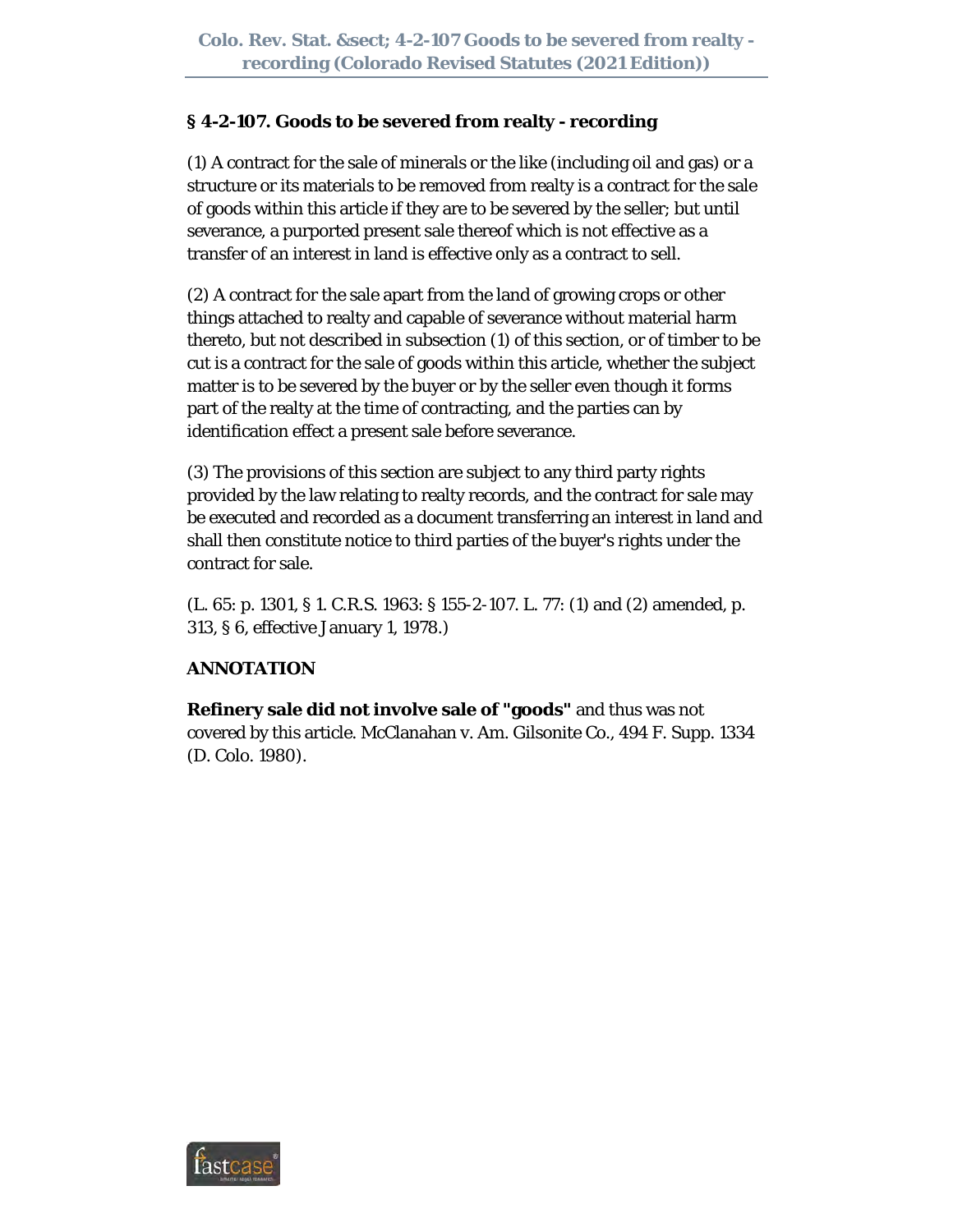### § 4-2-107. Goods to be severed from realty - recording

(1) A contract for the sale of minerals or the like (including oil and gas) or a structure or its materials to be removed from realty is a contract for the sale of goods within this article if they are to be severed by the seller; but until severance, a purported present sale thereof which is not effective as a transfer of an interest in land is effective only as a contract to sell.

(2) A contract for the sale apart from the land of growing crops or other things attached to realty and capable of severance without material harm thereto, but not described in subsection (1) of this section, or of timber to be cut is a contract for the sale of goods within this article, whether the subject matter is to be severed by the buyer or by the seller even though it forms part of the realty at the time of contracting, and the parties can by identification effect a present sale before severance.

(3) The provisions of this section are subject to any third party rights provided by the law relating to realty records, and the contract for sale may be executed and recorded as a document transferring an interest in land and shall then constitute notice to third parties of the buyer's rights under the contract for sale.

(L. 65: p. 1301, § 1. C.R.S. 1963: § 155-2-107. L. 77: (1) and (2) amended, p. 313, § 6, effective January 1, 1978.)

**ANNOTATION**

**Refinery sale did not involve sale of "goods"** and thus was not covered by this article. McClanahan v. Am. Gilsonite Co., 494 F. Supp. 1334 (D. Colo. 1980).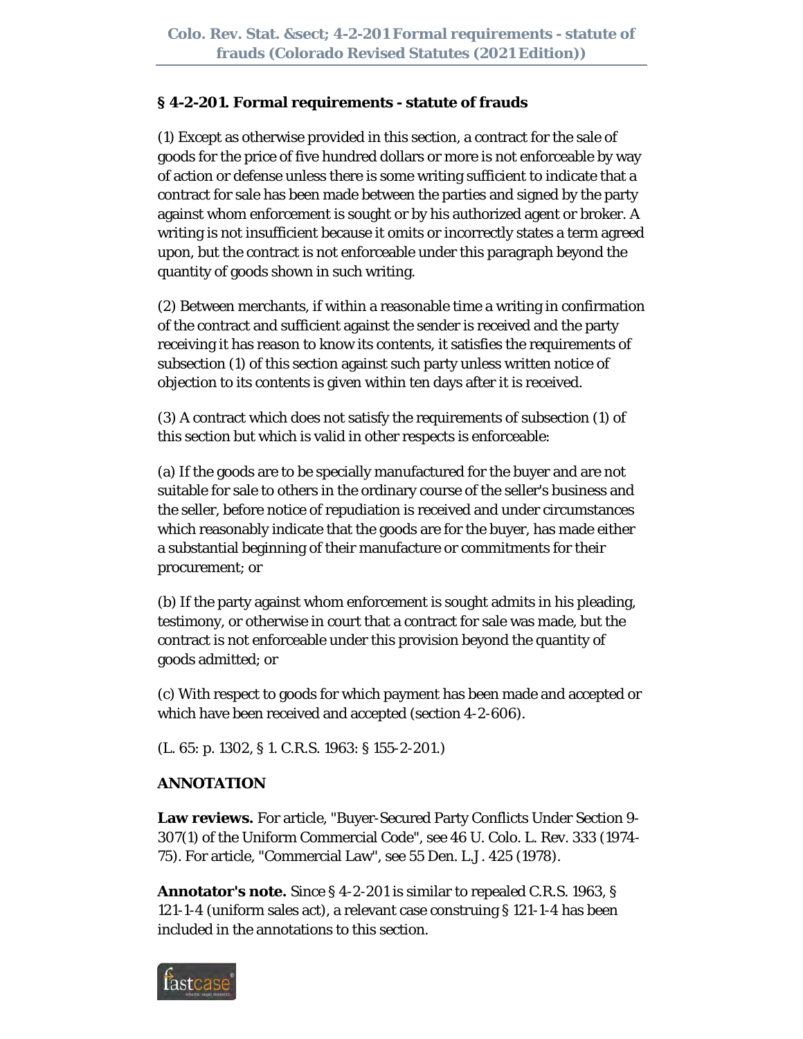## § 4-2-201. Formal requirements - statute of frauds

(1) Except as otherwise provided in this section, a contract for the sale of goods for the price of five hundred dollars or more is not enforceable by way of action or defense unless there is some writing sufficient to indicate that a contract for sale has been made between the parties and signed by the party against whom enforcement is sought or by his authorized agent or broker. A writing is not insufficient because it omits or incorrectly states a term agreed upon, but the contract is not enforceable under this paragraph beyond the quantity of goods shown in such writing.

(2) Between merchants, if within a reasonable time a writing in confirmation of the contract and sufficient against the sender is received and the party receiving it has reason to know its contents, it satisfies the requirements of subsection (1) of this section against such party unless written notice of objection to its contents is given within ten days after it is received.

(3) A contract which does not satisfy the requirements of subsection (1) of this section but which is valid in other respects is enforceable:

(a) If the goods are to be specially manufactured for the buyer and are not suitable for sale to others in the ordinary course of the seller's business and the seller, before notice of repudiation is received and under circumstances which reasonably indicate that the goods are for the buyer, has made either a substantial beginning of their manufacture or commitments for their procurement; or

(b) If the party against whom enforcement is sought admits in his pleading, testimony, or otherwise in court that a contract for sale was made, but the contract is not enforceable under this provision beyond the quantity of goods admitted; or

(c) With respect to goods for which payment has been made and accepted or which have been received and accepted (section 4-2-606).

(L. 65: p. 1302, § 1. C.R.S. 1963: § 155-2-201.)

**ANNOTATION**

**Law reviews.** For article, "Buyer-Secured Party Conflicts Under Section 9-307(1) of the Uniform Commercial Code", see 46 U. Colo. L. Rev. 333 (1974-75). For article, "Commercial Law", see 55 Den. L.J. 425 (1978).

**Annotator's note.** Since § 4-2-201 is similar to repealed C.R.S. 1963, § 121-1-4 (uniform sales act), a relevant case construing § 121-1-4 has been included in the annotations to this section.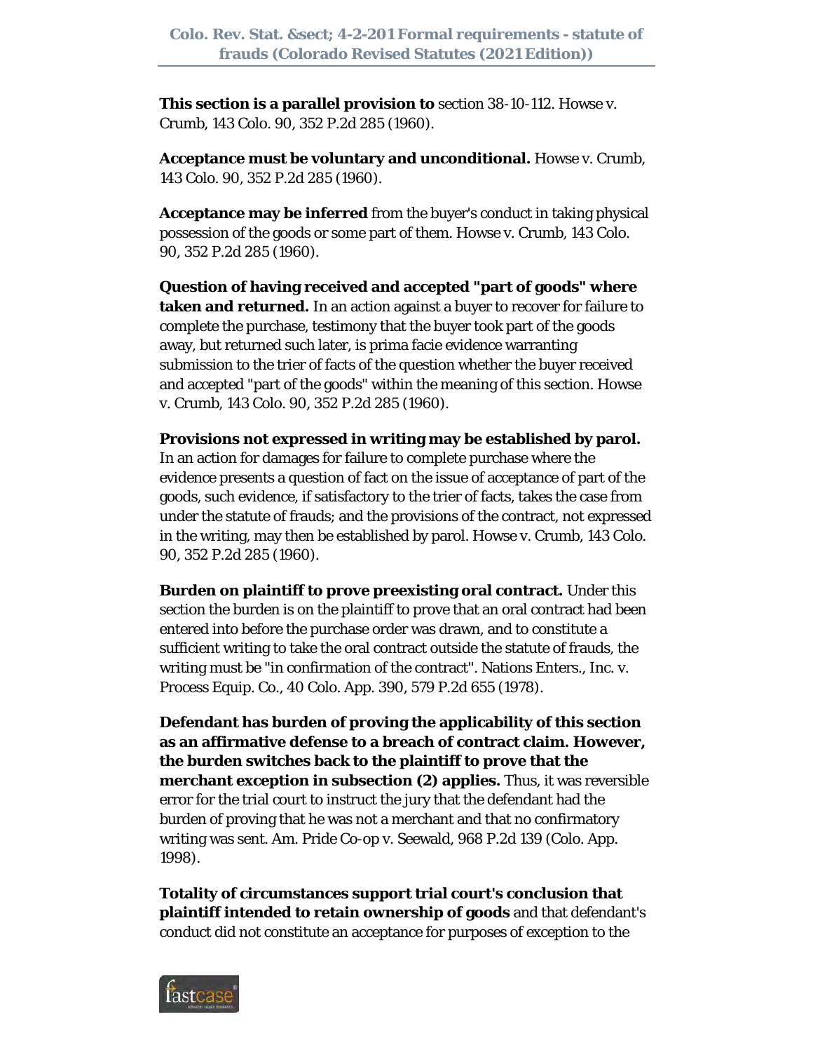**This section is a parallel provision to** section 38-10-112. Howse v. Crumb, 143 Colo. 90, 352 P.2d 285 (1960).

**Acceptance must be voluntary and unconditional.** Howse v. Crumb, 143 Colo. 90, 352 P.2d 285 (1960).

**Acceptance may be inferred** from the buyer's conduct in taking physical possession of the goods or some part of them. Howse v. Crumb, 143 Colo. 90, 352 P.2d 285 (1960).

**Question of having received and accepted "part of goods" where taken and returned.** In an action against a buyer to recover for failure to complete the purchase, testimony that the buyer took part of the goods away, but returned such later, is prima facie evidence warranting submission to the trier of facts of the question whether the buyer received and accepted "part of the goods" within the meaning of this section. Howse v. Crumb, 143 Colo. 90, 352 P.2d 285 (1960).

**Provisions not expressed in writing may be established by parol.** In an action for damages for failure to complete purchase where the evidence presents a question of fact on the issue of acceptance of part of the goods, such evidence, if satisfactory to the trier of facts, takes the case from under the statute of frauds; and the provisions of the contract, not expressed in the writing, may then be established by parol. Howse v. Crumb, 143 Colo. 90, 352 P.2d 285 (1960).

**Burden on plaintiff to prove preexisting oral contract.** Under this section the burden is on the plaintiff to prove that an oral contract had been entered into before the purchase order was drawn, and to constitute a sufficient writing to take the oral contract outside the statute of frauds, the writing must be "in confirmation of the contract". Nations Enters., Inc. v. Process Equip. Co., 40 Colo. App. 390, 579 P.2d 655 (1978).

**Defendant has burden of proving the applicability of this section as an affirmative defense to a breach of contract claim. However, the burden switches back to the plaintiff to prove that the merchant exception in subsection (2) applies.** Thus, it was reversible error for the trial court to instruct the jury that the defendant had the burden of proving that he was not a merchant and that no confirmatory writing was sent. Am. Pride Co-op v. Seewald, 968 P.2d 139 (Colo. App. 1998).

**Totality of circumstances support trial court's conclusion that plaintiff intended to retain ownership of goods** and that defendant's conduct did not constitute an acceptance for purposes of exception to the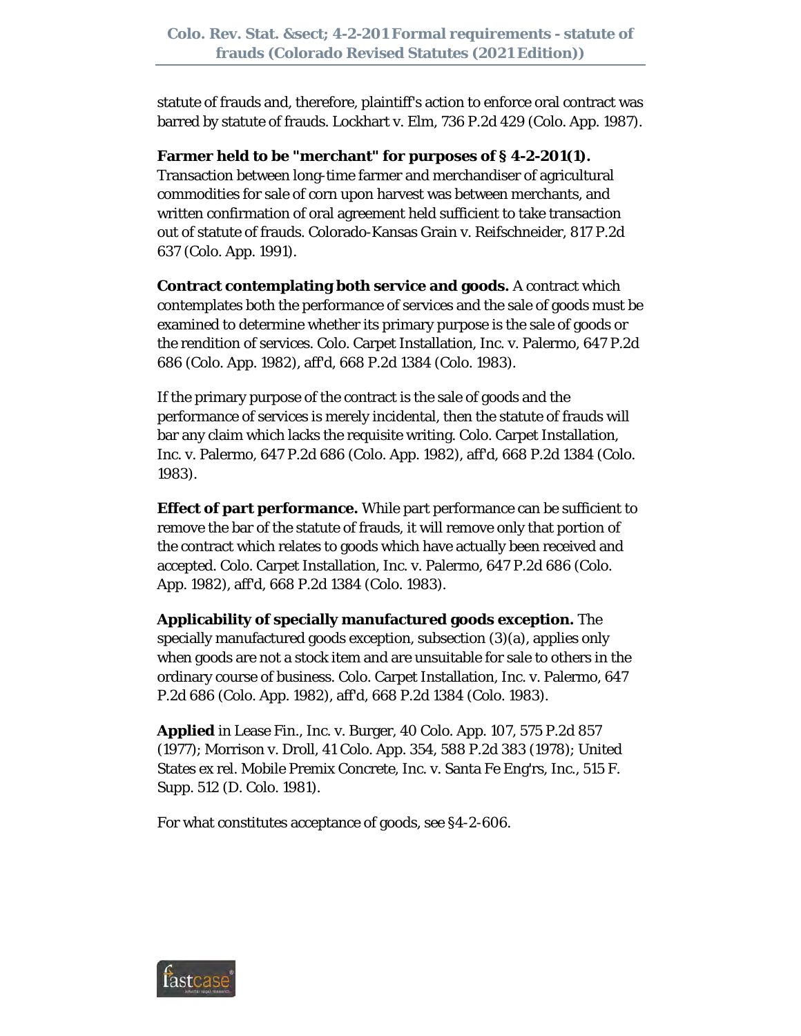statute of frauds and, therefore, plaintiff's action to enforce oral contract was barred by statute of frauds. Lockhart v. Elm, 736 P.2d 429 (Colo. App. 1987).

**Farmer held to be "merchant" for purposes of § 4-2-201(1).** Transaction between long-time farmer and merchandiser of agricultural commodities for sale of corn upon harvest was between merchants, and written confirmation of oral agreement held sufficient to take transaction out of statute of frauds. Colorado-Kansas Grain v. Reifschneider, 817 P.2d 637 (Colo. App. 1991).

**Contract contemplating both service and goods.** A contract which contemplates both the performance of services and the sale of goods must be examined to determine whether its primary purpose is the sale of goods or the rendition of services. Colo. Carpet Installation, Inc. v. Palermo, 647 P.2d 686 (Colo. App. 1982), aff'd, 668 P.2d 1384 (Colo. 1983).

If the primary purpose of the contract is the sale of goods and the performance of services is merely incidental, then the statute of frauds will bar any claim which lacks the requisite writing. Colo. Carpet Installation, Inc. v. Palermo, 647 P.2d 686 (Colo. App. 1982), aff'd, 668 P.2d 1384 (Colo. 1983).

**Effect of part performance.** While part performance can be sufficient to remove the bar of the statute of frauds, it will remove only that portion of the contract which relates to goods which have actually been received and accepted. Colo. Carpet Installation, Inc. v. Palermo, 647 P.2d 686 (Colo. App. 1982), aff'd, 668 P.2d 1384 (Colo. 1983).

**Applicability of specially manufactured goods exception.** The specially manufactured goods exception, subsection (3)(a), applies only when goods are not a stock item and are unsuitable for sale to others in the ordinary course of business. Colo. Carpet Installation, Inc. v. Palermo, 647 P.2d 686 (Colo. App. 1982), aff'd, 668 P.2d 1384 (Colo. 1983).

**Applied** in Lease Fin., Inc. v. Burger, 40 Colo. App. 107, 575 P.2d 857 (1977); Morrison v. Droll, 41 Colo. App. 354, 588 P.2d 383 (1978); United States ex rel. Mobile Premix Concrete, Inc. v. Santa Fe Eng'rs, Inc., 515 F. Supp. 512 (D. Colo. 1981).

For what constitutes acceptance of goods, see §4-2-606.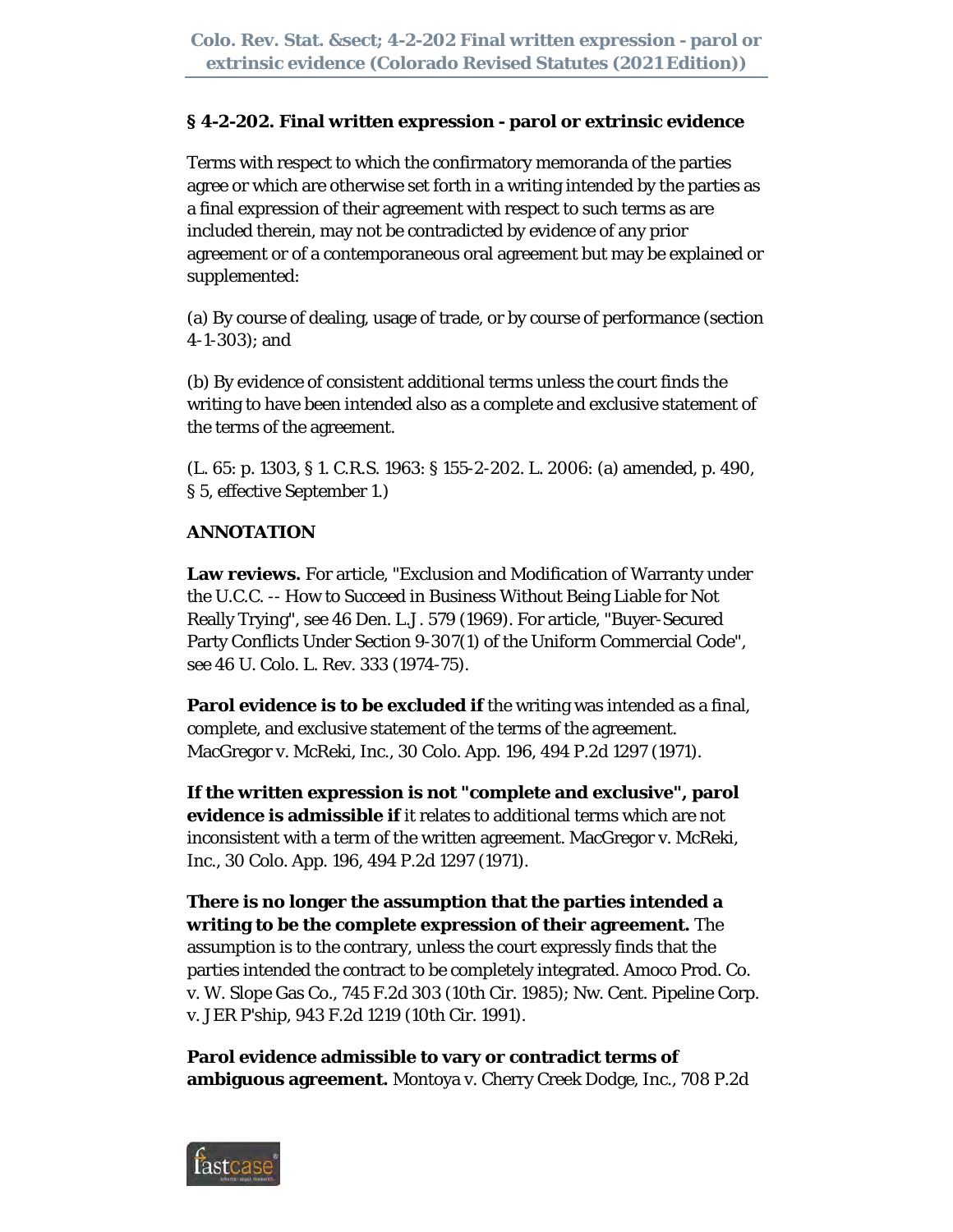### § 4-2-202. Final written expression - parol or extrinsic evidence

Terms with respect to which the confirmatory memoranda of the parties agree or which are otherwise set forth in a writing intended by the parties as a final expression of their agreement with respect to such terms as are included therein, may not be contradicted by evidence of any prior agreement or of a contemporaneous oral agreement but may be explained or supplemented:

(a) By course of dealing, usage of trade, or by course of performance (section 4-1-303); and

(b) By evidence of consistent additional terms unless the court finds the writing to have been intended also as a complete and exclusive statement of the terms of the agreement.

(L. 65: p. 1303, § 1. C.R.S. 1963: § 155-2-202. L. 2006: (a) amended, p. 490, § 5, effective September 1.)

**ANNOTATION**

**Law reviews.** For article, "Exclusion and Modification of Warranty under the U.C.C. -- How to Succeed in Business Without Being Liable for Not Really Trying", see 46 Den. L.J. 579 (1969). For article, "Buyer-Secured Party Conflicts Under Section 9-307(1) of the Uniform Commercial Code", see 46 U. Colo. L. Rev. 333 (1974-75).

**Parol evidence is to be excluded if** the writing was intended as a final, complete, and exclusive statement of the terms of the agreement. MacGregor v. McReki, Inc., 30 Colo. App. 196, 494 P.2d 1297 (1971).

**If the written expression is not "complete and exclusive", parol evidence is admissible if** it relates to additional terms which are not inconsistent with a term of the written agreement. MacGregor v. McReki, Inc., 30 Colo. App. 196, 494 P.2d 1297 (1971).

**There is no longer the assumption that the parties intended a writing to be the complete expression of their agreement.** The assumption is to the contrary, unless the court expressly finds that the parties intended the contract to be completely integrated. Amoco Prod. Co. v. W. Slope Gas Co., 745 F.2d 303 (10th Cir. 1985); Nw. Cent. Pipeline Corp. v. JER P'ship, 943 F.2d 1219 (10th Cir. 1991).

**Parol evidence admissible to vary or contradict terms of ambiguous agreement.** Montoya v. Cherry Creek Dodge, Inc., 708 P.2d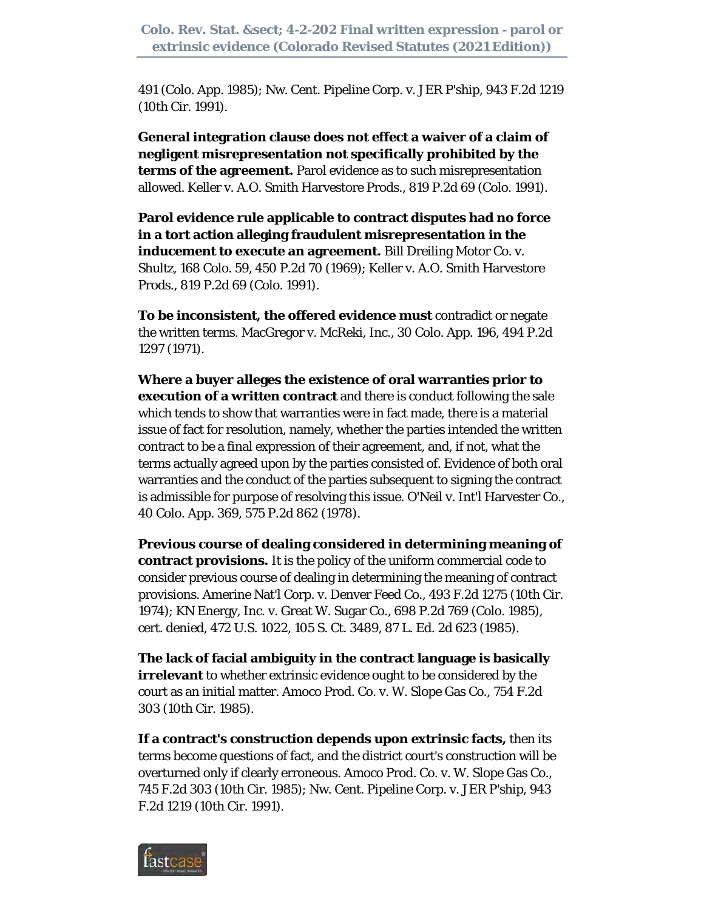491 (Colo. App. 1985); Nw. Cent. Pipeline Corp. v. JER P'ship, 943 F.2d 1219 (10th Cir. 1991).

**General integration clause does not effect a waiver of a claim of negligent misrepresentation not specifically prohibited by the terms of the agreement.** Parol evidence as to such misrepresentation allowed. Keller v. A.O. Smith Harvestore Prods., 819 P.2d 69 (Colo. 1991).

**Parol evidence rule applicable to contract disputes had no force in a tort action alleging fraudulent misrepresentation in the inducement to execute an agreement.** Bill Dreiling Motor Co. v. Shultz, 168 Colo. 59, 450 P.2d 70 (1969); Keller v. A.O. Smith Harvestore Prods., 819 P.2d 69 (Colo. 1991).

**To be inconsistent, the offered evidence must** contradict or negate the written terms. MacGregor v. McReki, Inc., 30 Colo. App. 196, 494 P.2d 1297 (1971).

**Where a buyer alleges the existence of oral warranties prior to execution of a written contract** and there is conduct following the sale which tends to show that warranties were in fact made, there is a material issue of fact for resolution, namely, whether the parties intended the written contract to be a final expression of their agreement, and, if not, what the terms actually agreed upon by the parties consisted of. Evidence of both oral warranties and the conduct of the parties subsequent to signing the contract is admissible for purpose of resolving this issue. O'Neil v. Int'l Harvester Co., 40 Colo. App. 369, 575 P.2d 862 (1978).

**Previous course of dealing considered in determining meaning of contract provisions.** It is the policy of the uniform commercial code to consider previous course of dealing in determining the meaning of contract provisions. Amerine Nat'l Corp. v. Denver Feed Co., 493 F.2d 1275 (10th Cir. 1974); KN Energy, Inc. v. Great W. Sugar Co., 698 P.2d 769 (Colo. 1985), cert. denied, 472 U.S. 1022, 105 S. Ct. 3489, 87 L. Ed. 2d 623 (1985).

**The lack of facial ambiguity in the contract language is basically irrelevant** to whether extrinsic evidence ought to be considered by the court as an initial matter. Amoco Prod. Co. v. W. Slope Gas Co., 754 F.2d 303 (10th Cir. 1985).

**If a contract's construction depends upon extrinsic facts,** then its terms become questions of fact, and the district court's construction will be overturned only if clearly erroneous. Amoco Prod. Co. v. W. Slope Gas Co., 745 F.2d 303 (10th Cir. 1985); Nw. Cent. Pipeline Corp. v. JER P'ship, 943 F.2d 1219 (10th Cir. 1991).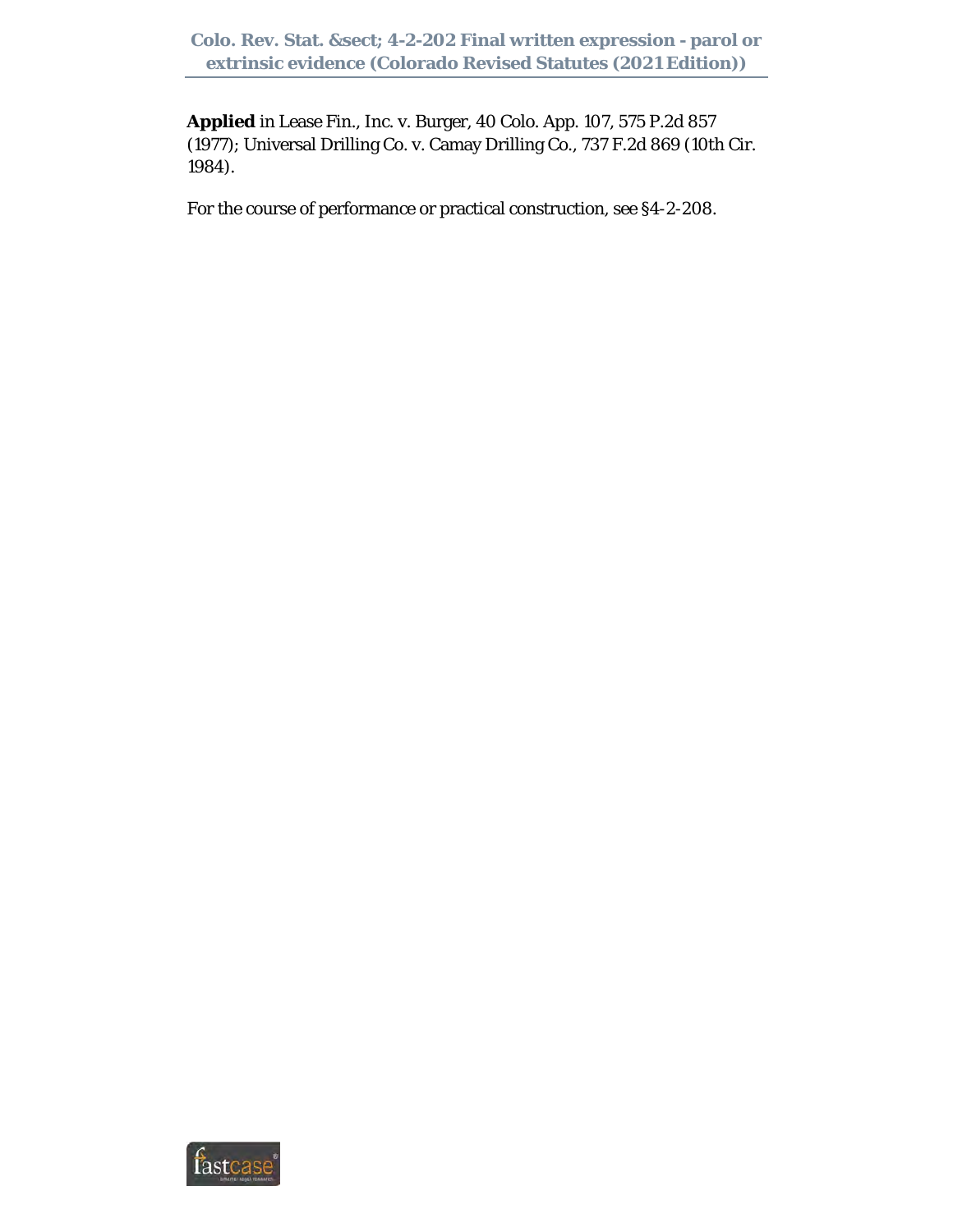**Applied** in Lease Fin., Inc. v. Burger, 40 Colo. App. 107, 575 P.2d 857 (1977); Universal Drilling Co. v. Camay Drilling Co., 737 F.2d 869 (10th Cir. 1984).

For the course of performance or practical construction, see §4-2-208.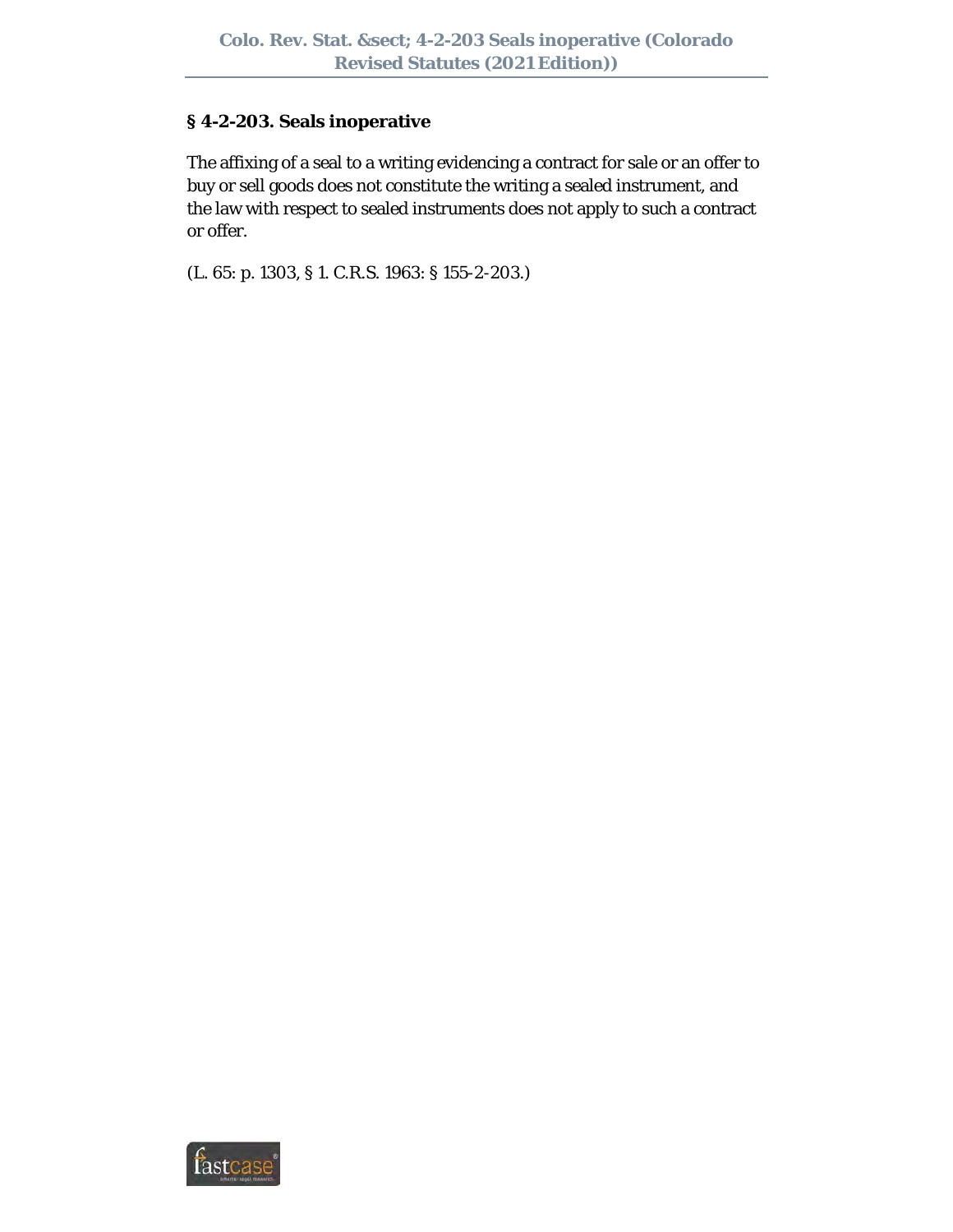## § 4-2-203. Seals inoperative

The affixing of a seal to a writing evidencing a contract for sale or an offer to buy or sell goods does not constitute the writing a sealed instrument, and the law with respect to sealed instruments does not apply to such a contract or offer.

(L. 65: p. 1303, § 1. C.R.S. 1963: § 155-2-203.)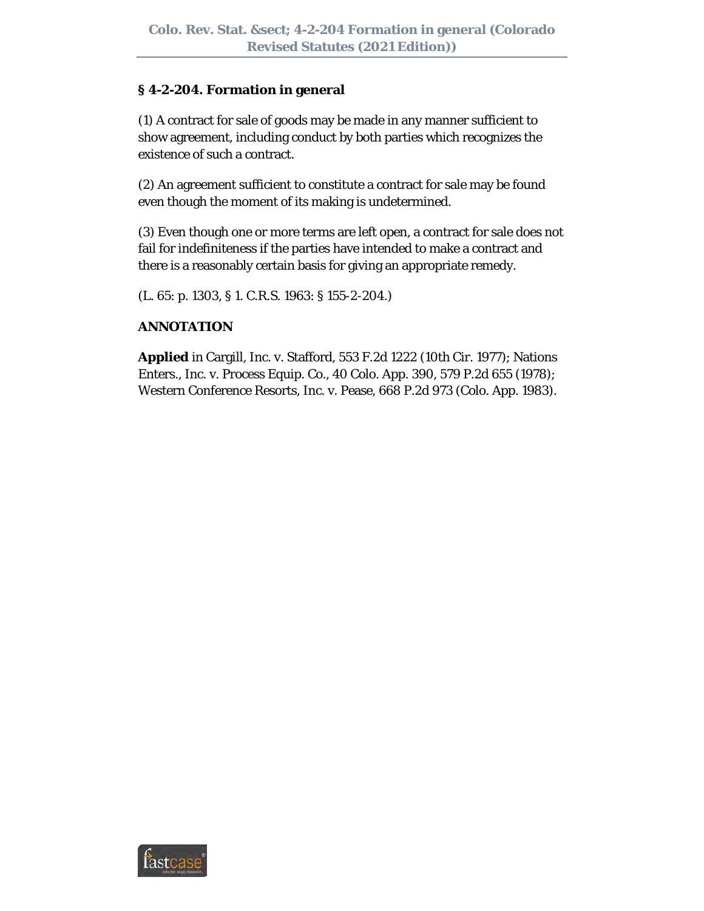## § 4-2-204. Formation in general

(1) A contract for sale of goods may be made in any manner sufficient to show agreement, including conduct by both parties which recognizes the existence of such a contract.

(2) An agreement sufficient to constitute a contract for sale may be found even though the moment of its making is undetermined.

(3) Even though one or more terms are left open, a contract for sale does not fail for indefiniteness if the parties have intended to make a contract and there is a reasonably certain basis for giving an appropriate remedy.

(L. 65: p. 1303, § 1. C.R.S. 1963: § 155-2-204.)

**ANNOTATION**

**Applied** in Cargill, Inc. v. Stafford, 553 F.2d 1222 (10th Cir. 1977); Nations Enters., Inc. v. Process Equip. Co., 40 Colo. App. 390, 579 P.2d 655 (1978); Western Conference Resorts, Inc. v. Pease, 668 P.2d 973 (Colo. App. 1983).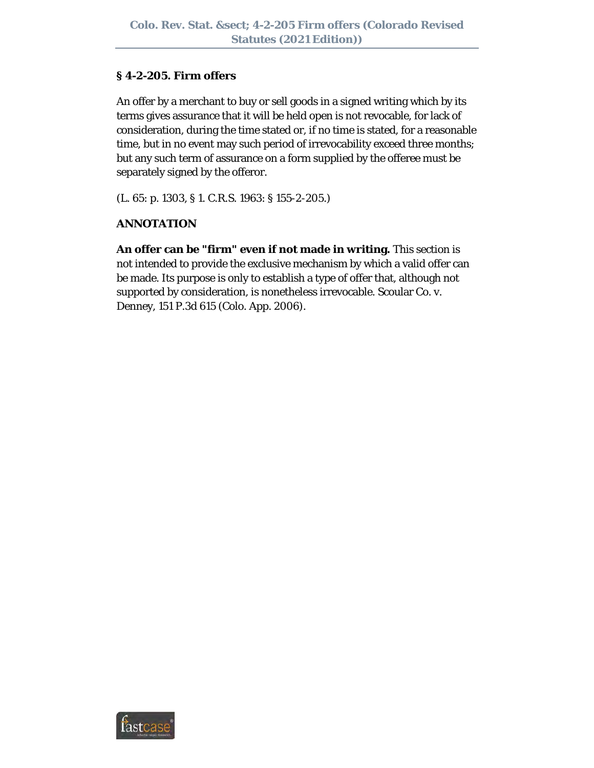## § 4-2-205. Firm offers

An offer by a merchant to buy or sell goods in a signed writing which by its terms gives assurance that it will be held open is not revocable, for lack of consideration, during the time stated or, if no time is stated, for a reasonable time, but in no event may such period of irrevocability exceed three months; but any such term of assurance on a form supplied by the offeree must be separately signed by the offeror.

(L. 65: p. 1303, § 1. C.R.S. 1963: § 155-2-205.)

**ANNOTATION**

**An offer can be "firm" even if not made in writing.** This section is not intended to provide the exclusive mechanism by which a valid offer can be made. Its purpose is only to establish a type of offer that, although not supported by consideration, is nonetheless irrevocable. Scoular Co. v. Denney, 151 P.3d 615 (Colo. App. 2006).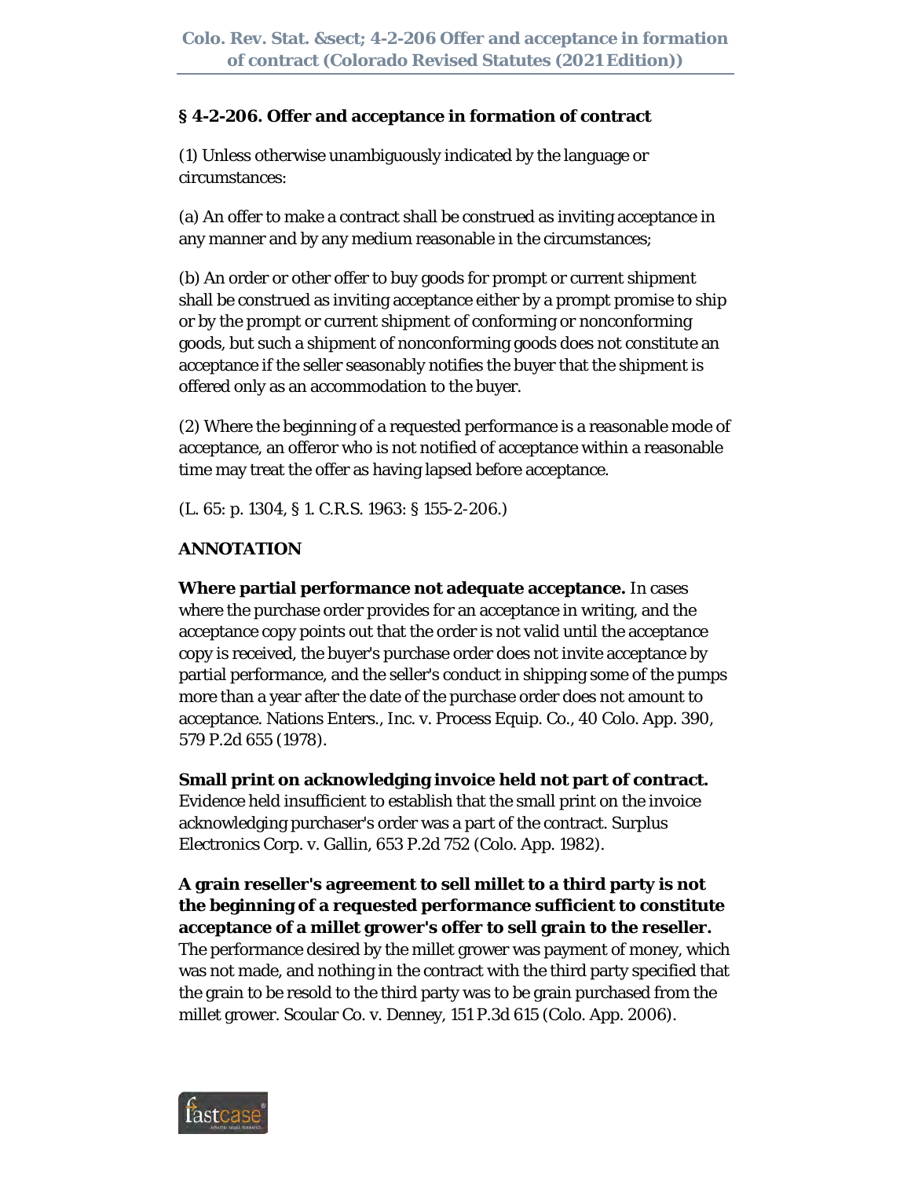# § 4-2-206. Offer and acceptance in formation of contract

(1) Unless otherwise unambiguously indicated by the language or circumstances:

(a) An offer to make a contract shall be construed as inviting acceptance in any manner and by any medium reasonable in the circumstances;

(b) An order or other offer to buy goods for prompt or current shipment shall be construed as inviting acceptance either by a prompt promise to ship or by the prompt or current shipment of conforming or nonconforming goods, but such a shipment of nonconforming goods does not constitute an acceptance if the seller seasonably notifies the buyer that the shipment is offered only as an accommodation to the buyer.

(2) Where the beginning of a requested performance is a reasonable mode of acceptance, an offeror who is not notified of acceptance within a reasonable time may treat the offer as having lapsed before acceptance.

(L. 65: p. 1304, § 1. C.R.S. 1963: § 155-2-206.)

## ANNOTATION

**Where partial performance not adequate acceptance.** In cases where the purchase order provides for an acceptance in writing, and the acceptance copy points out that the order is not valid until the acceptance copy is received, the buyer's purchase order does not invite acceptance by partial performance, and the seller's conduct in shipping some of the pumps more than a year after the date of the purchase order does not amount to acceptance. Nations Enters., Inc. v. Process Equip. Co., 40 Colo. App. 390, 579 P.2d 655 (1978).

**Small print on acknowledging invoice held not part of contract.** Evidence held insufficient to establish that the small print on the invoice acknowledging purchaser's order was a part of the contract. Surplus Electronics Corp. v. Gallin, 653 P.2d 752 (Colo. App. 1982).

**A grain reseller's agreement to sell millet to a third party is not the beginning of a requested performance sufficient to constitute acceptance of a millet grower's offer to sell grain to the reseller.** The performance desired by the millet grower was payment of money, which was not made, and nothing in the contract with the third party specified that the grain to be resold to the third party was to be grain purchased from the millet grower. Scoular Co. v. Denney, 151 P.3d 615 (Colo. App. 2006).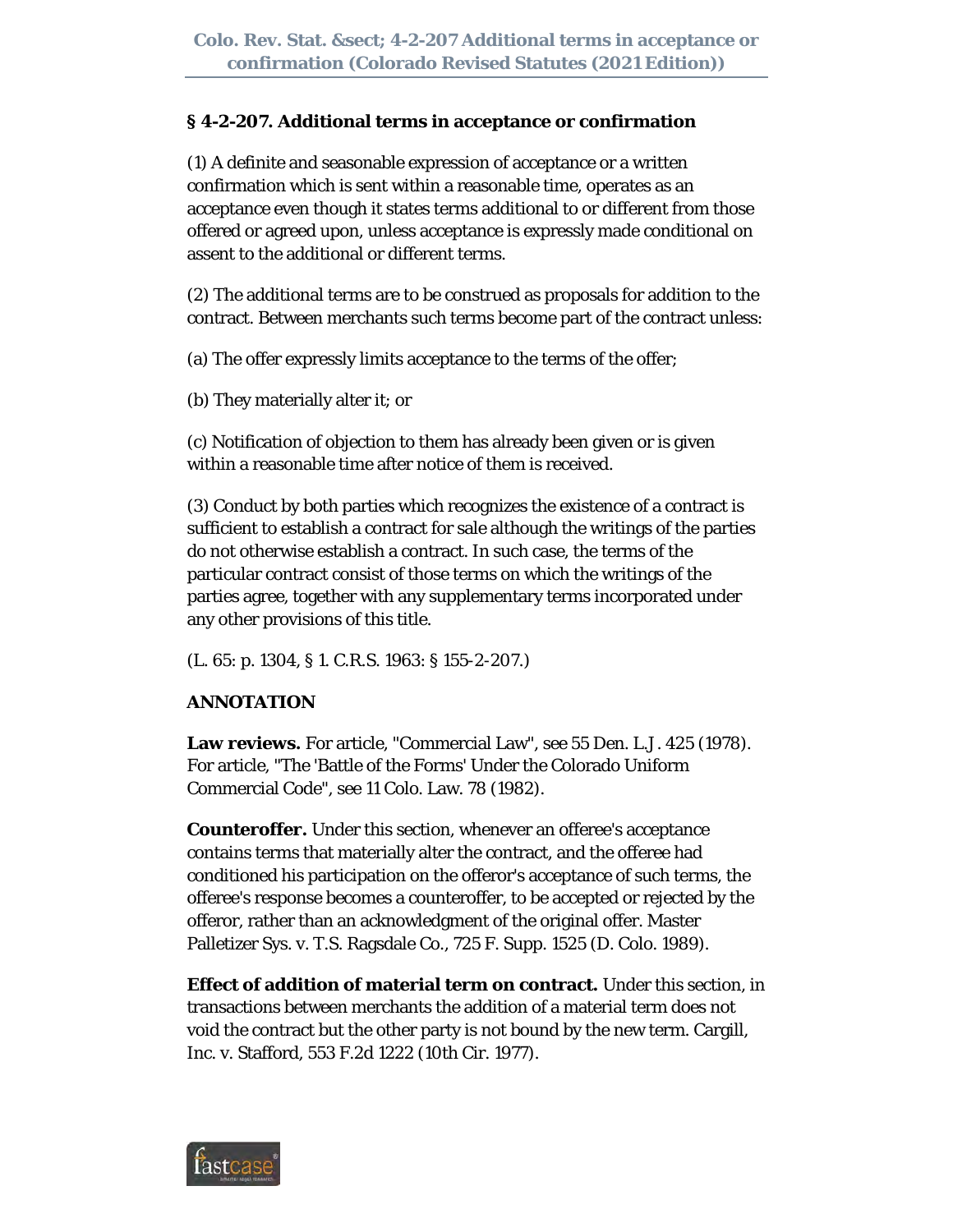## § 4-2-207. Additional terms in acceptance or confirmation

(1) A definite and seasonable expression of acceptance or a written confirmation which is sent within a reasonable time, operates as an acceptance even though it states terms additional to or different from those offered or agreed upon, unless acceptance is expressly made conditional on assent to the additional or different terms.

(2) The additional terms are to be construed as proposals for addition to the contract. Between merchants such terms become part of the contract unless:

(a) The offer expressly limits acceptance to the terms of the offer;

(b) They materially alter it; or

(c) Notification of objection to them has already been given or is given within a reasonable time after notice of them is received.

(3) Conduct by both parties which recognizes the existence of a contract is sufficient to establish a contract for sale although the writings of the parties do not otherwise establish a contract. In such case, the terms of the particular contract consist of those terms on which the writings of the parties agree, together with any supplementary terms incorporated under any other provisions of this title.

(L. 65: p. 1304, § 1. C.R.S. 1963: § 155-2-207.)

**ANNOTATION**

**Law reviews.** For article, "Commercial Law", see 55 Den. L.J. 425 (1978). For article, "The 'Battle of the Forms' Under the Colorado Uniform Commercial Code", see 11 Colo. Law. 78 (1982).

**Counteroffer.** Under this section, whenever an offeree's acceptance contains terms that materially alter the contract, and the offeree had conditioned his participation on the offeror's acceptance of such terms, the offeree's response becomes a counteroffer, to be accepted or rejected by the offeror, rather than an acknowledgment of the original offer. Master Palletizer Sys. v. T.S. Ragsdale Co., 725 F. Supp. 1525 (D. Colo. 1989).

**Effect of addition of material term on contract.** Under this section, in transactions between merchants the addition of a material term does not void the contract but the other party is not bound by the new term. Cargill, Inc. v. Stafford, 553 F.2d 1222 (10th Cir. 1977).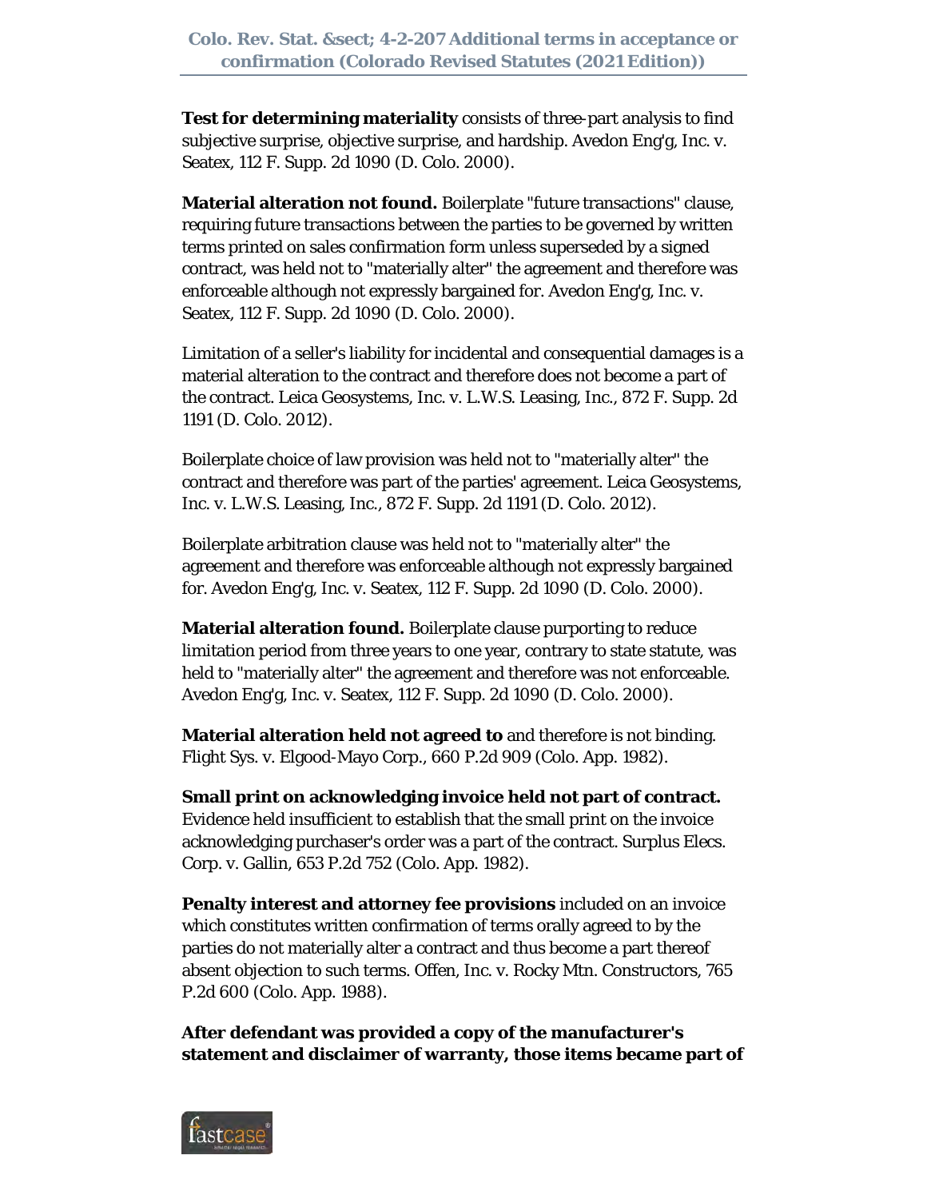**Test for determining materiality** consists of three-part analysis to find subjective surprise, objective surprise, and hardship. Avedon Eng'g, Inc. v. Seatex, 112 F. Supp. 2d 1090 (D. Colo. 2000).

**Material alteration not found.** Boilerplate "future transactions" clause, requiring future transactions between the parties to be governed by written terms printed on sales confirmation form unless superseded by a signed contract, was held not to "materially alter" the agreement and therefore was enforceable although not expressly bargained for. Avedon Eng'g, Inc. v. Seatex, 112 F. Supp. 2d 1090 (D. Colo. 2000).

Limitation of a seller's liability for incidental and consequential damages is a material alteration to the contract and therefore does not become a part of the contract. Leica Geosystems, Inc. v. L.W.S. Leasing, Inc., 872 F. Supp. 2d 1191 (D. Colo. 2012).

Boilerplate choice of law provision was held not to "materially alter" the contract and therefore was part of the parties' agreement. Leica Geosystems, Inc. v. L.W.S. Leasing, Inc., 872 F. Supp. 2d 1191 (D. Colo. 2012).

Boilerplate arbitration clause was held not to "materially alter" the agreement and therefore was enforceable although not expressly bargained for. Avedon Eng'g, Inc. v. Seatex, 112 F. Supp. 2d 1090 (D. Colo. 2000).

**Material alteration found.** Boilerplate clause purporting to reduce limitation period from three years to one year, contrary to state statute, was held to "materially alter" the agreement and therefore was not enforceable. Avedon Eng'g, Inc. v. Seatex, 112 F. Supp. 2d 1090 (D. Colo. 2000).

**Material alteration held not agreed to** and therefore is not binding. Flight Sys. v. Elgood-Mayo Corp., 660 P.2d 909 (Colo. App. 1982).

**Small print on acknowledging invoice held not part of contract.** Evidence held insufficient to establish that the small print on the invoice acknowledging purchaser's order was a part of the contract. Surplus Elecs. Corp. v. Gallin, 653 P.2d 752 (Colo. App. 1982).

**Penalty interest and attorney fee provisions** included on an invoice which constitutes written confirmation of terms orally agreed to by the parties do not materially alter a contract and thus become a part thereof absent objection to such terms. Offen, Inc. v. Rocky Mtn. Constructors, 765 P.2d 600 (Colo. App. 1988).

**After defendant was provided a copy of the manufacturer's statement and disclaimer of warranty, those items became part of**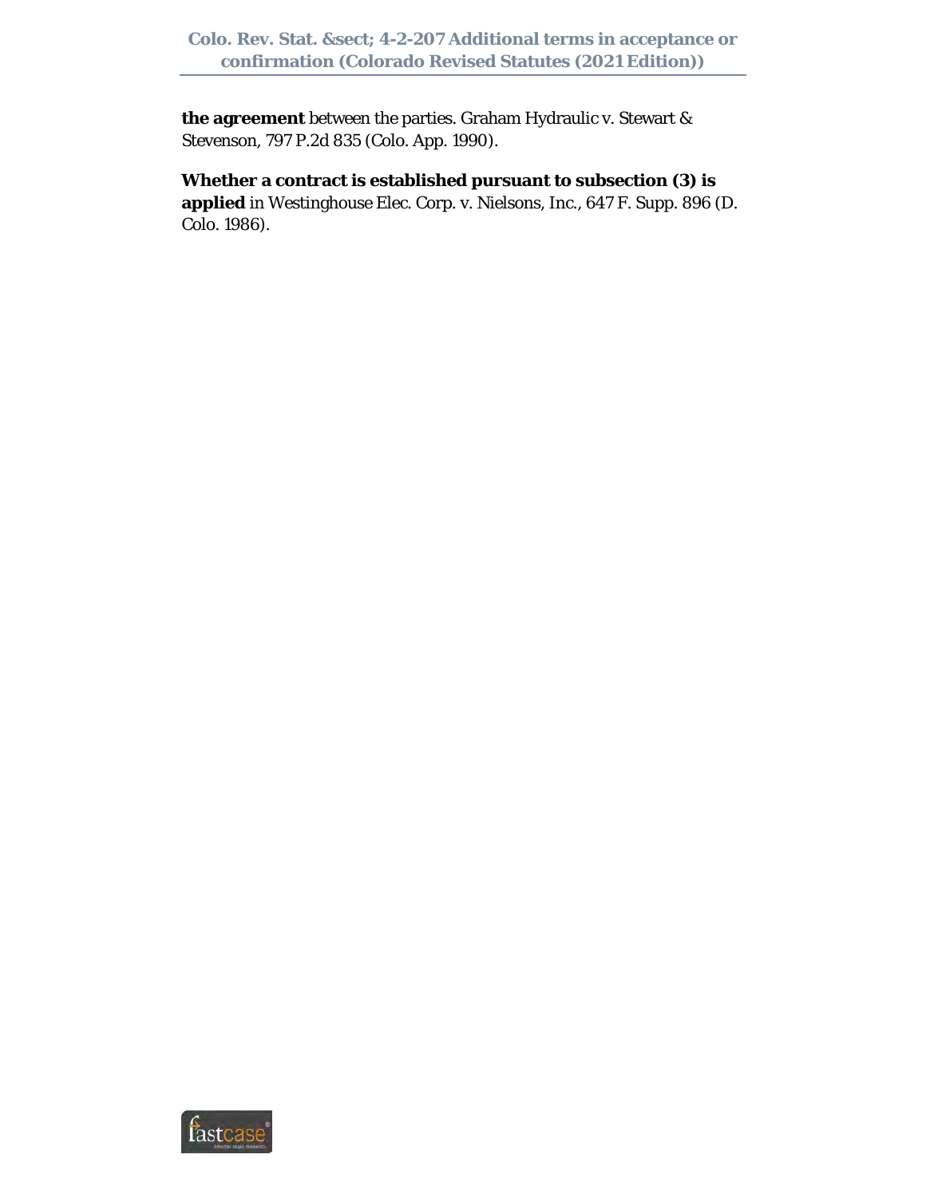**the agreement** between the parties. Graham Hydraulic v. Stewart & Stevenson, 797 P.2d 835 (Colo. App. 1990).

**Whether a contract is established pursuant to subsection (3) is applied** in Westinghouse Elec. Corp. v. Nielsons, Inc., 647 F. Supp. 896 (D. Colo. 1986).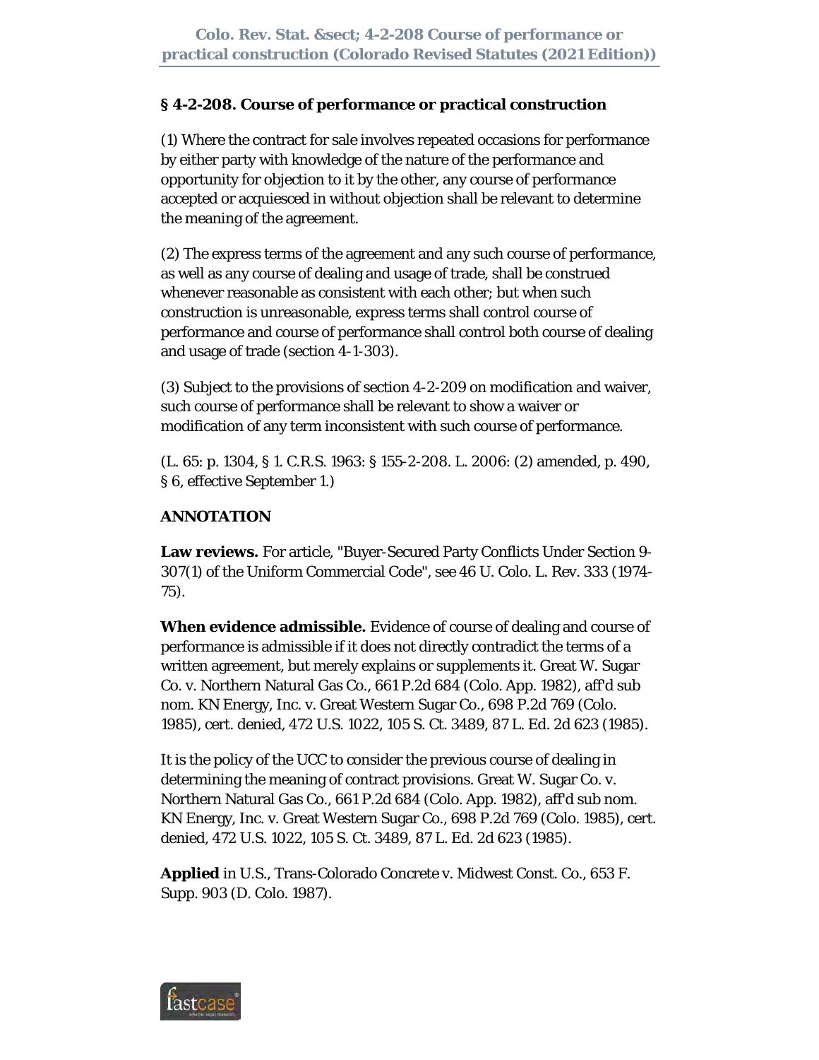## § 4-2-208. Course of performance or practical construction

(1) Where the contract for sale involves repeated occasions for performance by either party with knowledge of the nature of the performance and opportunity for objection to it by the other, any course of performance accepted or acquiesced in without objection shall be relevant to determine the meaning of the agreement.

(2) The express terms of the agreement and any such course of performance, as well as any course of dealing and usage of trade, shall be construed whenever reasonable as consistent with each other; but when such construction is unreasonable, express terms shall control course of performance and course of performance shall control both course of dealing and usage of trade (section 4-1-303).

(3) Subject to the provisions of section 4-2-209 on modification and waiver, such course of performance shall be relevant to show a waiver or modification of any term inconsistent with such course of performance.

(L. 65: p. 1304, § 1. C.R.S. 1963: § 155-2-208. L. 2006: (2) amended, p. 490, § 6, effective September 1.)

### ANNOTATION

**Law reviews.** For article, "Buyer-Secured Party Conflicts Under Section 9-307(1) of the Uniform Commercial Code", see 46 U. Colo. L. Rev. 333 (1974-75).

**When evidence admissible.** Evidence of course of dealing and course of performance is admissible if it does not directly contradict the terms of a written agreement, but merely explains or supplements it. Great W. Sugar Co. v. Northern Natural Gas Co., 661 P.2d 684 (Colo. App. 1982), aff'd sub nom. KN Energy, Inc. v. Great Western Sugar Co., 698 P.2d 769 (Colo. 1985), cert. denied, 472 U.S. 1022, 105 S. Ct. 3489, 87 L. Ed. 2d 623 (1985).

It is the policy of the UCC to consider the previous course of dealing in determining the meaning of contract provisions. Great W. Sugar Co. v. Northern Natural Gas Co., 661 P.2d 684 (Colo. App. 1982), aff'd sub nom. KN Energy, Inc. v. Great Western Sugar Co., 698 P.2d 769 (Colo. 1985), cert. denied, 472 U.S. 1022, 105 S. Ct. 3489, 87 L. Ed. 2d 623 (1985).

**Applied** in U.S., Trans-Colorado Concrete v. Midwest Const. Co., 653 F. Supp. 903 (D. Colo. 1987).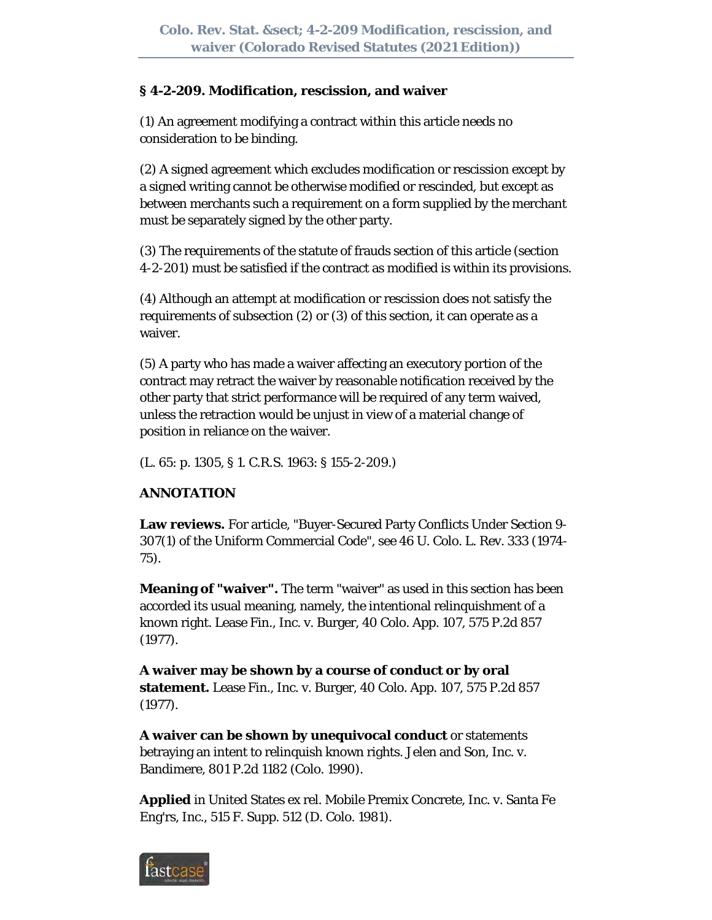## § 4-2-209. Modification, rescission, and waiver

(1) An agreement modifying a contract within this article needs no consideration to be binding.

(2) A signed agreement which excludes modification or rescission except by a signed writing cannot be otherwise modified or rescinded, but except as between merchants such a requirement on a form supplied by the merchant must be separately signed by the other party.

(3) The requirements of the statute of frauds section of this article (section 4-2-201) must be satisfied if the contract as modified is within its provisions.

(4) Although an attempt at modification or rescission does not satisfy the requirements of subsection (2) or (3) of this section, it can operate as a waiver.

(5) A party who has made a waiver affecting an executory portion of the contract may retract the waiver by reasonable notification received by the other party that strict performance will be required of any term waived, unless the retraction would be unjust in view of a material change of position in reliance on the waiver.

(L. 65: p. 1305, § 1. C.R.S. 1963: § 155-2-209.)

**ANNOTATION**

**Law reviews.** For article, "Buyer-Secured Party Conflicts Under Section 9-307(1) of the Uniform Commercial Code", see 46 U. Colo. L. Rev. 333 (1974-75).

**Meaning of "waiver".** The term "waiver" as used in this section has been accorded its usual meaning, namely, the intentional relinquishment of a known right. Lease Fin., Inc. v. Burger, 40 Colo. App. 107, 575 P.2d 857 (1977).

**A waiver may be shown by a course of conduct or by oral statement.** Lease Fin., Inc. v. Burger, 40 Colo. App. 107, 575 P.2d 857 (1977).

**A waiver can be shown by unequivocal conduct** or statements betraying an intent to relinquish known rights. Jelen and Son, Inc. v. Bandimere, 801 P.2d 1182 (Colo. 1990).

**Applied** in United States ex rel. Mobile Premix Concrete, Inc. v. Santa Fe Eng'rs, Inc., 515 F. Supp. 512 (D. Colo. 1981).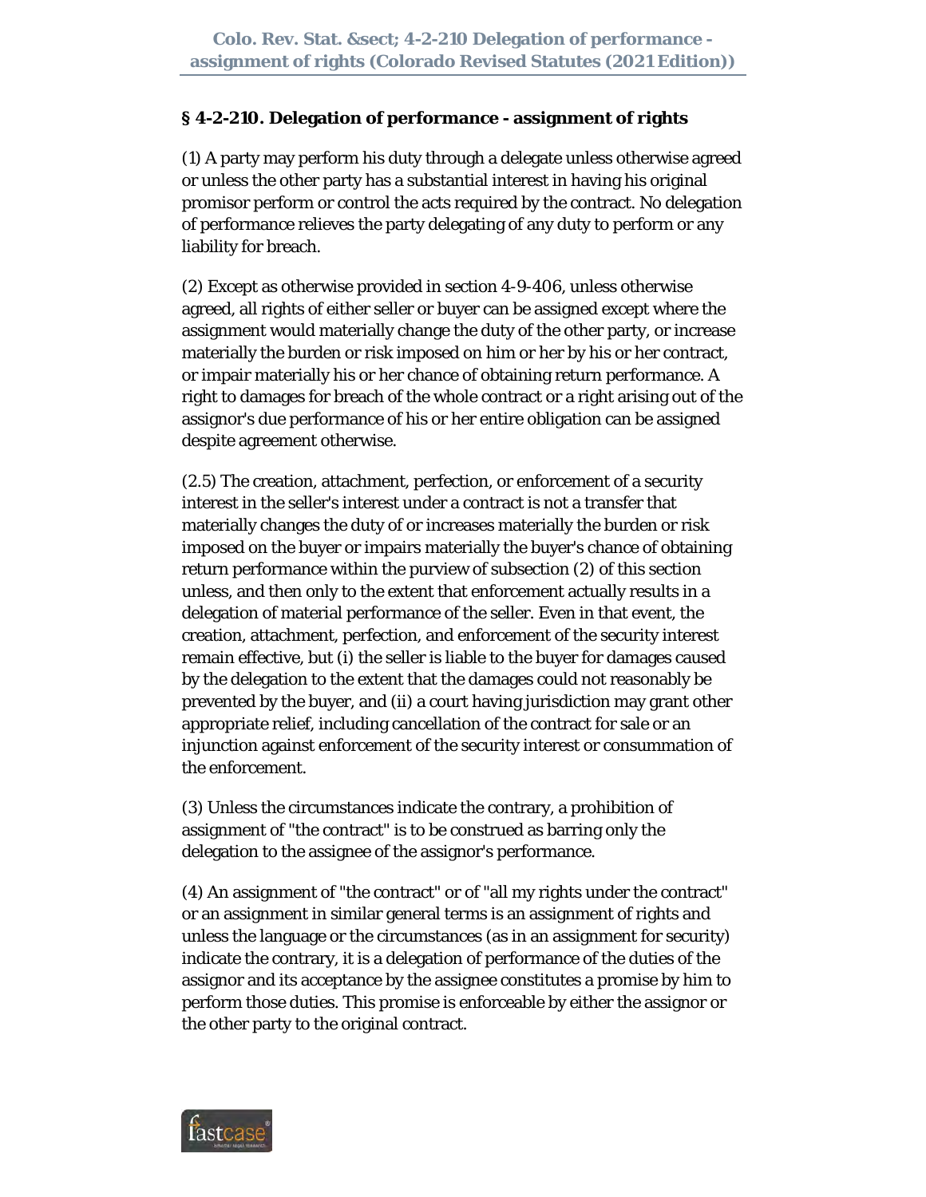## § 4-2-210. Delegation of performance - assignment of rights

(1) A party may perform his duty through a delegate unless otherwise agreed or unless the other party has a substantial interest in having his original promisor perform or control the acts required by the contract. No delegation of performance relieves the party delegating of any duty to perform or any liability for breach.

(2) Except as otherwise provided in section 4-9-406, unless otherwise agreed, all rights of either seller or buyer can be assigned except where the assignment would materially change the duty of the other party, or increase materially the burden or risk imposed on him or her by his or her contract, or impair materially his or her chance of obtaining return performance. A right to damages for breach of the whole contract or a right arising out of the assignor's due performance of his or her entire obligation can be assigned despite agreement otherwise.

(2.5) The creation, attachment, perfection, or enforcement of a security interest in the seller's interest under a contract is not a transfer that materially changes the duty of or increases materially the burden or risk imposed on the buyer or impairs materially the buyer's chance of obtaining return performance within the purview of subsection (2) of this section unless, and then only to the extent that enforcement actually results in a delegation of material performance of the seller. Even in that event, the creation, attachment, perfection, and enforcement of the security interest remain effective, but (i) the seller is liable to the buyer for damages caused by the delegation to the extent that the damages could not reasonably be prevented by the buyer, and (ii) a court having jurisdiction may grant other appropriate relief, including cancellation of the contract for sale or an injunction against enforcement of the security interest or consummation of the enforcement.

(3) Unless the circumstances indicate the contrary, a prohibition of assignment of "the contract" is to be construed as barring only the delegation to the assignee of the assignor's performance.

(4) An assignment of "the contract" or of "all my rights under the contract" or an assignment in similar general terms is an assignment of rights and unless the language or the circumstances (as in an assignment for security) indicate the contrary, it is a delegation of performance of the duties of the assignor and its acceptance by the assignee constitutes a promise by him to perform those duties. This promise is enforceable by either the assignor or the other party to the original contract.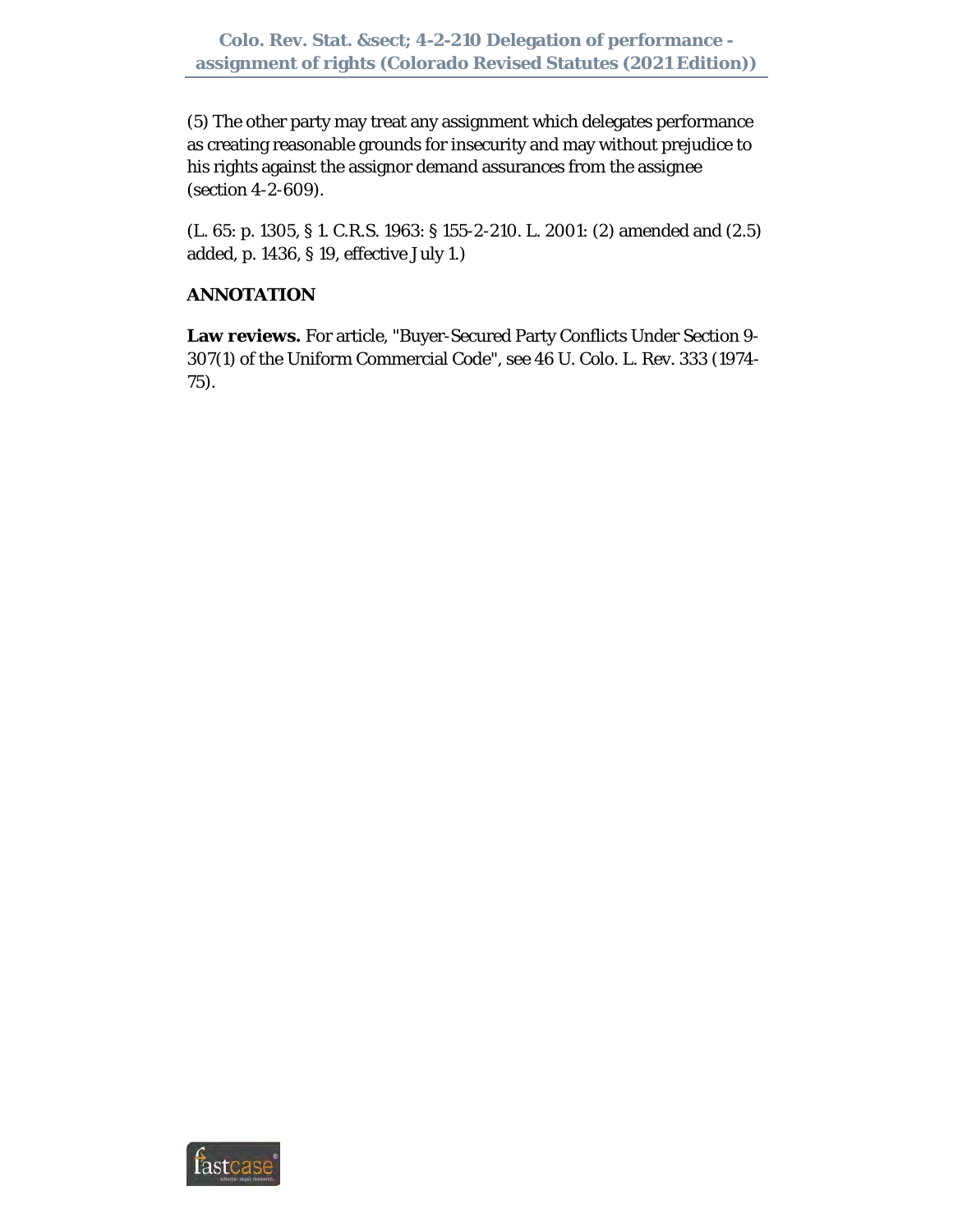(5) The other party may treat any assignment which delegates performance as creating reasonable grounds for insecurity and may without prejudice to his rights against the assignor demand assurances from the assignee (section 4-2-609).

(L. 65: p. 1305, § 1. C.R.S. 1963: § 155-2-210. L. 2001: (2) amended and (2.5) added, p. 1436, § 19, effective July 1.)

**ANNOTATION**

**Law reviews.** For article, "Buyer-Secured Party Conflicts Under Section 9-307(1) of the Uniform Commercial Code", see 46 U. Colo. L. Rev. 333 (1974-75).